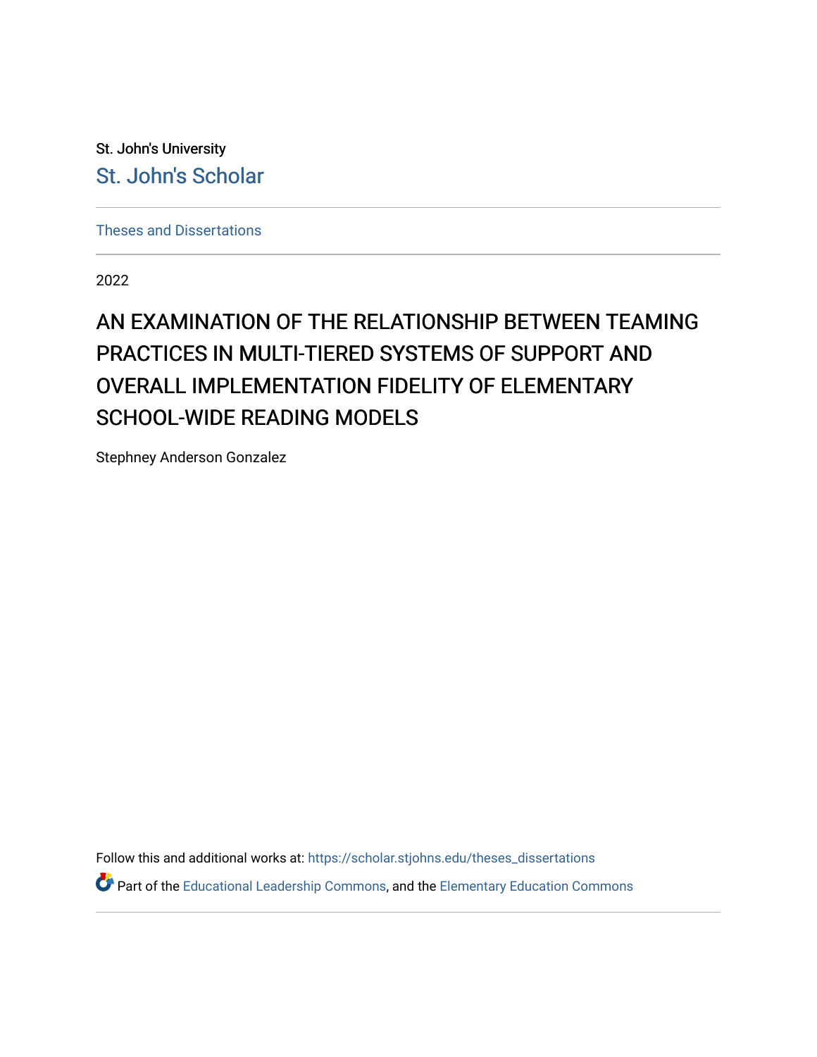St. John's University

St. John's Scholar

Theses and Dissertations

2022

# AN EXAMINATION OF THE RELATIONSHIP BETWEEN TEAMING PRACTICES IN MULTI-TIERED SYSTEMS OF SUPPORT AND OVERALL IMPLEMENTATION FIDELITY OF ELEMENTARY SCHOOL-WIDE READING MODELS

Stephney Anderson Gonzalez

Follow this and additional works at: https://scholar.stjohns.edu/theses_dissertations

Part of the Educational Leadership Commons, and the Elementary Education Commons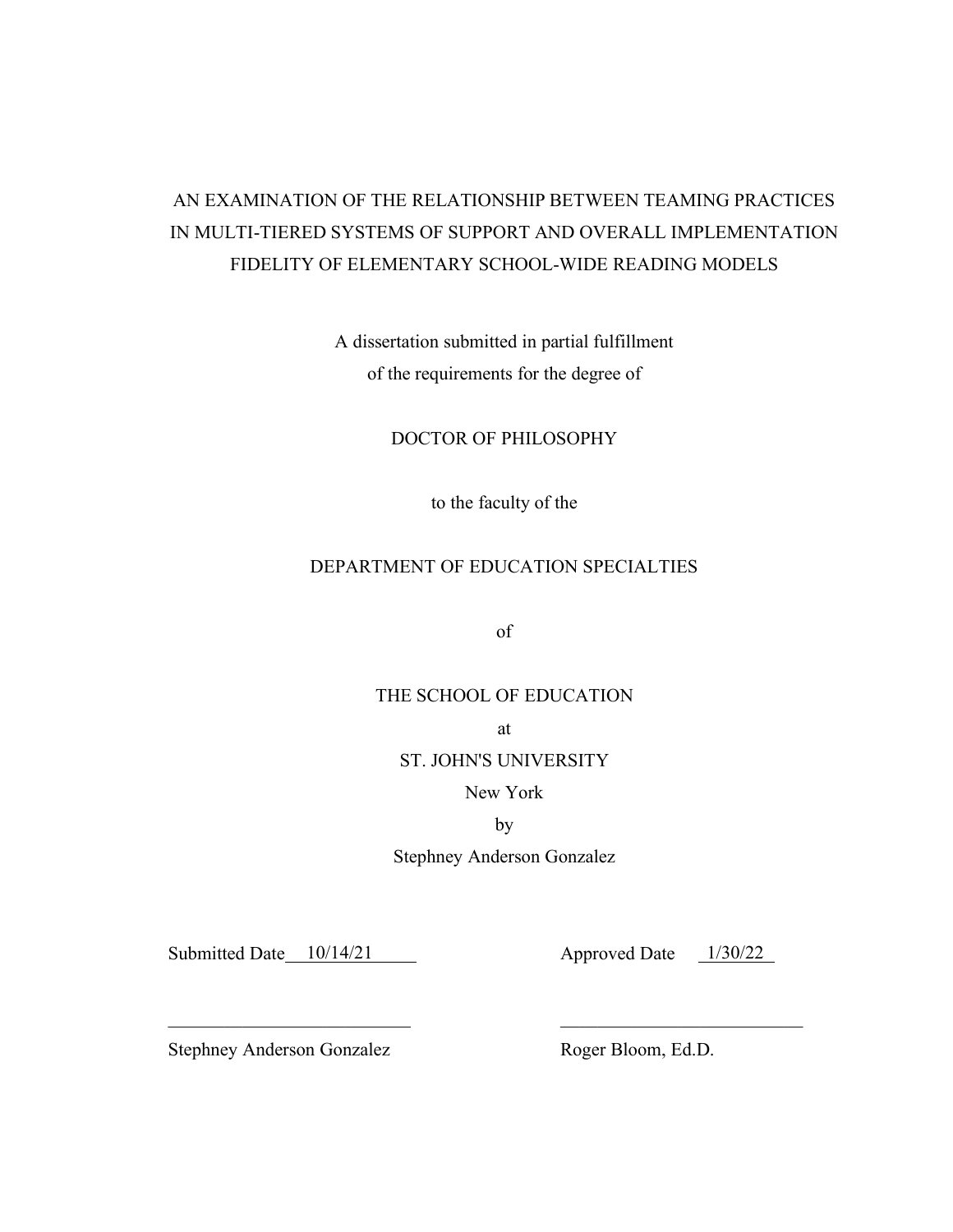# AN EXAMINATION OF THE RELATIONSHIP BETWEEN TEAMING PRACTICES IN MULTI-TIERED SYSTEMS OF SUPPORT AND OVERALL IMPLEMENTATION FIDELITY OF ELEMENTARY SCHOOL-WIDE READING MODELS

A dissertation submitted in partial fulfillment
of the requirements for the degree of

DOCTOR OF PHILOSOPHY

to the faculty of the

DEPARTMENT OF EDUCATION SPECIALTIES

of

THE SCHOOL OF EDUCATION

at

ST. JOHN'S UNIVERSITY

New York

by

Stephney Anderson Gonzalez

Submitted Date 10/14/21

Approved Date 1/30/22

Stephney Anderson Gonzalez

Roger Bloom, Ed.D.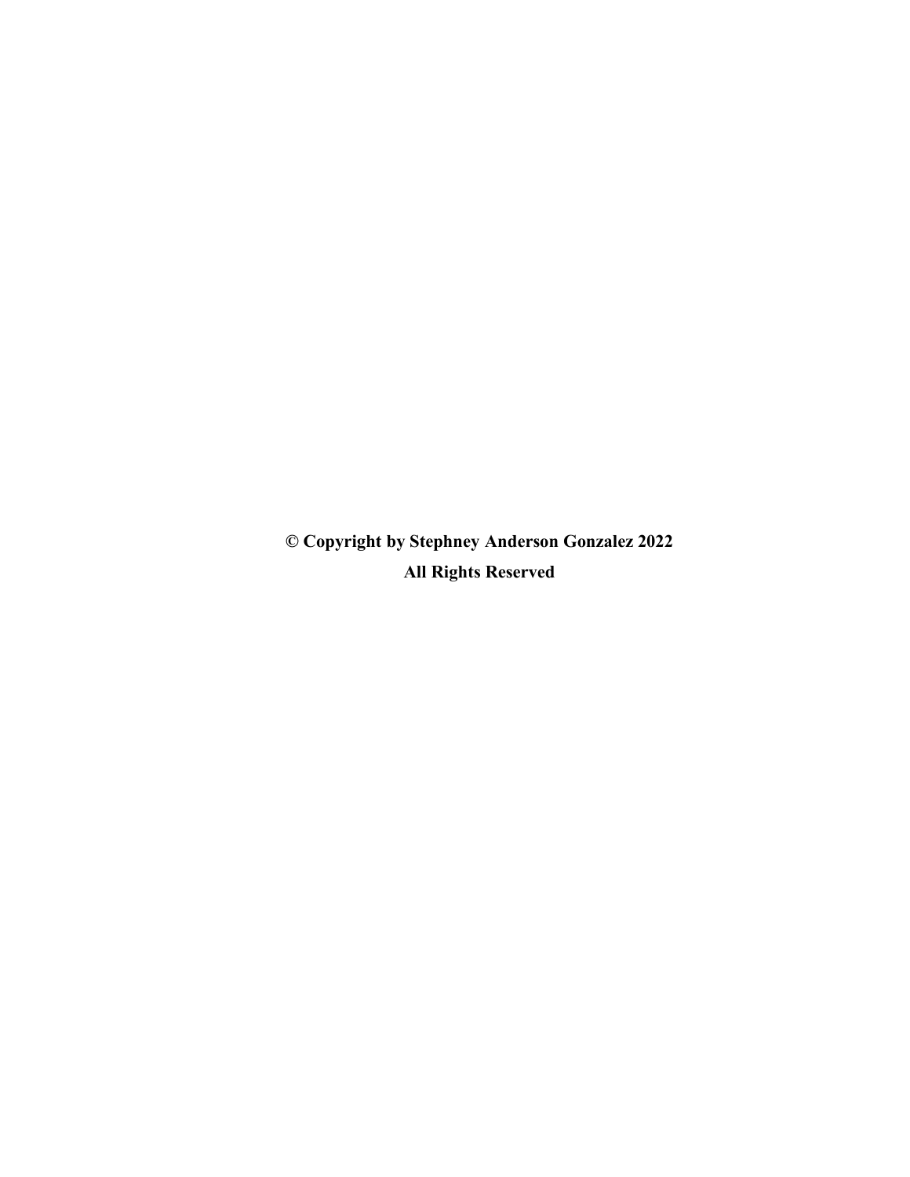**© Copyright by Stephney Anderson Gonzalez 2022**

**All Rights Reserved**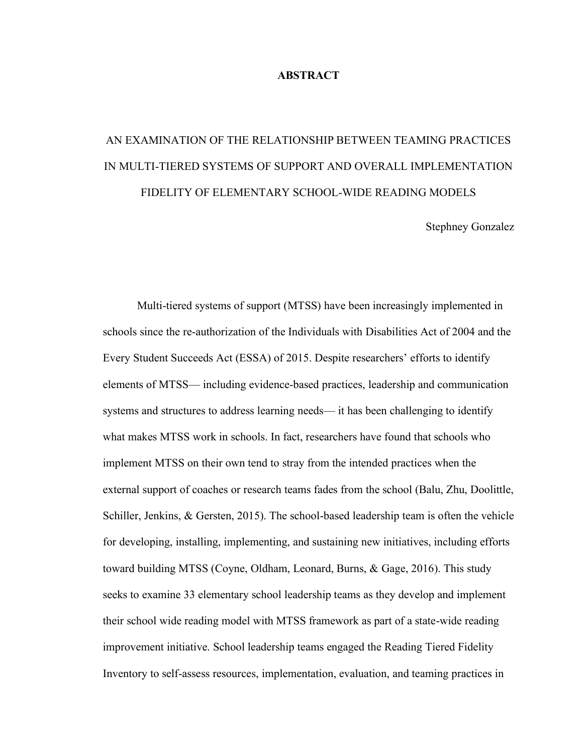# ABSTRACT

## AN EXAMINATION OF THE RELATIONSHIP BETWEEN TEAMING PRACTICES IN MULTI-TIERED SYSTEMS OF SUPPORT AND OVERALL IMPLEMENTATION FIDELITY OF ELEMENTARY SCHOOL-WIDE READING MODELS

Stephney Gonzalez

Multi-tiered systems of support (MTSS) have been increasingly implemented in schools since the re-authorization of the Individuals with Disabilities Act of 2004 and the Every Student Succeeds Act (ESSA) of 2015. Despite researchers' efforts to identify elements of MTSS— including evidence-based practices, leadership and communication systems and structures to address learning needs— it has been challenging to identify what makes MTSS work in schools. In fact, researchers have found that schools who implement MTSS on their own tend to stray from the intended practices when the external support of coaches or research teams fades from the school (Balu, Zhu, Doolittle, Schiller, Jenkins, & Gersten, 2015). The school-based leadership team is often the vehicle for developing, installing, implementing, and sustaining new initiatives, including efforts toward building MTSS (Coyne, Oldham, Leonard, Burns, & Gage, 2016). This study seeks to examine 33 elementary school leadership teams as they develop and implement their school wide reading model with MTSS framework as part of a state-wide reading improvement initiative. School leadership teams engaged the Reading Tiered Fidelity Inventory to self-assess resources, implementation, evaluation, and teaming practices in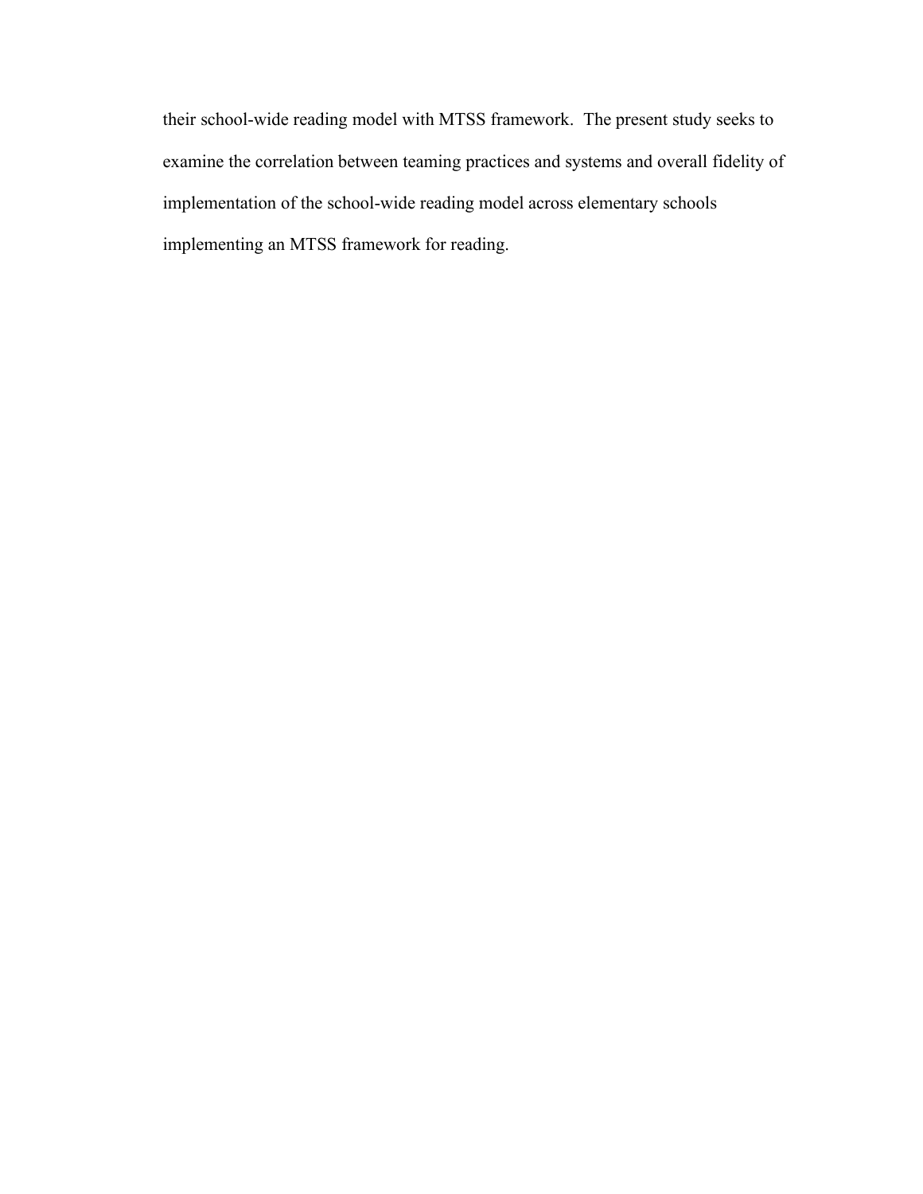their school-wide reading model with MTSS framework.  The present study seeks to examine the correlation between teaming practices and systems and overall fidelity of implementation of the school-wide reading model across elementary schools implementing an MTSS framework for reading.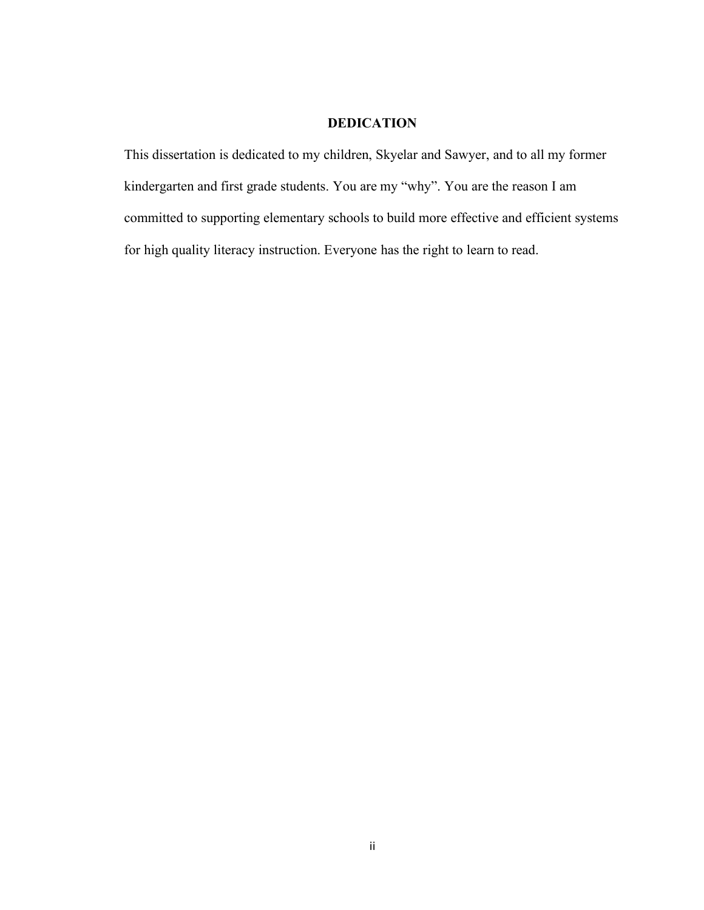# DEDICATION

This dissertation is dedicated to my children, Skyelar and Sawyer, and to all my former kindergarten and first grade students. You are my “why”. You are the reason I am committed to supporting elementary schools to build more effective and efficient systems for high quality literacy instruction. Everyone has the right to learn to read.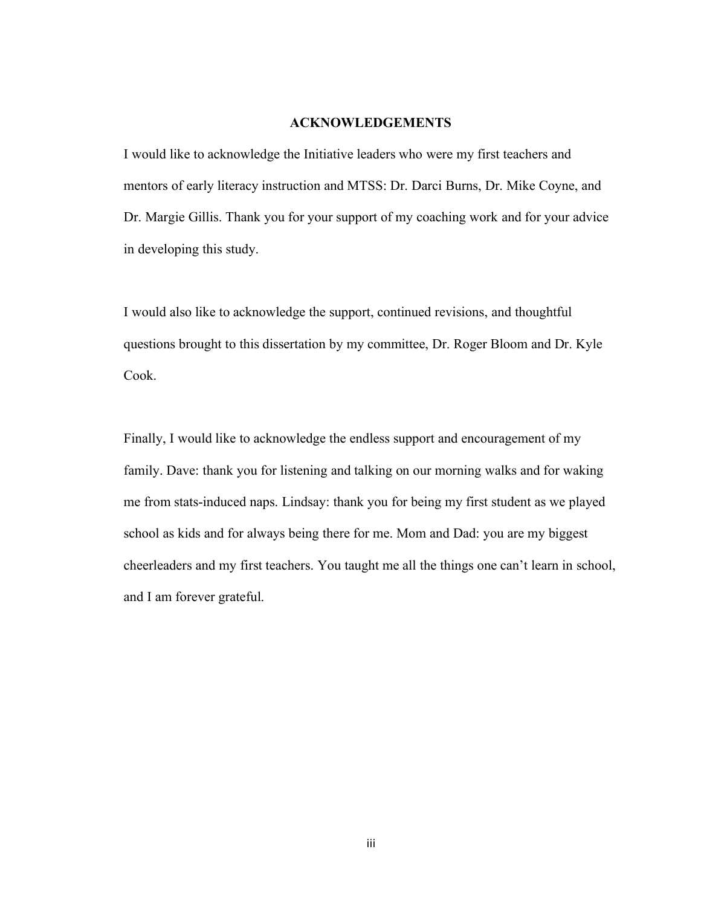## ACKNOWLEDGEMENTS

I would like to acknowledge the Initiative leaders who were my first teachers and mentors of early literacy instruction and MTSS: Dr. Darci Burns, Dr. Mike Coyne, and Dr. Margie Gillis. Thank you for your support of my coaching work and for your advice in developing this study.

I would also like to acknowledge the support, continued revisions, and thoughtful questions brought to this dissertation by my committee, Dr. Roger Bloom and Dr. Kyle Cook.

Finally, I would like to acknowledge the endless support and encouragement of my family. Dave: thank you for listening and talking on our morning walks and for waking me from stats-induced naps. Lindsay: thank you for being my first student as we played school as kids and for always being there for me. Mom and Dad: you are my biggest cheerleaders and my first teachers. You taught me all the things one can't learn in school, and I am forever grateful.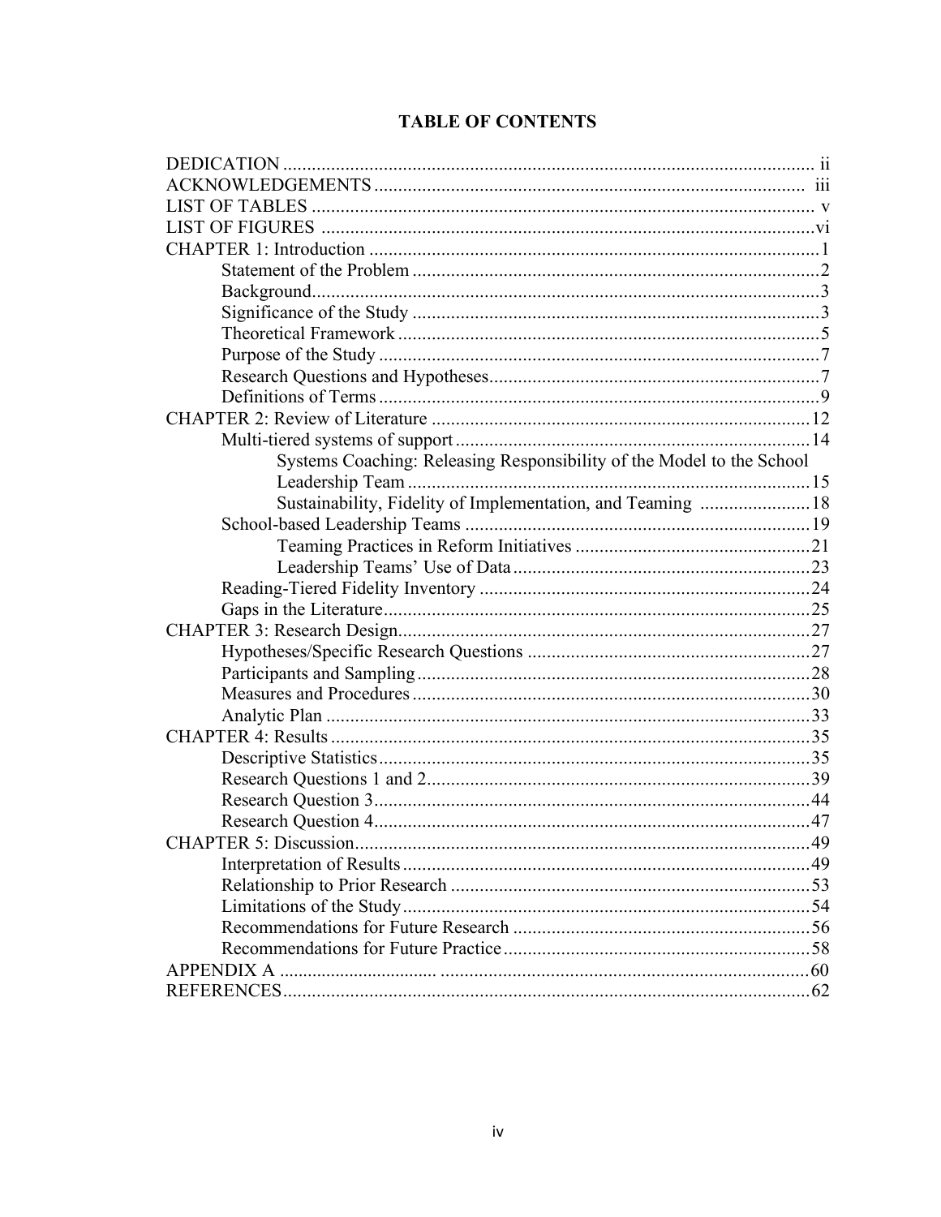# TABLE OF CONTENTS

DEDICATION ........................................................................................................ ii
ACKNOWLEDGEMENTS .................................................................................... iii
LIST OF TABLES ................................................................................................. v
LIST OF FIGURES ............................................................................................... vi
CHAPTER 1: Introduction ..................................................................................... 1
  Statement of the Problem ................................................................................. 2
  Background ....................................................................................................... 3
  Significance of the Study .................................................................................. 3
  Theoretical Framework ..................................................................................... 5
  Purpose of the Study ......................................................................................... 7
  Research Questions and Hypotheses ................................................................. 7
  Definitions of Terms .......................................................................................... 9
CHAPTER 2: Review of Literature ...................................................................... 12
  Multi-tiered systems of support ...................................................................... 14
    Systems Coaching: Releasing Responsibility of the Model to the School Leadership Team ........................................................................................... 15
    Sustainability, Fidelity of Implementation, and Teaming ......................... 18
  School-based Leadership Teams ..................................................................... 19
    Teaming Practices in Reform Initiatives .................................................... 21
    Leadership Teams' Use of Data ................................................................. 23
  Reading-Tiered Fidelity Inventory .................................................................. 24
  Gaps in the Literature ...................................................................................... 25
CHAPTER 3: Research Design ............................................................................ 27
  Hypotheses/Specific Research Questions ........................................................ 27
  Participants and Sampling ............................................................................... 28
  Measures and Procedures ................................................................................. 30
  Analytic Plan .................................................................................................... 33
CHAPTER 4: Results ........................................................................................... 35
  Descriptive Statistics ........................................................................................ 35
  Research Questions 1 and 2 .............................................................................. 39
  Research Question 3 ......................................................................................... 44
  Research Question 4 ......................................................................................... 47
CHAPTER 5: Discussion ...................................................................................... 49
  Interpretation of Results ................................................................................... 49
  Relationship to Prior Research ........................................................................ 53
  Limitations of the Study ................................................................................... 54
  Recommendations for Future Research ........................................................... 56
  Recommendations for Future Practice ............................................................. 58
APPENDIX A ........................................................................................................ 60
REFERENCES ....................................................................................................... 62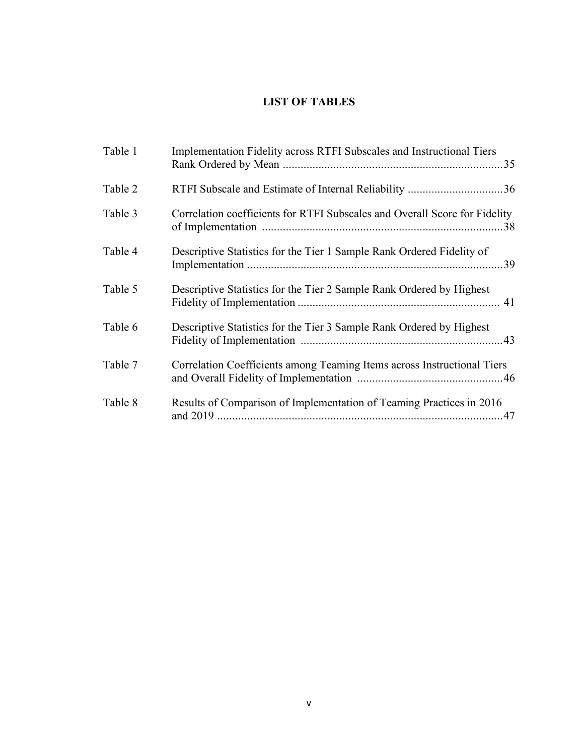# LIST OF TABLES

| | | |
|---|---|---|
| Table 1 | Implementation Fidelity across RTFI Subscales and Instructional Tiers Rank Ordered by Mean | 35 |
| Table 2 | RTFI Subscale and Estimate of Internal Reliability | 36 |
| Table 3 | Correlation coefficients for RTFI Subscales and Overall Score for Fidelity of Implementation | 38 |
| Table 4 | Descriptive Statistics for the Tier 1 Sample Rank Ordered Fidelity of Implementation | 39 |
| Table 5 | Descriptive Statistics for the Tier 2 Sample Rank Ordered by Highest Fidelity of Implementation | 41 |
| Table 6 | Descriptive Statistics for the Tier 3 Sample Rank Ordered by Highest Fidelity of Implementation | 43 |
| Table 7 | Correlation Coefficients among Teaming Items across Instructional Tiers and Overall Fidelity of Implementation | 46 |
| Table 8 | Results of Comparison of Implementation of Teaming Practices in 2016 and 2019 | 47 |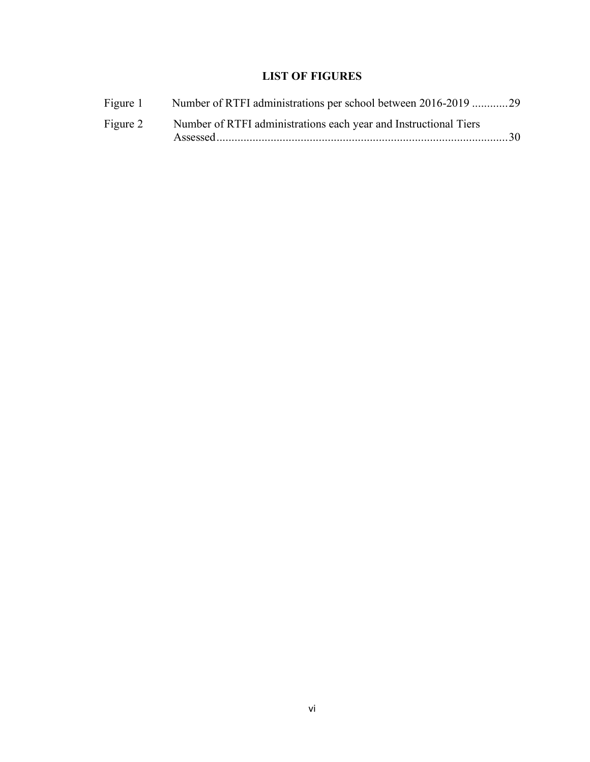## LIST OF FIGURES

Figure 1 Number of RTFI administrations per school between 2016-2019 ............29

Figure 2 Number of RTFI administrations each year and Instructional Tiers Assessed...............................................................................................30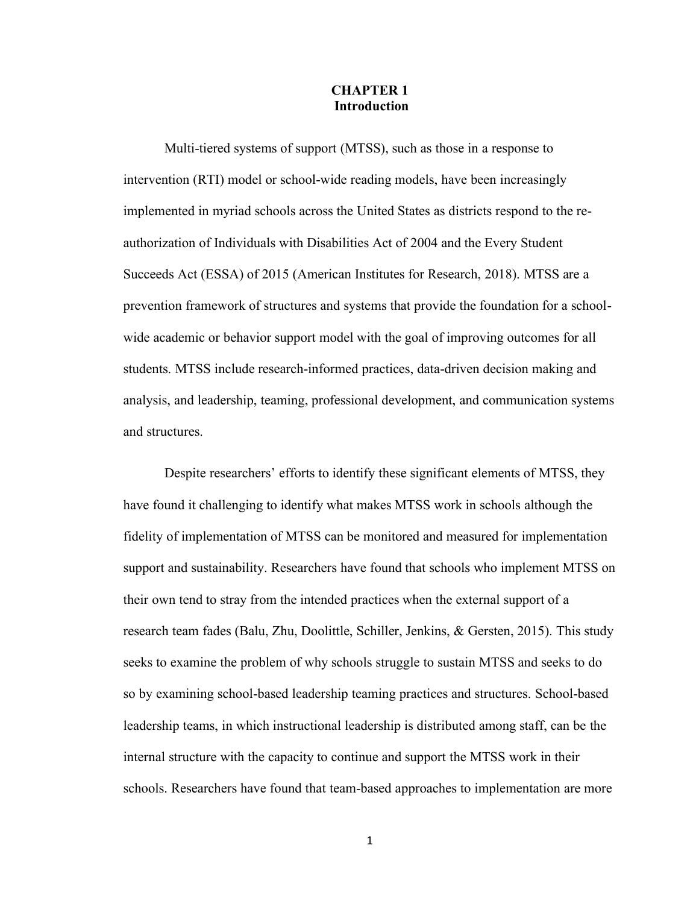# CHAPTER 1
## Introduction

Multi-tiered systems of support (MTSS), such as those in a response to intervention (RTI) model or school-wide reading models, have been increasingly implemented in myriad schools across the United States as districts respond to the re-authorization of Individuals with Disabilities Act of 2004 and the Every Student Succeeds Act (ESSA) of 2015 (American Institutes for Research, 2018). MTSS are a prevention framework of structures and systems that provide the foundation for a school-wide academic or behavior support model with the goal of improving outcomes for all students. MTSS include research-informed practices, data-driven decision making and analysis, and leadership, teaming, professional development, and communication systems and structures.

Despite researchers' efforts to identify these significant elements of MTSS, they have found it challenging to identify what makes MTSS work in schools although the fidelity of implementation of MTSS can be monitored and measured for implementation support and sustainability. Researchers have found that schools who implement MTSS on their own tend to stray from the intended practices when the external support of a research team fades (Balu, Zhu, Doolittle, Schiller, Jenkins, & Gersten, 2015). This study seeks to examine the problem of why schools struggle to sustain MTSS and seeks to do so by examining school-based leadership teaming practices and structures. School-based leadership teams, in which instructional leadership is distributed among staff, can be the internal structure with the capacity to continue and support the MTSS work in their schools. Researchers have found that team-based approaches to implementation are more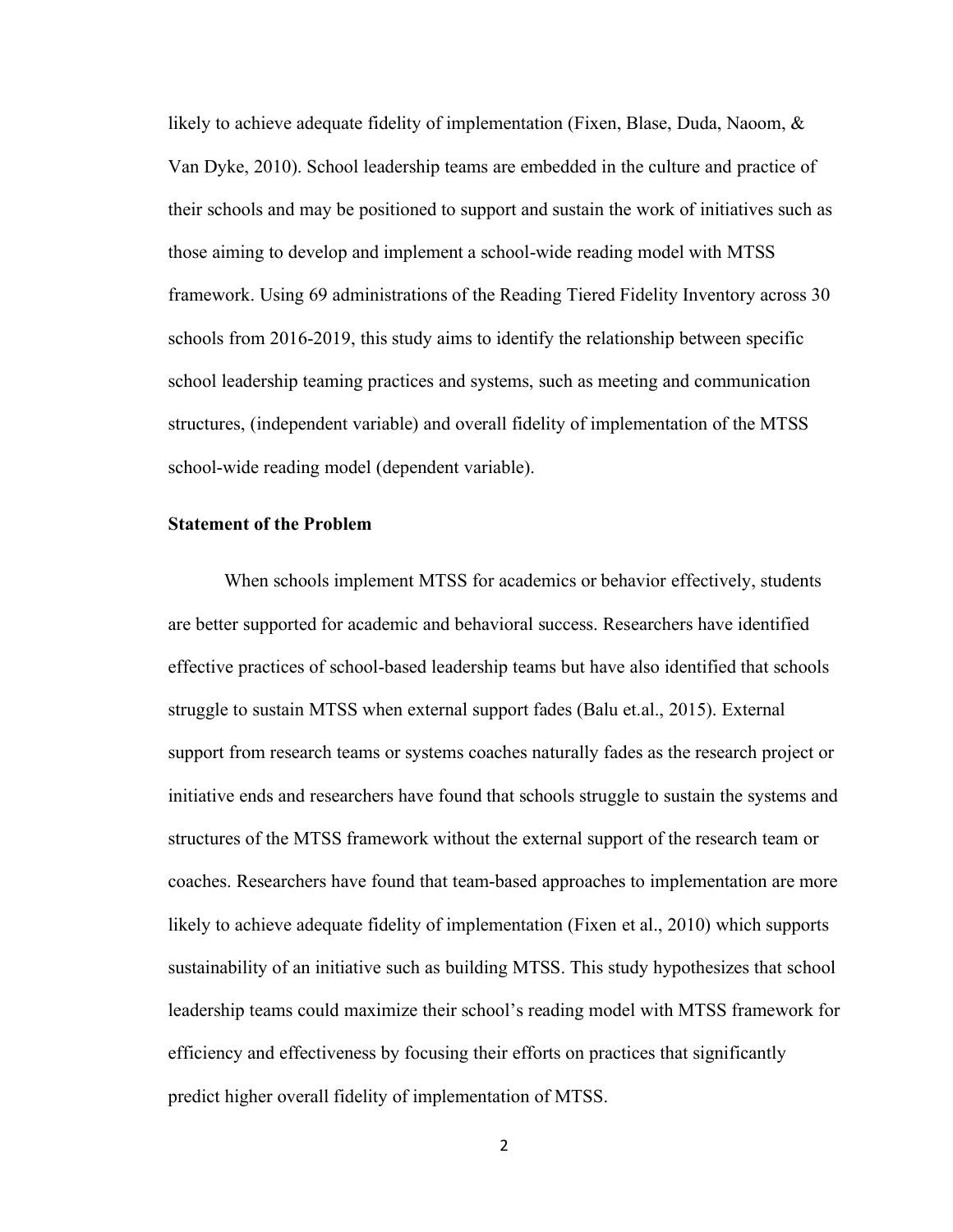likely to achieve adequate fidelity of implementation (Fixen, Blase, Duda, Naoom, & Van Dyke, 2010). School leadership teams are embedded in the culture and practice of their schools and may be positioned to support and sustain the work of initiatives such as those aiming to develop and implement a school-wide reading model with MTSS framework. Using 69 administrations of the Reading Tiered Fidelity Inventory across 30 schools from 2016-2019, this study aims to identify the relationship between specific school leadership teaming practices and systems, such as meeting and communication structures, (independent variable) and overall fidelity of implementation of the MTSS school-wide reading model (dependent variable).

**Statement of the Problem**

When schools implement MTSS for academics or behavior effectively, students are better supported for academic and behavioral success. Researchers have identified effective practices of school-based leadership teams but have also identified that schools struggle to sustain MTSS when external support fades (Balu et.al., 2015). External support from research teams or systems coaches naturally fades as the research project or initiative ends and researchers have found that schools struggle to sustain the systems and structures of the MTSS framework without the external support of the research team or coaches. Researchers have found that team-based approaches to implementation are more likely to achieve adequate fidelity of implementation (Fixen et al., 2010) which supports sustainability of an initiative such as building MTSS. This study hypothesizes that school leadership teams could maximize their school's reading model with MTSS framework for efficiency and effectiveness by focusing their efforts on practices that significantly predict higher overall fidelity of implementation of MTSS.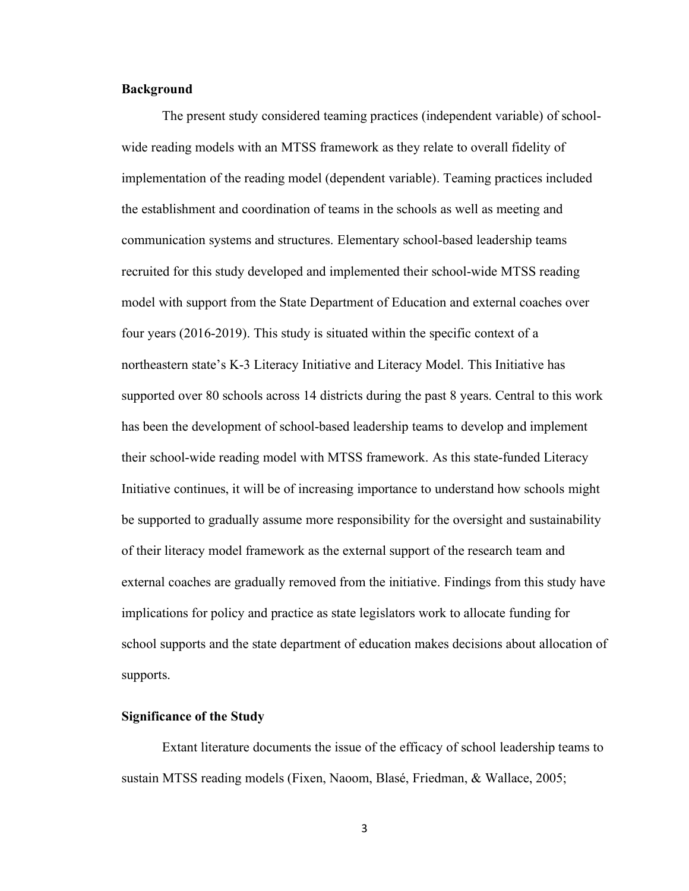**Background**

The present study considered teaming practices (independent variable) of school-wide reading models with an MTSS framework as they relate to overall fidelity of implementation of the reading model (dependent variable). Teaming practices included the establishment and coordination of teams in the schools as well as meeting and communication systems and structures. Elementary school-based leadership teams recruited for this study developed and implemented their school-wide MTSS reading model with support from the State Department of Education and external coaches over four years (2016-2019). This study is situated within the specific context of a northeastern state's K-3 Literacy Initiative and Literacy Model. This Initiative has supported over 80 schools across 14 districts during the past 8 years. Central to this work has been the development of school-based leadership teams to develop and implement their school-wide reading model with MTSS framework. As this state-funded Literacy Initiative continues, it will be of increasing importance to understand how schools might be supported to gradually assume more responsibility for the oversight and sustainability of their literacy model framework as the external support of the research team and external coaches are gradually removed from the initiative. Findings from this study have implications for policy and practice as state legislators work to allocate funding for school supports and the state department of education makes decisions about allocation of supports.

**Significance of the Study**

Extant literature documents the issue of the efficacy of school leadership teams to sustain MTSS reading models (Fixen, Naoom, Blasé, Friedman, & Wallace, 2005;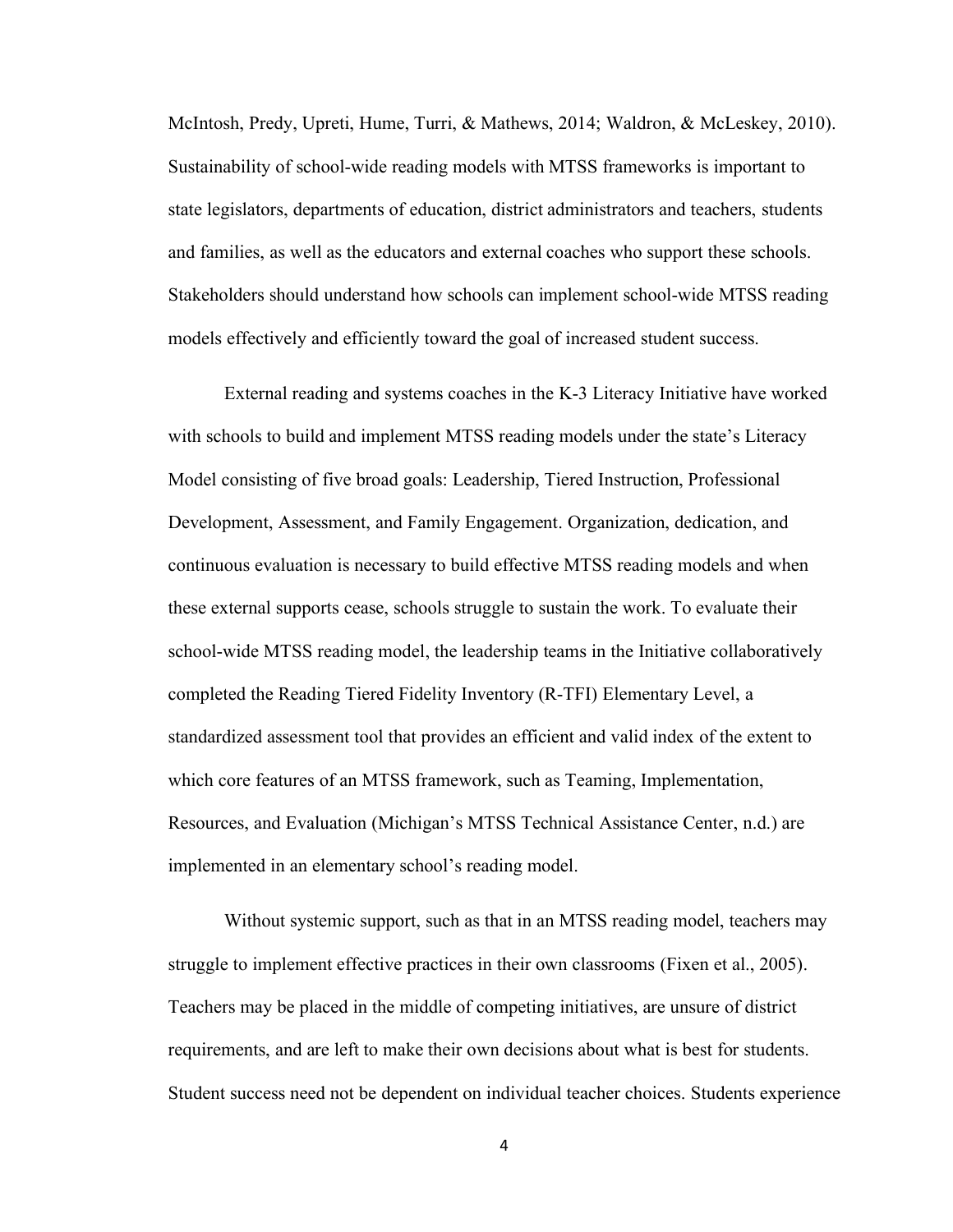McIntosh, Predy, Upreti, Hume, Turri, & Mathews, 2014; Waldron, & McLeskey, 2010). Sustainability of school-wide reading models with MTSS frameworks is important to state legislators, departments of education, district administrators and teachers, students and families, as well as the educators and external coaches who support these schools. Stakeholders should understand how schools can implement school-wide MTSS reading models effectively and efficiently toward the goal of increased student success.

External reading and systems coaches in the K-3 Literacy Initiative have worked with schools to build and implement MTSS reading models under the state's Literacy Model consisting of five broad goals: Leadership, Tiered Instruction, Professional Development, Assessment, and Family Engagement. Organization, dedication, and continuous evaluation is necessary to build effective MTSS reading models and when these external supports cease, schools struggle to sustain the work. To evaluate their school-wide MTSS reading model, the leadership teams in the Initiative collaboratively completed the Reading Tiered Fidelity Inventory (R-TFI) Elementary Level, a standardized assessment tool that provides an efficient and valid index of the extent to which core features of an MTSS framework, such as Teaming, Implementation, Resources, and Evaluation (Michigan's MTSS Technical Assistance Center, n.d.) are implemented in an elementary school's reading model.

Without systemic support, such as that in an MTSS reading model, teachers may struggle to implement effective practices in their own classrooms (Fixen et al., 2005). Teachers may be placed in the middle of competing initiatives, are unsure of district requirements, and are left to make their own decisions about what is best for students. Student success need not be dependent on individual teacher choices. Students experience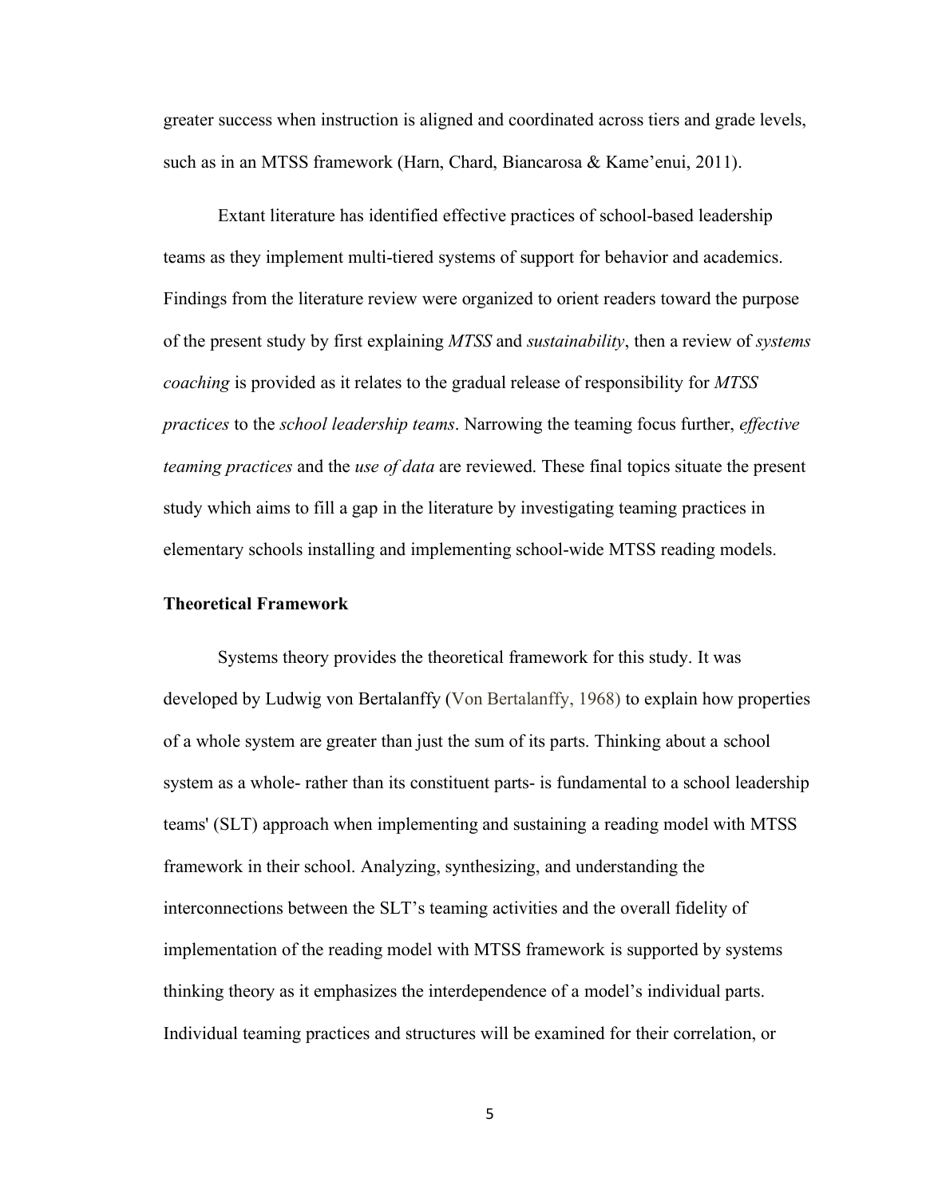greater success when instruction is aligned and coordinated across tiers and grade levels, such as in an MTSS framework (Harn, Chard, Biancarosa & Kame'enui, 2011).

Extant literature has identified effective practices of school-based leadership teams as they implement multi-tiered systems of support for behavior and academics. Findings from the literature review were organized to orient readers toward the purpose of the present study by first explaining *MTSS* and *sustainability*, then a review of *systems coaching* is provided as it relates to the gradual release of responsibility for *MTSS practices* to the *school leadership teams*. Narrowing the teaming focus further, *effective teaming practices* and the *use of data* are reviewed. These final topics situate the present study which aims to fill a gap in the literature by investigating teaming practices in elementary schools installing and implementing school-wide MTSS reading models.

**Theoretical Framework**

Systems theory provides the theoretical framework for this study. It was developed by Ludwig von Bertalanffy (Von Bertalanffy, 1968) to explain how properties of a whole system are greater than just the sum of its parts. Thinking about a school system as a whole- rather than its constituent parts- is fundamental to a school leadership teams' (SLT) approach when implementing and sustaining a reading model with MTSS framework in their school. Analyzing, synthesizing, and understanding the interconnections between the SLT's teaming activities and the overall fidelity of implementation of the reading model with MTSS framework is supported by systems thinking theory as it emphasizes the interdependence of a model's individual parts. Individual teaming practices and structures will be examined for their correlation, or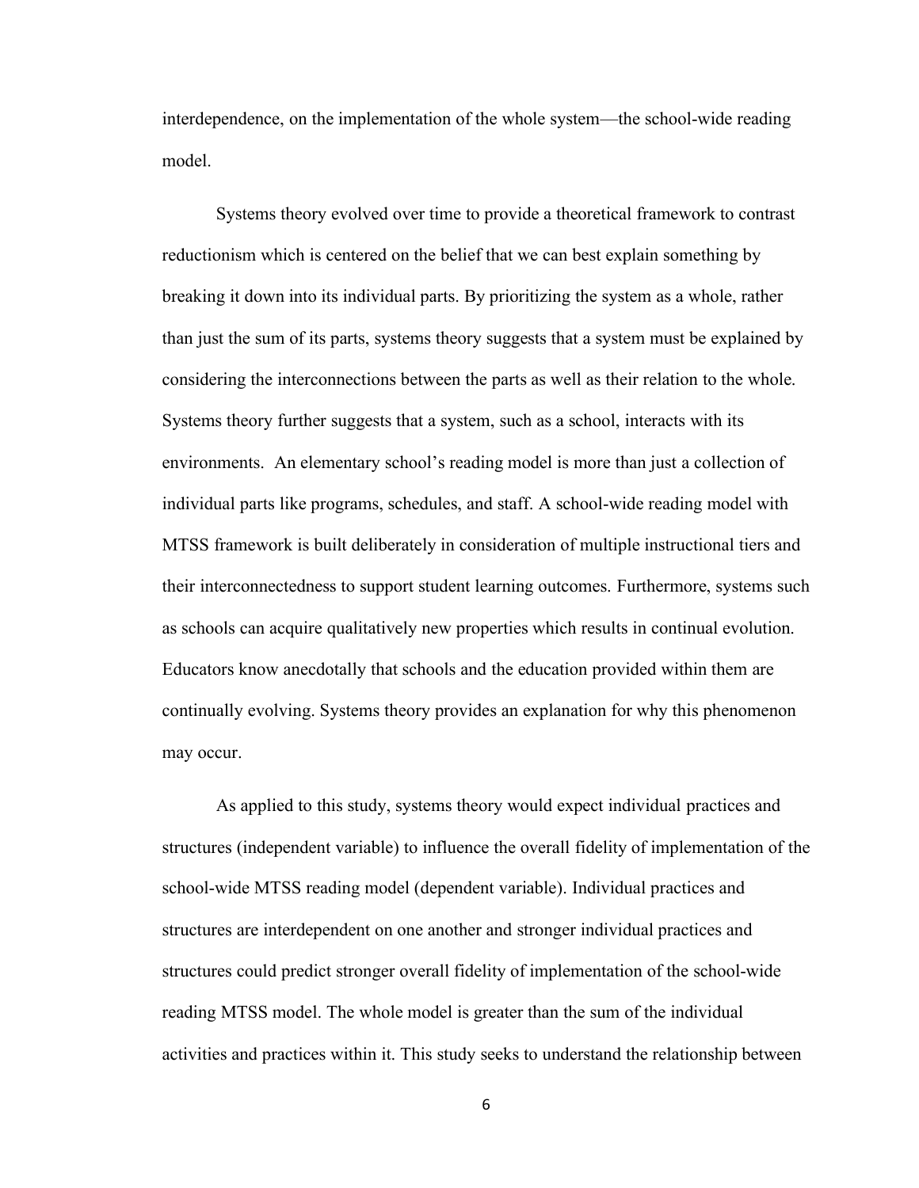interdependence, on the implementation of the whole system—the school-wide reading model.

Systems theory evolved over time to provide a theoretical framework to contrast reductionism which is centered on the belief that we can best explain something by breaking it down into its individual parts. By prioritizing the system as a whole, rather than just the sum of its parts, systems theory suggests that a system must be explained by considering the interconnections between the parts as well as their relation to the whole. Systems theory further suggests that a system, such as a school, interacts with its environments. An elementary school's reading model is more than just a collection of individual parts like programs, schedules, and staff. A school-wide reading model with MTSS framework is built deliberately in consideration of multiple instructional tiers and their interconnectedness to support student learning outcomes. Furthermore, systems such as schools can acquire qualitatively new properties which results in continual evolution. Educators know anecdotally that schools and the education provided within them are continually evolving. Systems theory provides an explanation for why this phenomenon may occur.

As applied to this study, systems theory would expect individual practices and structures (independent variable) to influence the overall fidelity of implementation of the school-wide MTSS reading model (dependent variable). Individual practices and structures are interdependent on one another and stronger individual practices and structures could predict stronger overall fidelity of implementation of the school-wide reading MTSS model. The whole model is greater than the sum of the individual activities and practices within it. This study seeks to understand the relationship between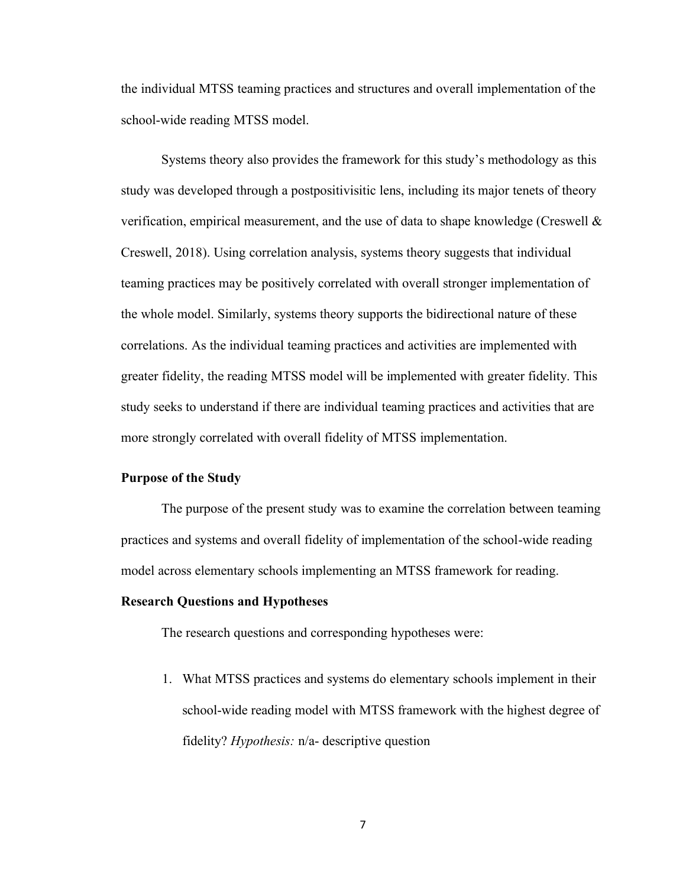the individual MTSS teaming practices and structures and overall implementation of the school-wide reading MTSS model.

Systems theory also provides the framework for this study's methodology as this study was developed through a postpositivisitic lens, including its major tenets of theory verification, empirical measurement, and the use of data to shape knowledge (Creswell & Creswell, 2018). Using correlation analysis, systems theory suggests that individual teaming practices may be positively correlated with overall stronger implementation of the whole model. Similarly, systems theory supports the bidirectional nature of these correlations. As the individual teaming practices and activities are implemented with greater fidelity, the reading MTSS model will be implemented with greater fidelity. This study seeks to understand if there are individual teaming practices and activities that are more strongly correlated with overall fidelity of MTSS implementation.

## Purpose of the Study

The purpose of the present study was to examine the correlation between teaming practices and systems and overall fidelity of implementation of the school-wide reading model across elementary schools implementing an MTSS framework for reading.

## Research Questions and Hypotheses

The research questions and corresponding hypotheses were:

1. What MTSS practices and systems do elementary schools implement in their school-wide reading model with MTSS framework with the highest degree of fidelity? *Hypothesis:* n/a- descriptive question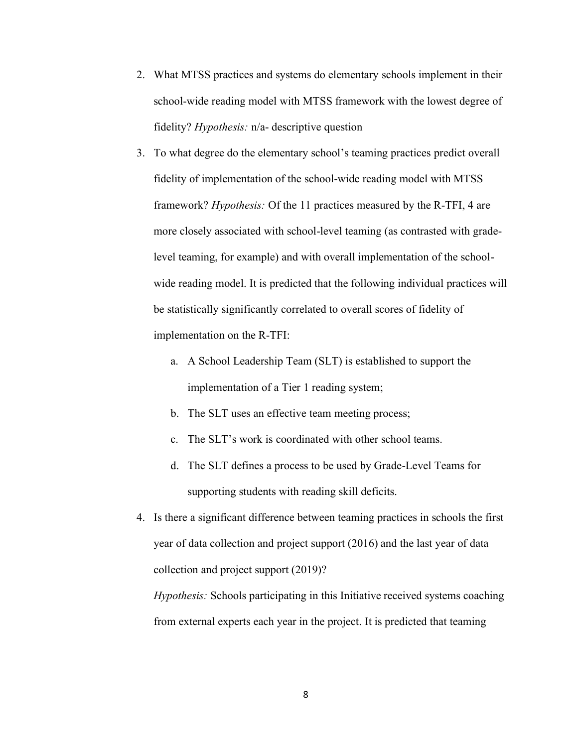2. What MTSS practices and systems do elementary schools implement in their school-wide reading model with MTSS framework with the lowest degree of fidelity? *Hypothesis:* n/a- descriptive question
3. To what degree do the elementary school's teaming practices predict overall fidelity of implementation of the school-wide reading model with MTSS framework? *Hypothesis:* Of the 11 practices measured by the R-TFI, 4 are more closely associated with school-level teaming (as contrasted with grade-level teaming, for example) and with overall implementation of the school-wide reading model. It is predicted that the following individual practices will be statistically significantly correlated to overall scores of fidelity of implementation on the R-TFI:
   a. A School Leadership Team (SLT) is established to support the implementation of a Tier 1 reading system;
   b. The SLT uses an effective team meeting process;
   c. The SLT's work is coordinated with other school teams.
   d. The SLT defines a process to be used by Grade-Level Teams for supporting students with reading skill deficits.
4. Is there a significant difference between teaming practices in schools the first year of data collection and project support (2016) and the last year of data collection and project support (2019)?

   *Hypothesis:* Schools participating in this Initiative received systems coaching from external experts each year in the project. It is predicted that teaming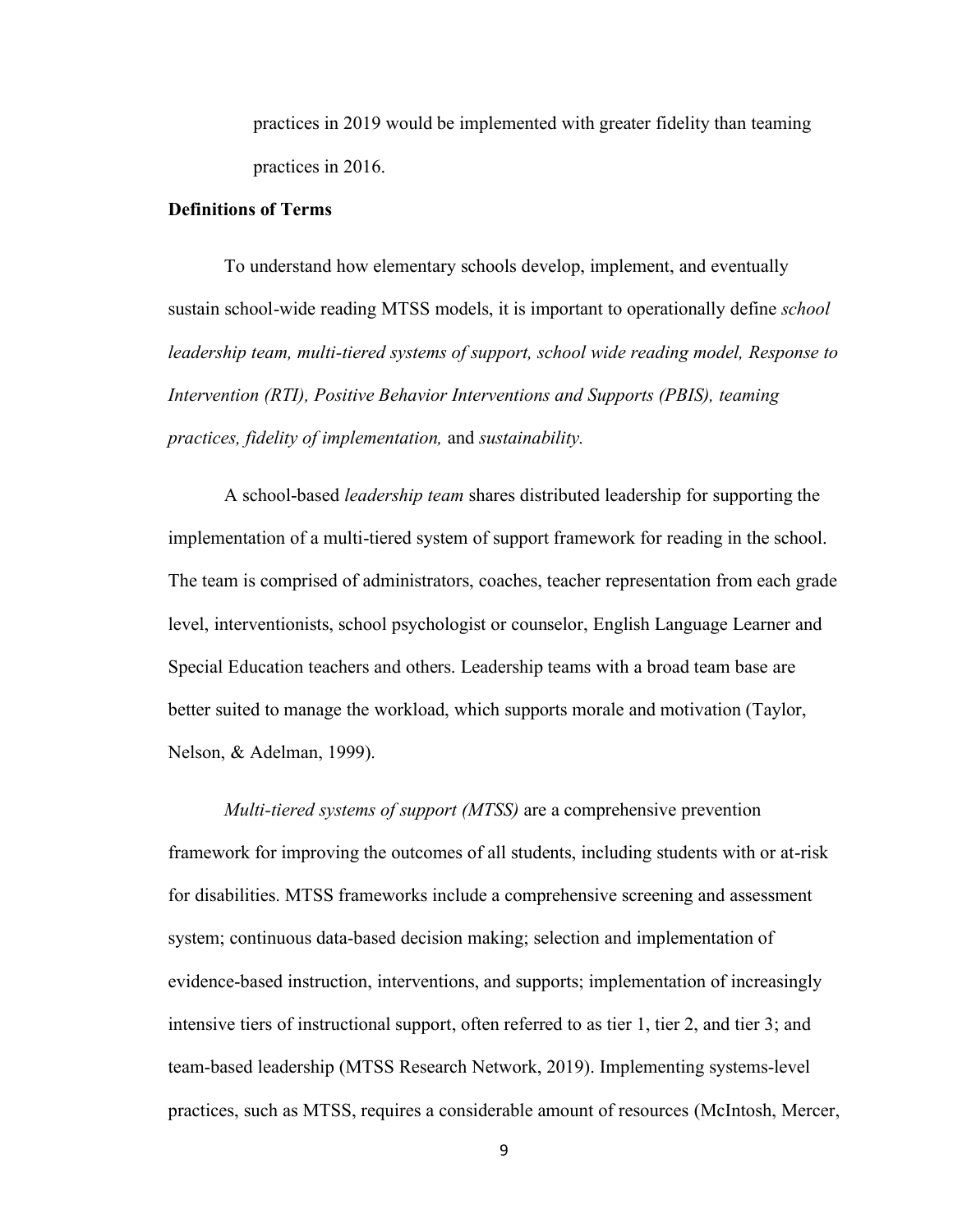practices in 2019 would be implemented with greater fidelity than teaming practices in 2016.

**Definitions of Terms**

To understand how elementary schools develop, implement, and eventually sustain school-wide reading MTSS models, it is important to operationally define *school leadership team, multi-tiered systems of support, school wide reading model, Response to Intervention (RTI), Positive Behavior Interventions and Supports (PBIS), teaming practices, fidelity of implementation,* and *sustainability.*

A school-based *leadership team* shares distributed leadership for supporting the implementation of a multi-tiered system of support framework for reading in the school. The team is comprised of administrators, coaches, teacher representation from each grade level, interventionists, school psychologist or counselor, English Language Learner and Special Education teachers and others. Leadership teams with a broad team base are better suited to manage the workload, which supports morale and motivation (Taylor, Nelson, & Adelman, 1999).

*Multi-tiered systems of support (MTSS)* are a comprehensive prevention framework for improving the outcomes of all students, including students with or at-risk for disabilities. MTSS frameworks include a comprehensive screening and assessment system; continuous data-based decision making; selection and implementation of evidence-based instruction, interventions, and supports; implementation of increasingly intensive tiers of instructional support, often referred to as tier 1, tier 2, and tier 3; and team-based leadership (MTSS Research Network, 2019). Implementing systems-level practices, such as MTSS, requires a considerable amount of resources (McIntosh, Mercer,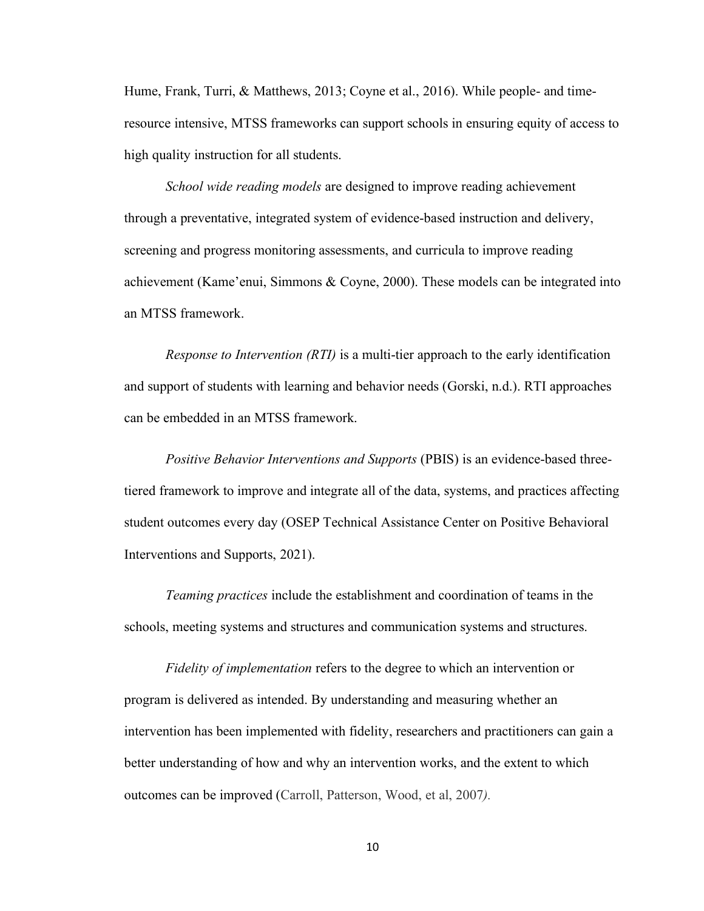Hume, Frank, Turri, & Matthews, 2013; Coyne et al., 2016). While people- and time-resource intensive, MTSS frameworks can support schools in ensuring equity of access to high quality instruction for all students.

*School wide reading models* are designed to improve reading achievement through a preventative, integrated system of evidence-based instruction and delivery, screening and progress monitoring assessments, and curricula to improve reading achievement (Kame'enui, Simmons & Coyne, 2000). These models can be integrated into an MTSS framework.

*Response to Intervention (RTI)* is a multi-tier approach to the early identification and support of students with learning and behavior needs (Gorski, n.d.). RTI approaches can be embedded in an MTSS framework.

*Positive Behavior Interventions and Supports* (PBIS) is an evidence-based three-tiered framework to improve and integrate all of the data, systems, and practices affecting student outcomes every day (OSEP Technical Assistance Center on Positive Behavioral Interventions and Supports, 2021).

*Teaming practices* include the establishment and coordination of teams in the schools, meeting systems and structures and communication systems and structures.

*Fidelity of implementation* refers to the degree to which an intervention or program is delivered as intended. By understanding and measuring whether an intervention has been implemented with fidelity, researchers and practitioners can gain a better understanding of how and why an intervention works, and the extent to which outcomes can be improved (Carroll, Patterson, Wood, et al, 2007).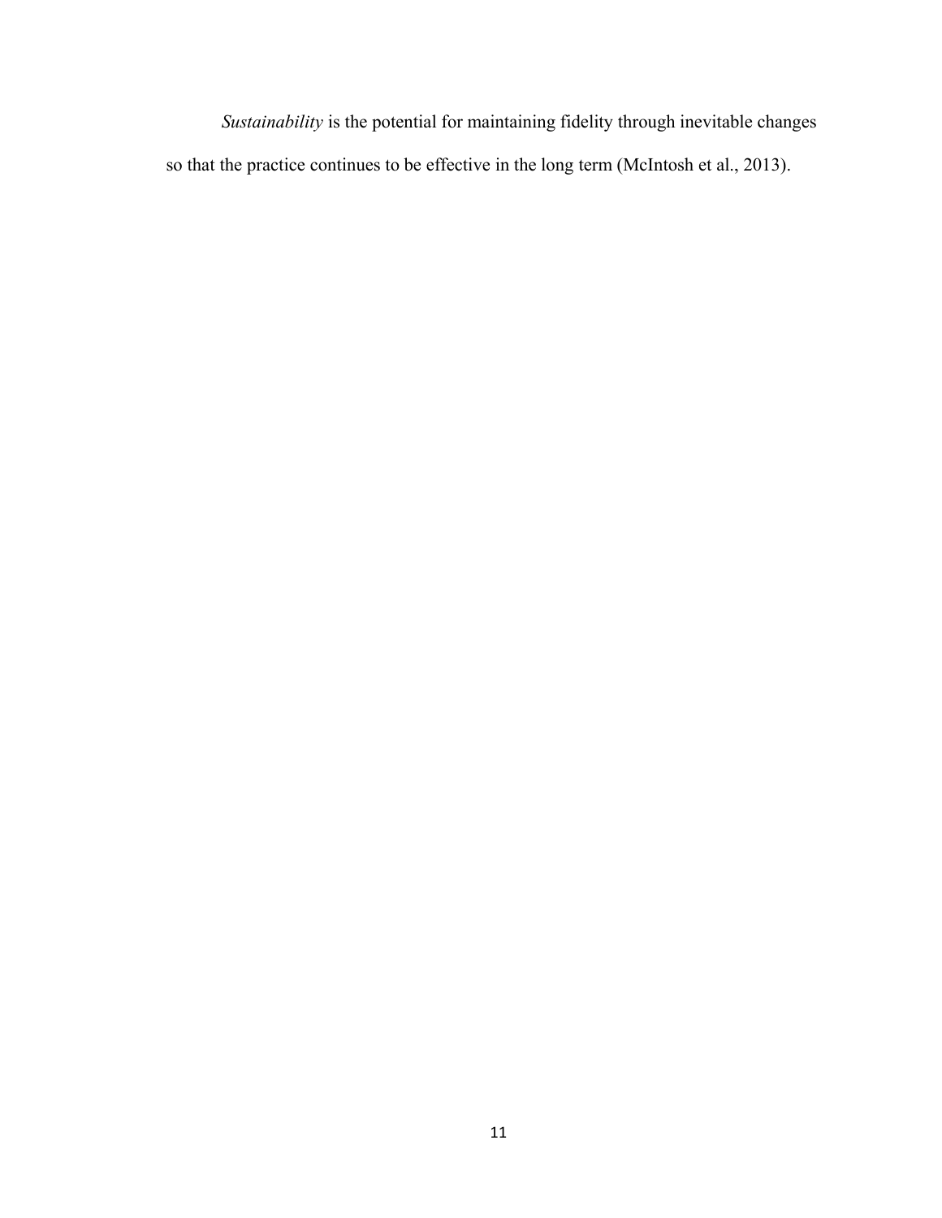*Sustainability* is the potential for maintaining fidelity through inevitable changes so that the practice continues to be effective in the long term (McIntosh et al., 2013).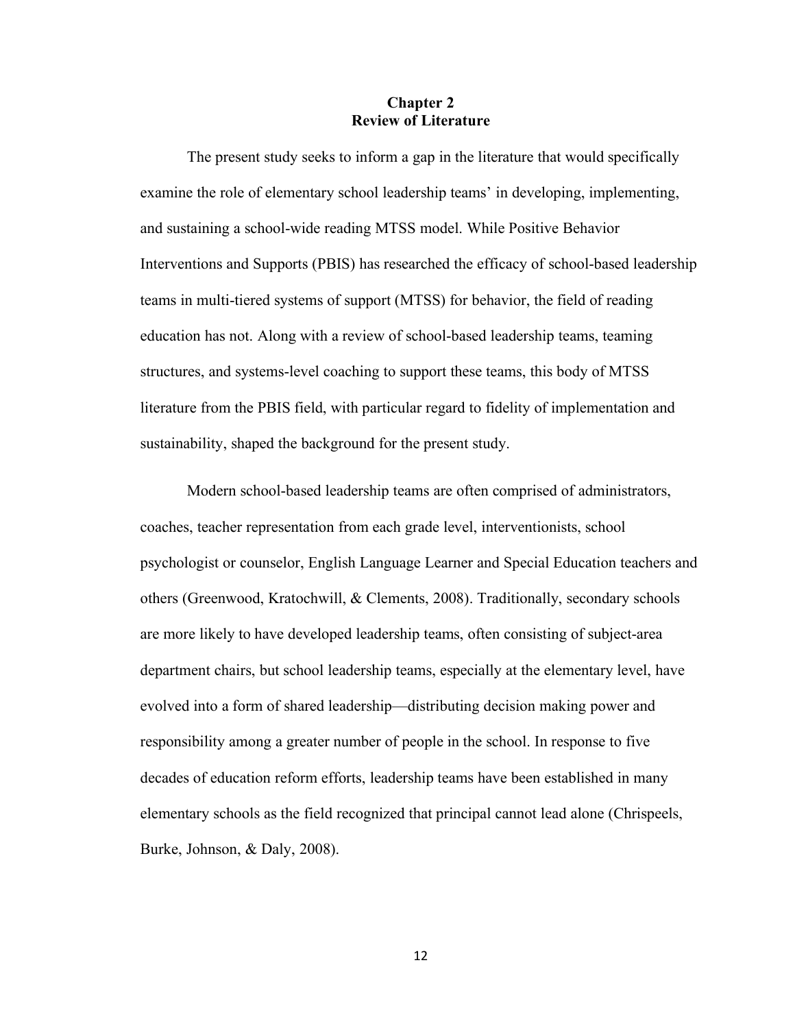# Chapter 2
## Review of Literature

The present study seeks to inform a gap in the literature that would specifically examine the role of elementary school leadership teams' in developing, implementing, and sustaining a school-wide reading MTSS model. While Positive Behavior Interventions and Supports (PBIS) has researched the efficacy of school-based leadership teams in multi-tiered systems of support (MTSS) for behavior, the field of reading education has not. Along with a review of school-based leadership teams, teaming structures, and systems-level coaching to support these teams, this body of MTSS literature from the PBIS field, with particular regard to fidelity of implementation and sustainability, shaped the background for the present study.

Modern school-based leadership teams are often comprised of administrators, coaches, teacher representation from each grade level, interventionists, school psychologist or counselor, English Language Learner and Special Education teachers and others (Greenwood, Kratochwill, & Clements, 2008). Traditionally, secondary schools are more likely to have developed leadership teams, often consisting of subject-area department chairs, but school leadership teams, especially at the elementary level, have evolved into a form of shared leadership—distributing decision making power and responsibility among a greater number of people in the school. In response to five decades of education reform efforts, leadership teams have been established in many elementary schools as the field recognized that principal cannot lead alone (Chrispeels, Burke, Johnson, & Daly, 2008).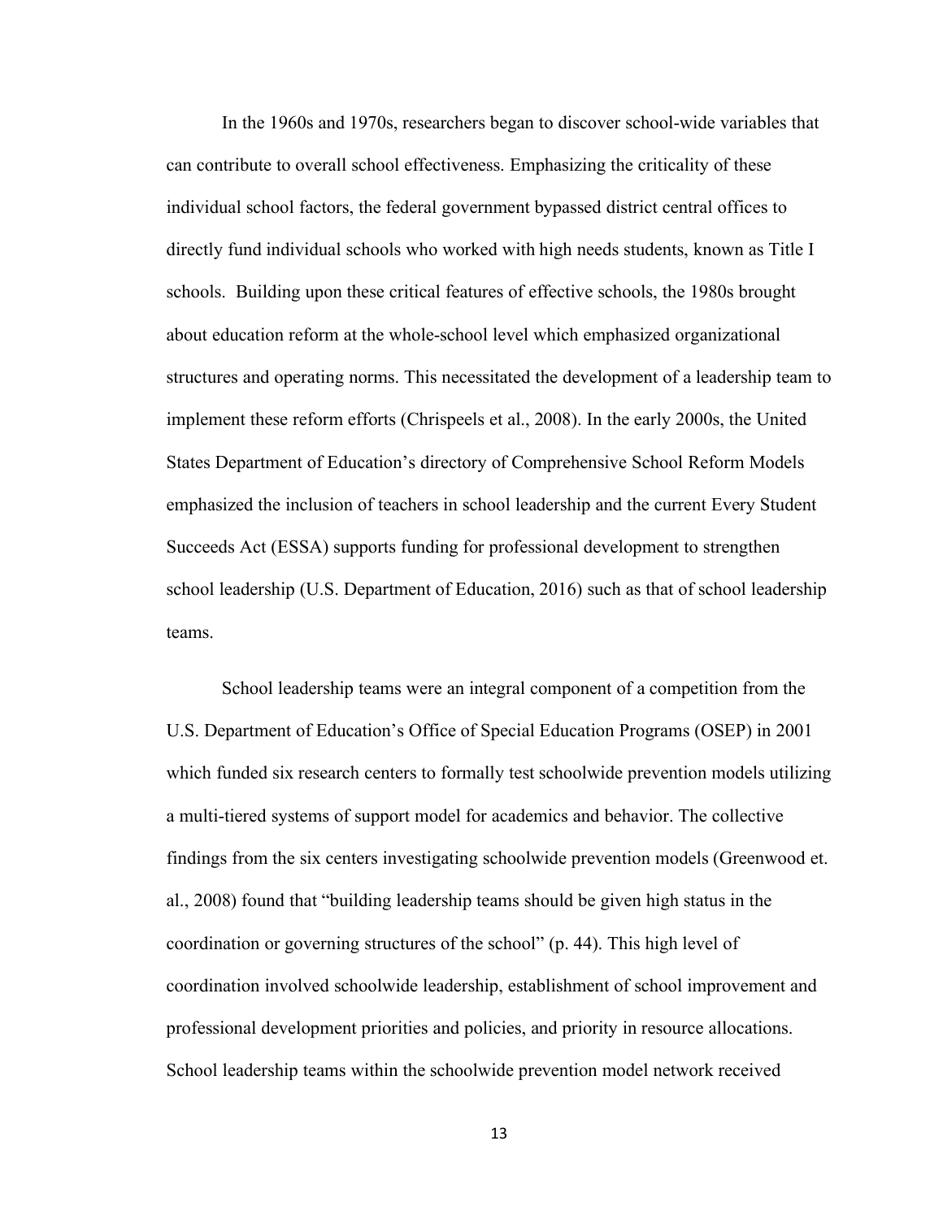In the 1960s and 1970s, researchers began to discover school-wide variables that can contribute to overall school effectiveness. Emphasizing the criticality of these individual school factors, the federal government bypassed district central offices to directly fund individual schools who worked with high needs students, known as Title I schools. Building upon these critical features of effective schools, the 1980s brought about education reform at the whole-school level which emphasized organizational structures and operating norms. This necessitated the development of a leadership team to implement these reform efforts (Chrispeels et al., 2008). In the early 2000s, the United States Department of Education's directory of Comprehensive School Reform Models emphasized the inclusion of teachers in school leadership and the current Every Student Succeeds Act (ESSA) supports funding for professional development to strengthen school leadership (U.S. Department of Education, 2016) such as that of school leadership teams.

School leadership teams were an integral component of a competition from the U.S. Department of Education's Office of Special Education Programs (OSEP) in 2001 which funded six research centers to formally test schoolwide prevention models utilizing a multi-tiered systems of support model for academics and behavior. The collective findings from the six centers investigating schoolwide prevention models (Greenwood et. al., 2008) found that "building leadership teams should be given high status in the coordination or governing structures of the school" (p. 44). This high level of coordination involved schoolwide leadership, establishment of school improvement and professional development priorities and policies, and priority in resource allocations. School leadership teams within the schoolwide prevention model network received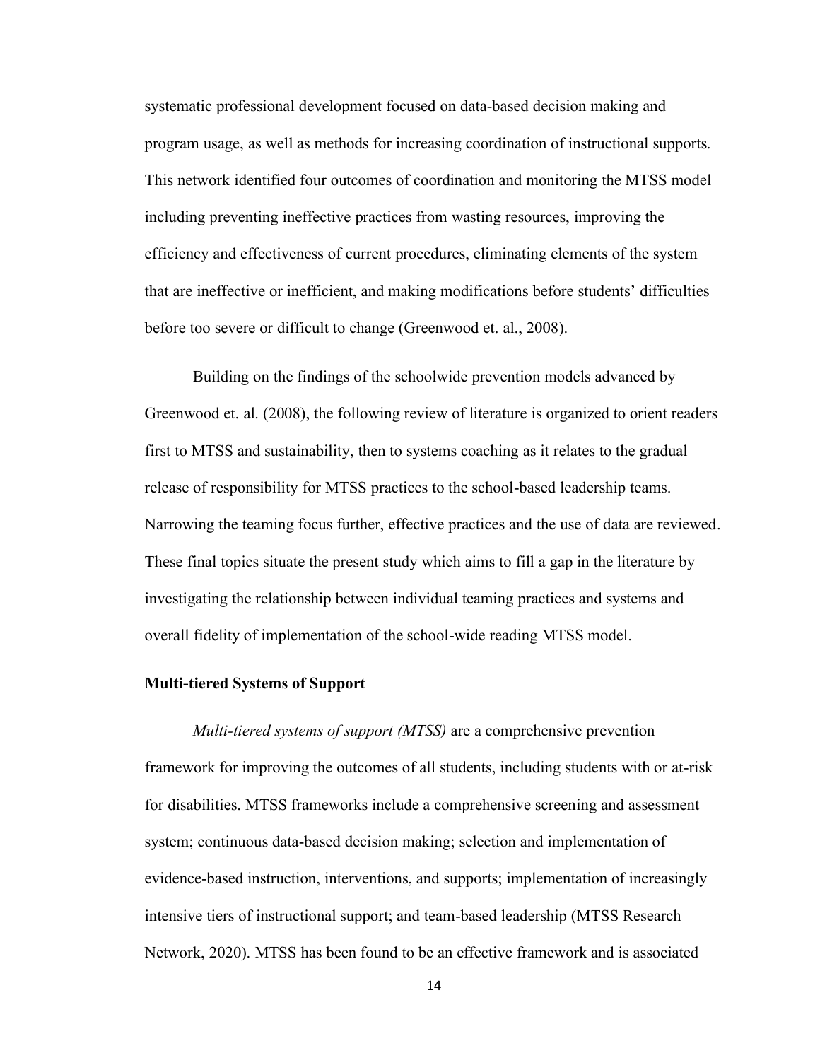systematic professional development focused on data-based decision making and program usage, as well as methods for increasing coordination of instructional supports. This network identified four outcomes of coordination and monitoring the MTSS model including preventing ineffective practices from wasting resources, improving the efficiency and effectiveness of current procedures, eliminating elements of the system that are ineffective or inefficient, and making modifications before students' difficulties before too severe or difficult to change (Greenwood et. al., 2008).

Building on the findings of the schoolwide prevention models advanced by Greenwood et. al. (2008), the following review of literature is organized to orient readers first to MTSS and sustainability, then to systems coaching as it relates to the gradual release of responsibility for MTSS practices to the school-based leadership teams. Narrowing the teaming focus further, effective practices and the use of data are reviewed. These final topics situate the present study which aims to fill a gap in the literature by investigating the relationship between individual teaming practices and systems and overall fidelity of implementation of the school-wide reading MTSS model.

## Multi-tiered Systems of Support

*Multi-tiered systems of support (MTSS)* are a comprehensive prevention framework for improving the outcomes of all students, including students with or at-risk for disabilities. MTSS frameworks include a comprehensive screening and assessment system; continuous data-based decision making; selection and implementation of evidence-based instruction, interventions, and supports; implementation of increasingly intensive tiers of instructional support; and team-based leadership (MTSS Research Network, 2020). MTSS has been found to be an effective framework and is associated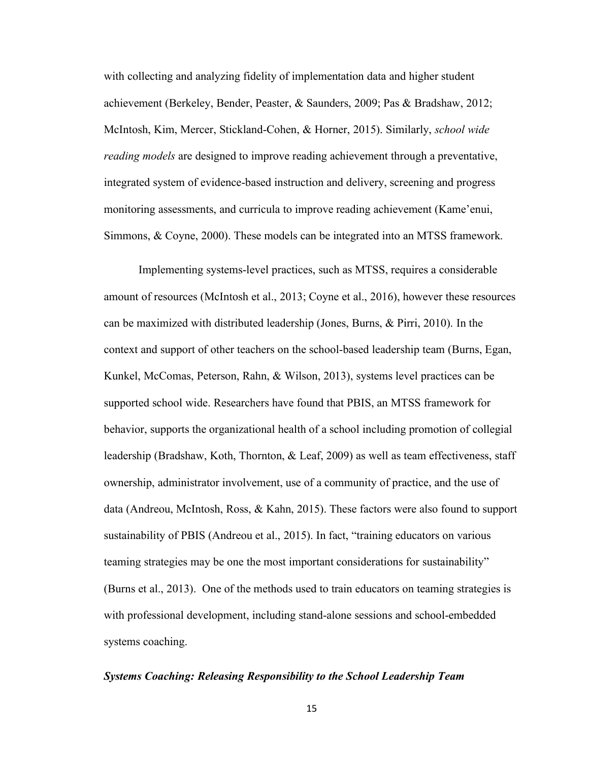with collecting and analyzing fidelity of implementation data and higher student achievement (Berkeley, Bender, Peaster, & Saunders, 2009; Pas & Bradshaw, 2012; McIntosh, Kim, Mercer, Stickland-Cohen, & Horner, 2015). Similarly, *school wide reading models* are designed to improve reading achievement through a preventative, integrated system of evidence-based instruction and delivery, screening and progress monitoring assessments, and curricula to improve reading achievement (Kame'enui, Simmons, & Coyne, 2000). These models can be integrated into an MTSS framework.

Implementing systems-level practices, such as MTSS, requires a considerable amount of resources (McIntosh et al., 2013; Coyne et al., 2016), however these resources can be maximized with distributed leadership (Jones, Burns, & Pirri, 2010). In the context and support of other teachers on the school-based leadership team (Burns, Egan, Kunkel, McComas, Peterson, Rahn, & Wilson, 2013), systems level practices can be supported school wide. Researchers have found that PBIS, an MTSS framework for behavior, supports the organizational health of a school including promotion of collegial leadership (Bradshaw, Koth, Thornton, & Leaf, 2009) as well as team effectiveness, staff ownership, administrator involvement, use of a community of practice, and the use of data (Andreou, McIntosh, Ross, & Kahn, 2015). These factors were also found to support sustainability of PBIS (Andreou et al., 2015). In fact, "training educators on various teaming strategies may be one the most important considerations for sustainability" (Burns et al., 2013). One of the methods used to train educators on teaming strategies is with professional development, including stand-alone sessions and school-embedded systems coaching.

***Systems Coaching: Releasing Responsibility to the School Leadership Team***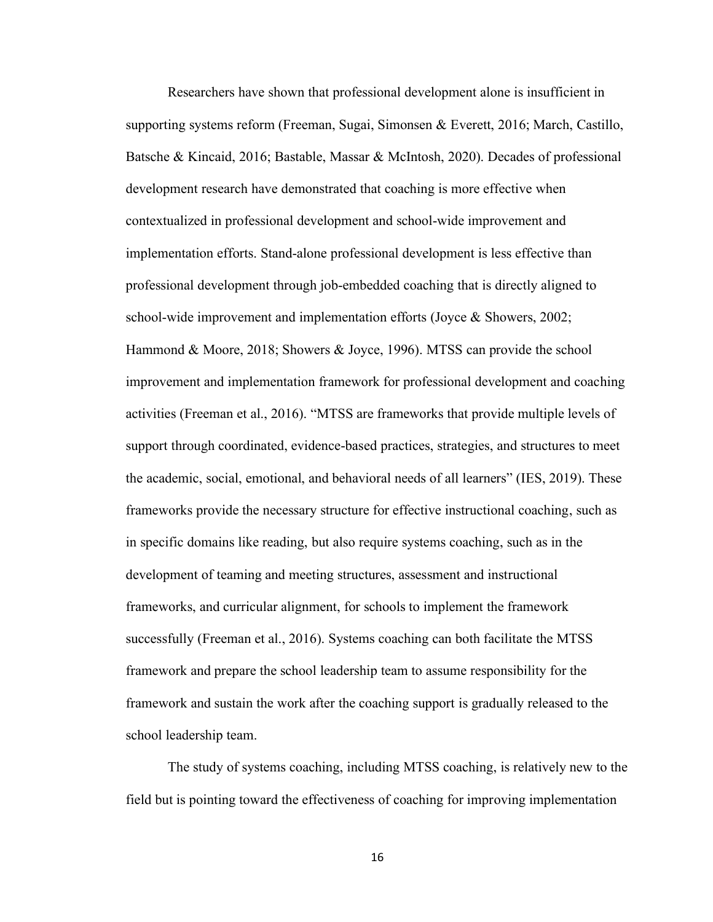Researchers have shown that professional development alone is insufficient in supporting systems reform (Freeman, Sugai, Simonsen & Everett, 2016; March, Castillo, Batsche & Kincaid, 2016; Bastable, Massar & McIntosh, 2020). Decades of professional development research have demonstrated that coaching is more effective when contextualized in professional development and school-wide improvement and implementation efforts. Stand-alone professional development is less effective than professional development through job-embedded coaching that is directly aligned to school-wide improvement and implementation efforts (Joyce & Showers, 2002; Hammond & Moore, 2018; Showers & Joyce, 1996). MTSS can provide the school improvement and implementation framework for professional development and coaching activities (Freeman et al., 2016). "MTSS are frameworks that provide multiple levels of support through coordinated, evidence-based practices, strategies, and structures to meet the academic, social, emotional, and behavioral needs of all learners" (IES, 2019). These frameworks provide the necessary structure for effective instructional coaching, such as in specific domains like reading, but also require systems coaching, such as in the development of teaming and meeting structures, assessment and instructional frameworks, and curricular alignment, for schools to implement the framework successfully (Freeman et al., 2016). Systems coaching can both facilitate the MTSS framework and prepare the school leadership team to assume responsibility for the framework and sustain the work after the coaching support is gradually released to the school leadership team.

The study of systems coaching, including MTSS coaching, is relatively new to the field but is pointing toward the effectiveness of coaching for improving implementation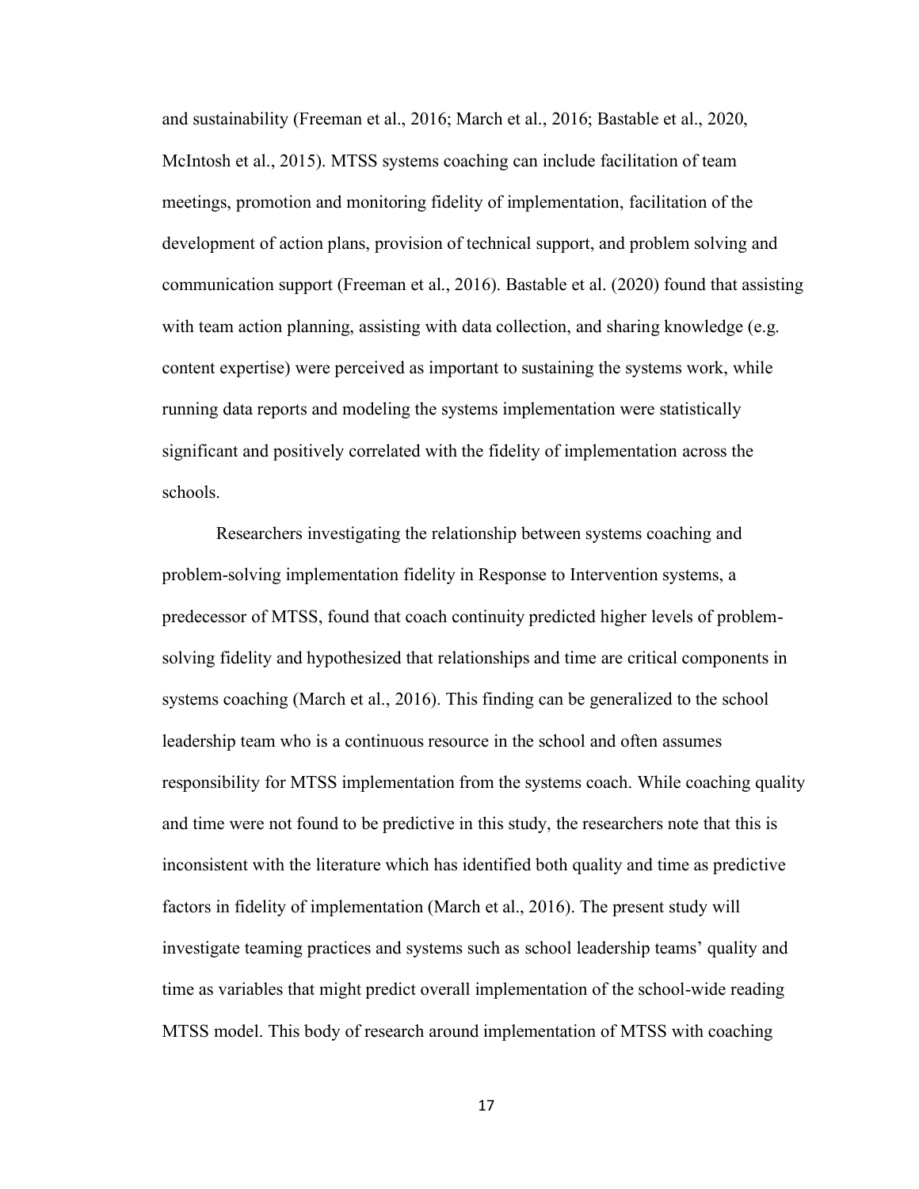and sustainability (Freeman et al., 2016; March et al., 2016; Bastable et al., 2020, McIntosh et al., 2015). MTSS systems coaching can include facilitation of team meetings, promotion and monitoring fidelity of implementation, facilitation of the development of action plans, provision of technical support, and problem solving and communication support (Freeman et al., 2016). Bastable et al. (2020) found that assisting with team action planning, assisting with data collection, and sharing knowledge (e.g. content expertise) were perceived as important to sustaining the systems work, while running data reports and modeling the systems implementation were statistically significant and positively correlated with the fidelity of implementation across the schools.

Researchers investigating the relationship between systems coaching and problem-solving implementation fidelity in Response to Intervention systems, a predecessor of MTSS, found that coach continuity predicted higher levels of problem-solving fidelity and hypothesized that relationships and time are critical components in systems coaching (March et al., 2016). This finding can be generalized to the school leadership team who is a continuous resource in the school and often assumes responsibility for MTSS implementation from the systems coach. While coaching quality and time were not found to be predictive in this study, the researchers note that this is inconsistent with the literature which has identified both quality and time as predictive factors in fidelity of implementation (March et al., 2016). The present study will investigate teaming practices and systems such as school leadership teams' quality and time as variables that might predict overall implementation of the school-wide reading MTSS model. This body of research around implementation of MTSS with coaching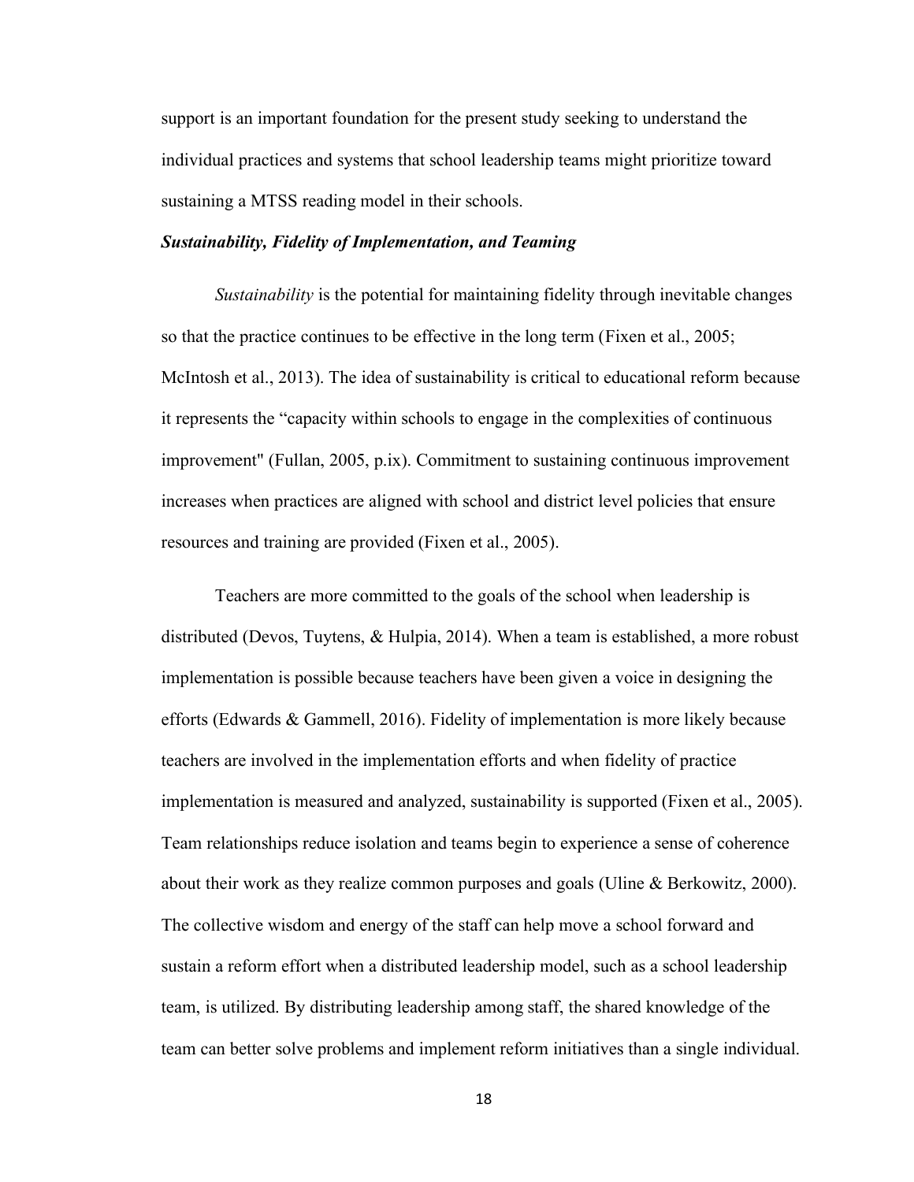support is an important foundation for the present study seeking to understand the individual practices and systems that school leadership teams might prioritize toward sustaining a MTSS reading model in their schools.

### ***Sustainability, Fidelity of Implementation, and Teaming***

*Sustainability* is the potential for maintaining fidelity through inevitable changes so that the practice continues to be effective in the long term (Fixen et al., 2005; McIntosh et al., 2013). The idea of sustainability is critical to educational reform because it represents the "capacity within schools to engage in the complexities of continuous improvement" (Fullan, 2005, p.ix). Commitment to sustaining continuous improvement increases when practices are aligned with school and district level policies that ensure resources and training are provided (Fixen et al., 2005).

Teachers are more committed to the goals of the school when leadership is distributed (Devos, Tuytens, & Hulpia, 2014). When a team is established, a more robust implementation is possible because teachers have been given a voice in designing the efforts (Edwards & Gammell, 2016). Fidelity of implementation is more likely because teachers are involved in the implementation efforts and when fidelity of practice implementation is measured and analyzed, sustainability is supported (Fixen et al., 2005). Team relationships reduce isolation and teams begin to experience a sense of coherence about their work as they realize common purposes and goals (Uline & Berkowitz, 2000). The collective wisdom and energy of the staff can help move a school forward and sustain a reform effort when a distributed leadership model, such as a school leadership team, is utilized. By distributing leadership among staff, the shared knowledge of the team can better solve problems and implement reform initiatives than a single individual.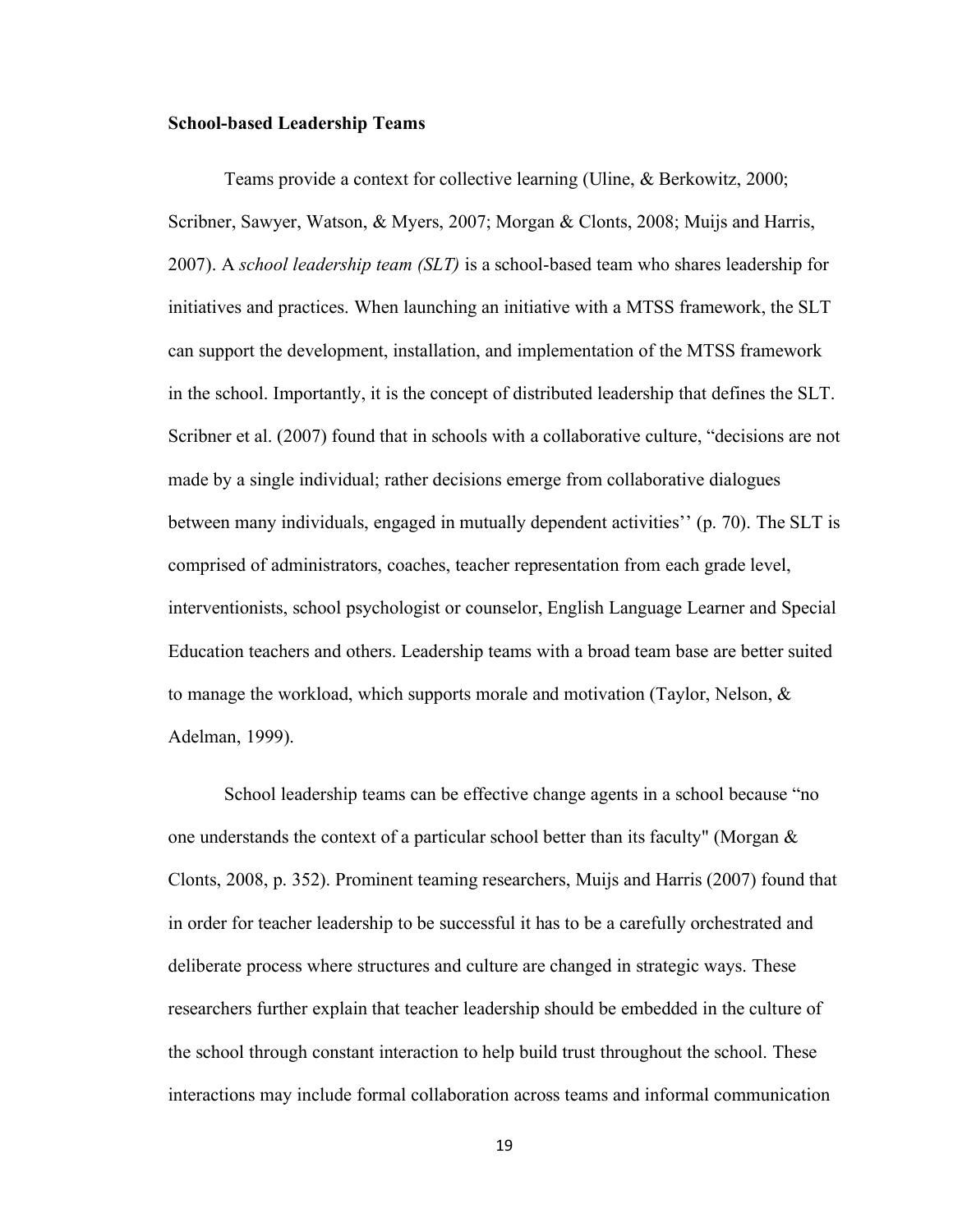**School-based Leadership Teams**

Teams provide a context for collective learning (Uline, & Berkowitz, 2000; Scribner, Sawyer, Watson, & Myers, 2007; Morgan & Clonts, 2008; Muijs and Harris, 2007). A *school leadership team (SLT)* is a school-based team who shares leadership for initiatives and practices. When launching an initiative with a MTSS framework, the SLT can support the development, installation, and implementation of the MTSS framework in the school. Importantly, it is the concept of distributed leadership that defines the SLT. Scribner et al. (2007) found that in schools with a collaborative culture, "decisions are not made by a single individual; rather decisions emerge from collaborative dialogues between many individuals, engaged in mutually dependent activities'' (p. 70). The SLT is comprised of administrators, coaches, teacher representation from each grade level, interventionists, school psychologist or counselor, English Language Learner and Special Education teachers and others. Leadership teams with a broad team base are better suited to manage the workload, which supports morale and motivation (Taylor, Nelson, & Adelman, 1999).

School leadership teams can be effective change agents in a school because "no one understands the context of a particular school better than its faculty" (Morgan & Clonts, 2008, p. 352). Prominent teaming researchers, Muijs and Harris (2007) found that in order for teacher leadership to be successful it has to be a carefully orchestrated and deliberate process where structures and culture are changed in strategic ways. These researchers further explain that teacher leadership should be embedded in the culture of the school through constant interaction to help build trust throughout the school. These interactions may include formal collaboration across teams and informal communication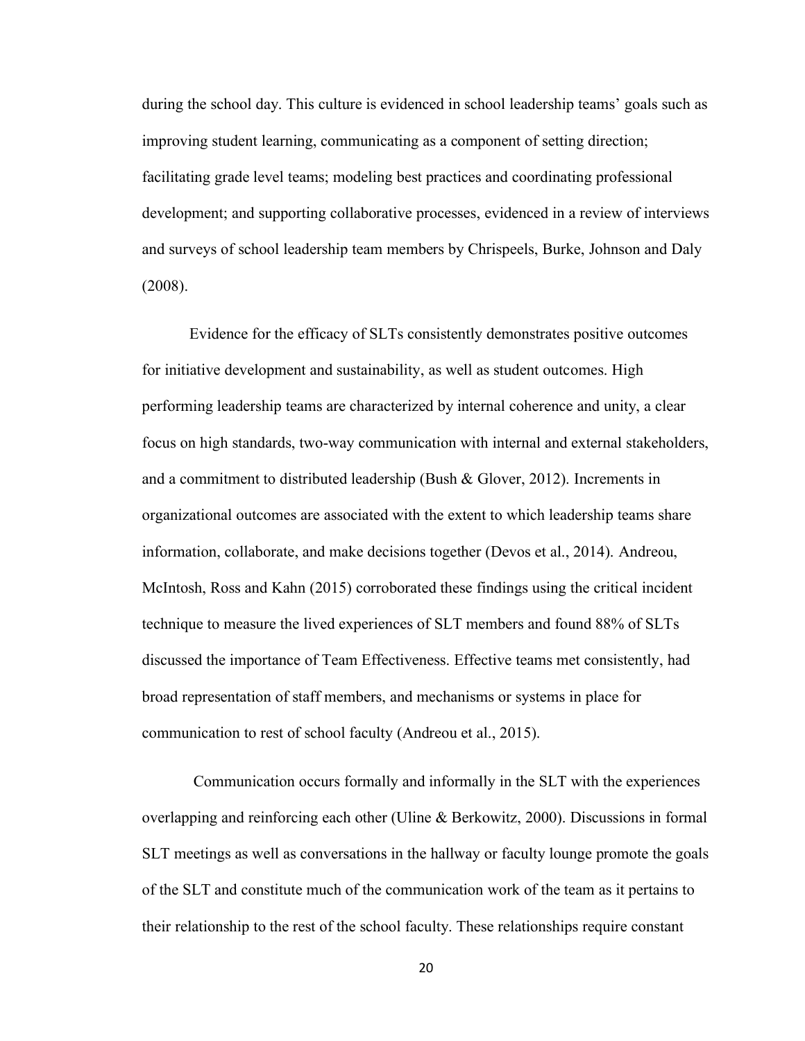during the school day. This culture is evidenced in school leadership teams' goals such as improving student learning, communicating as a component of setting direction; facilitating grade level teams; modeling best practices and coordinating professional development; and supporting collaborative processes, evidenced in a review of interviews and surveys of school leadership team members by Chrispeels, Burke, Johnson and Daly (2008).

Evidence for the efficacy of SLTs consistently demonstrates positive outcomes for initiative development and sustainability, as well as student outcomes. High performing leadership teams are characterized by internal coherence and unity, a clear focus on high standards, two-way communication with internal and external stakeholders, and a commitment to distributed leadership (Bush & Glover, 2012). Increments in organizational outcomes are associated with the extent to which leadership teams share information, collaborate, and make decisions together (Devos et al., 2014). Andreou, McIntosh, Ross and Kahn (2015) corroborated these findings using the critical incident technique to measure the lived experiences of SLT members and found 88% of SLTs discussed the importance of Team Effectiveness. Effective teams met consistently, had broad representation of staff members, and mechanisms or systems in place for communication to rest of school faculty (Andreou et al., 2015).

Communication occurs formally and informally in the SLT with the experiences overlapping and reinforcing each other (Uline & Berkowitz, 2000). Discussions in formal SLT meetings as well as conversations in the hallway or faculty lounge promote the goals of the SLT and constitute much of the communication work of the team as it pertains to their relationship to the rest of the school faculty. These relationships require constant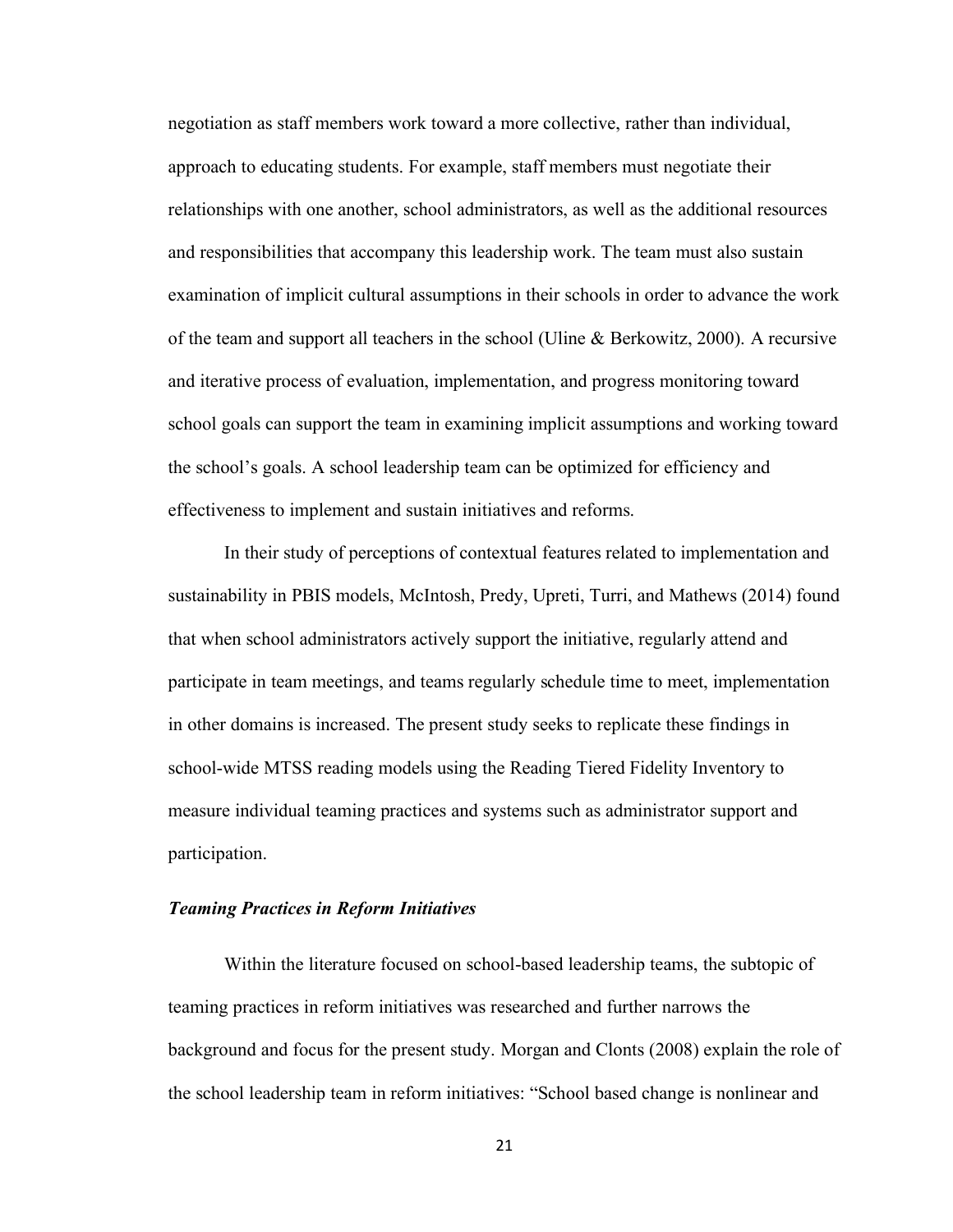negotiation as staff members work toward a more collective, rather than individual, approach to educating students. For example, staff members must negotiate their relationships with one another, school administrators, as well as the additional resources and responsibilities that accompany this leadership work. The team must also sustain examination of implicit cultural assumptions in their schools in order to advance the work of the team and support all teachers in the school (Uline & Berkowitz, 2000). A recursive and iterative process of evaluation, implementation, and progress monitoring toward school goals can support the team in examining implicit assumptions and working toward the school's goals. A school leadership team can be optimized for efficiency and effectiveness to implement and sustain initiatives and reforms.

In their study of perceptions of contextual features related to implementation and sustainability in PBIS models, McIntosh, Predy, Upreti, Turri, and Mathews (2014) found that when school administrators actively support the initiative, regularly attend and participate in team meetings, and teams regularly schedule time to meet, implementation in other domains is increased. The present study seeks to replicate these findings in school-wide MTSS reading models using the Reading Tiered Fidelity Inventory to measure individual teaming practices and systems such as administrator support and participation.

### ***Teaming Practices in Reform Initiatives***

Within the literature focused on school-based leadership teams, the subtopic of teaming practices in reform initiatives was researched and further narrows the background and focus for the present study. Morgan and Clonts (2008) explain the role of the school leadership team in reform initiatives: "School based change is nonlinear and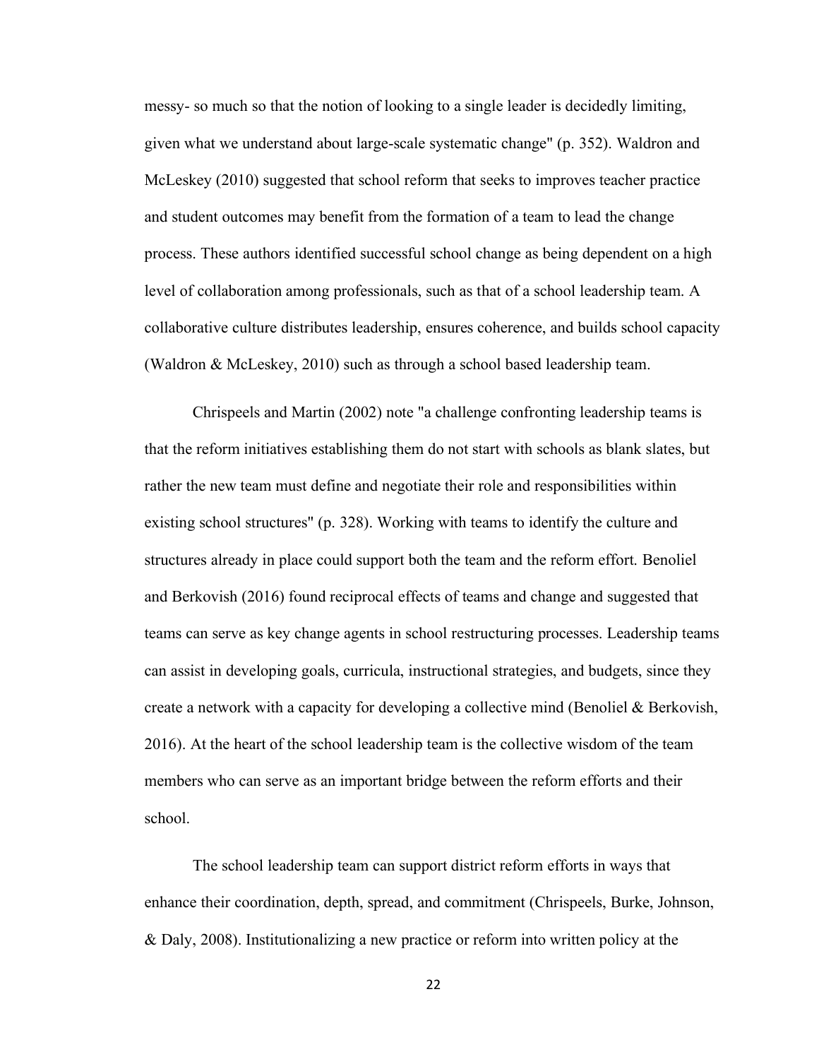messy- so much so that the notion of looking to a single leader is decidedly limiting, given what we understand about large-scale systematic change" (p. 352). Waldron and McLeskey (2010) suggested that school reform that seeks to improves teacher practice and student outcomes may benefit from the formation of a team to lead the change process. These authors identified successful school change as being dependent on a high level of collaboration among professionals, such as that of a school leadership team. A collaborative culture distributes leadership, ensures coherence, and builds school capacity (Waldron & McLeskey, 2010) such as through a school based leadership team.

Chrispeels and Martin (2002) note "a challenge confronting leadership teams is that the reform initiatives establishing them do not start with schools as blank slates, but rather the new team must define and negotiate their role and responsibilities within existing school structures" (p. 328). Working with teams to identify the culture and structures already in place could support both the team and the reform effort. Benoliel and Berkovish (2016) found reciprocal effects of teams and change and suggested that teams can serve as key change agents in school restructuring processes. Leadership teams can assist in developing goals, curricula, instructional strategies, and budgets, since they create a network with a capacity for developing a collective mind (Benoliel & Berkovish, 2016). At the heart of the school leadership team is the collective wisdom of the team members who can serve as an important bridge between the reform efforts and their school.

The school leadership team can support district reform efforts in ways that enhance their coordination, depth, spread, and commitment (Chrispeels, Burke, Johnson, & Daly, 2008). Institutionalizing a new practice or reform into written policy at the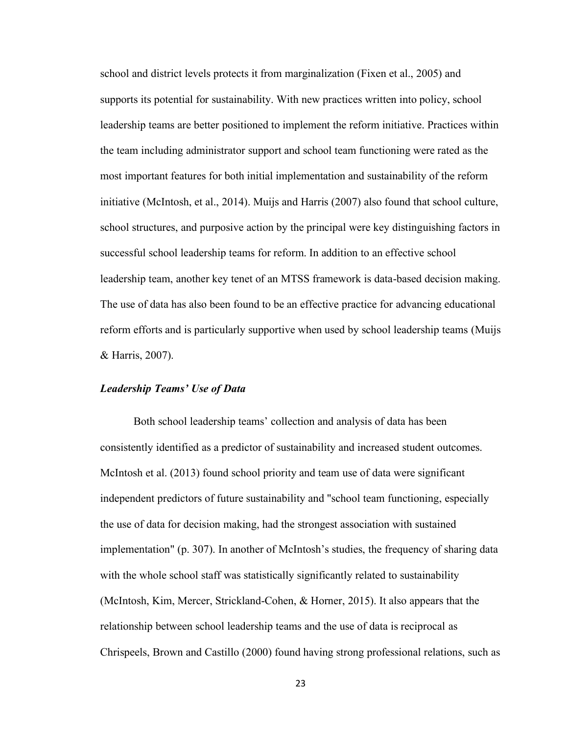school and district levels protects it from marginalization (Fixen et al., 2005) and supports its potential for sustainability. With new practices written into policy, school leadership teams are better positioned to implement the reform initiative. Practices within the team including administrator support and school team functioning were rated as the most important features for both initial implementation and sustainability of the reform initiative (McIntosh, et al., 2014). Muijs and Harris (2007) also found that school culture, school structures, and purposive action by the principal were key distinguishing factors in successful school leadership teams for reform. In addition to an effective school leadership team, another key tenet of an MTSS framework is data-based decision making. The use of data has also been found to be an effective practice for advancing educational reform efforts and is particularly supportive when used by school leadership teams (Muijs & Harris, 2007).

### *Leadership Teams' Use of Data*

Both school leadership teams' collection and analysis of data has been consistently identified as a predictor of sustainability and increased student outcomes. McIntosh et al. (2013) found school priority and team use of data were significant independent predictors of future sustainability and "school team functioning, especially the use of data for decision making, had the strongest association with sustained implementation" (p. 307). In another of McIntosh's studies, the frequency of sharing data with the whole school staff was statistically significantly related to sustainability (McIntosh, Kim, Mercer, Strickland-Cohen, & Horner, 2015). It also appears that the relationship between school leadership teams and the use of data is reciprocal as Chrispeels, Brown and Castillo (2000) found having strong professional relations, such as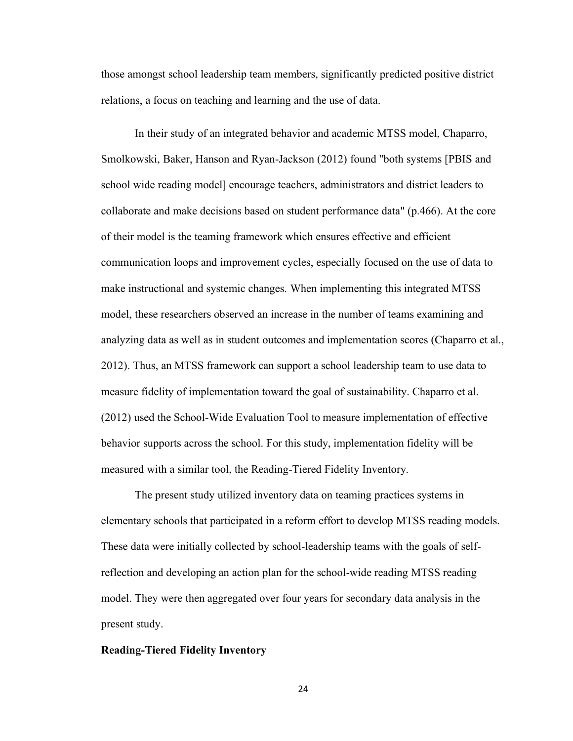those amongst school leadership team members, significantly predicted positive district relations, a focus on teaching and learning and the use of data.

In their study of an integrated behavior and academic MTSS model, Chaparro, Smolkowski, Baker, Hanson and Ryan-Jackson (2012) found "both systems [PBIS and school wide reading model] encourage teachers, administrators and district leaders to collaborate and make decisions based on student performance data" (p.466). At the core of their model is the teaming framework which ensures effective and efficient communication loops and improvement cycles, especially focused on the use of data to make instructional and systemic changes. When implementing this integrated MTSS model, these researchers observed an increase in the number of teams examining and analyzing data as well as in student outcomes and implementation scores (Chaparro et al., 2012). Thus, an MTSS framework can support a school leadership team to use data to measure fidelity of implementation toward the goal of sustainability. Chaparro et al. (2012) used the School-Wide Evaluation Tool to measure implementation of effective behavior supports across the school. For this study, implementation fidelity will be measured with a similar tool, the Reading-Tiered Fidelity Inventory.

The present study utilized inventory data on teaming practices systems in elementary schools that participated in a reform effort to develop MTSS reading models. These data were initially collected by school-leadership teams with the goals of self-reflection and developing an action plan for the school-wide reading MTSS reading model. They were then aggregated over four years for secondary data analysis in the present study.

**Reading-Tiered Fidelity Inventory**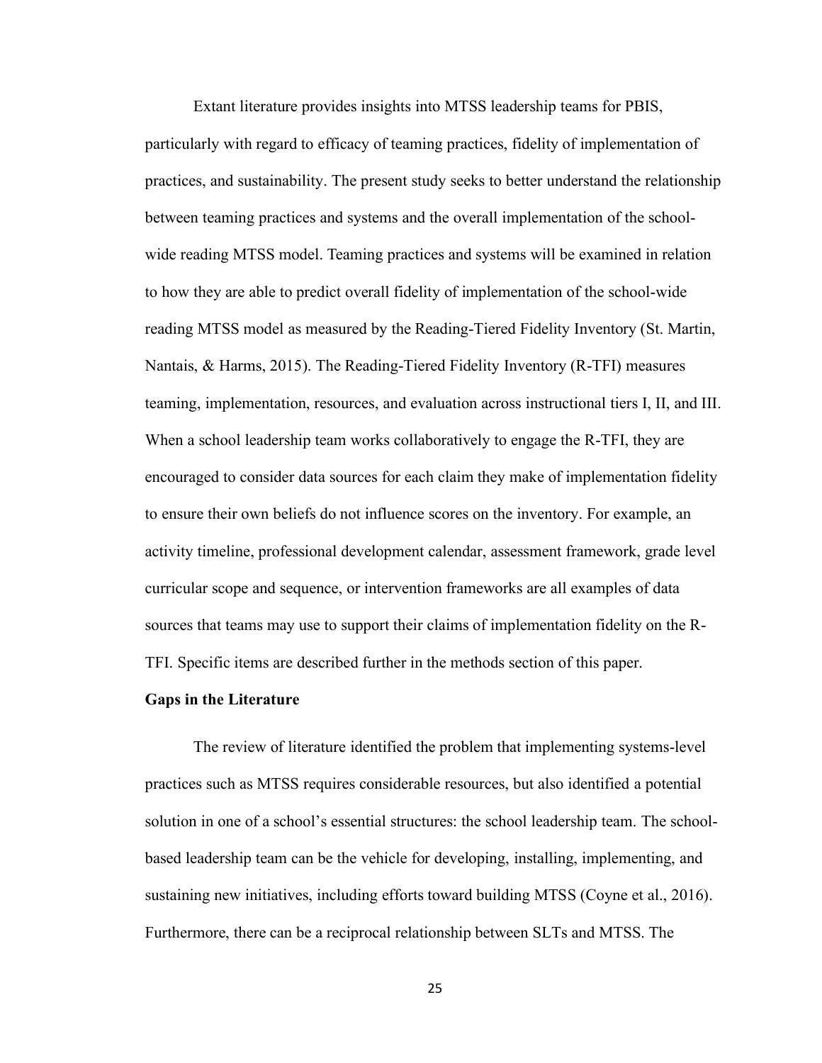Extant literature provides insights into MTSS leadership teams for PBIS, particularly with regard to efficacy of teaming practices, fidelity of implementation of practices, and sustainability. The present study seeks to better understand the relationship between teaming practices and systems and the overall implementation of the school-wide reading MTSS model. Teaming practices and systems will be examined in relation to how they are able to predict overall fidelity of implementation of the school-wide reading MTSS model as measured by the Reading-Tiered Fidelity Inventory (St. Martin, Nantais, & Harms, 2015). The Reading-Tiered Fidelity Inventory (R-TFI) measures teaming, implementation, resources, and evaluation across instructional tiers I, II, and III. When a school leadership team works collaboratively to engage the R-TFI, they are encouraged to consider data sources for each claim they make of implementation fidelity to ensure their own beliefs do not influence scores on the inventory. For example, an activity timeline, professional development calendar, assessment framework, grade level curricular scope and sequence, or intervention frameworks are all examples of data sources that teams may use to support their claims of implementation fidelity on the R-TFI. Specific items are described further in the methods section of this paper.

**Gaps in the Literature**

The review of literature identified the problem that implementing systems-level practices such as MTSS requires considerable resources, but also identified a potential solution in one of a school's essential structures: the school leadership team. The school-based leadership team can be the vehicle for developing, installing, implementing, and sustaining new initiatives, including efforts toward building MTSS (Coyne et al., 2016). Furthermore, there can be a reciprocal relationship between SLTs and MTSS. The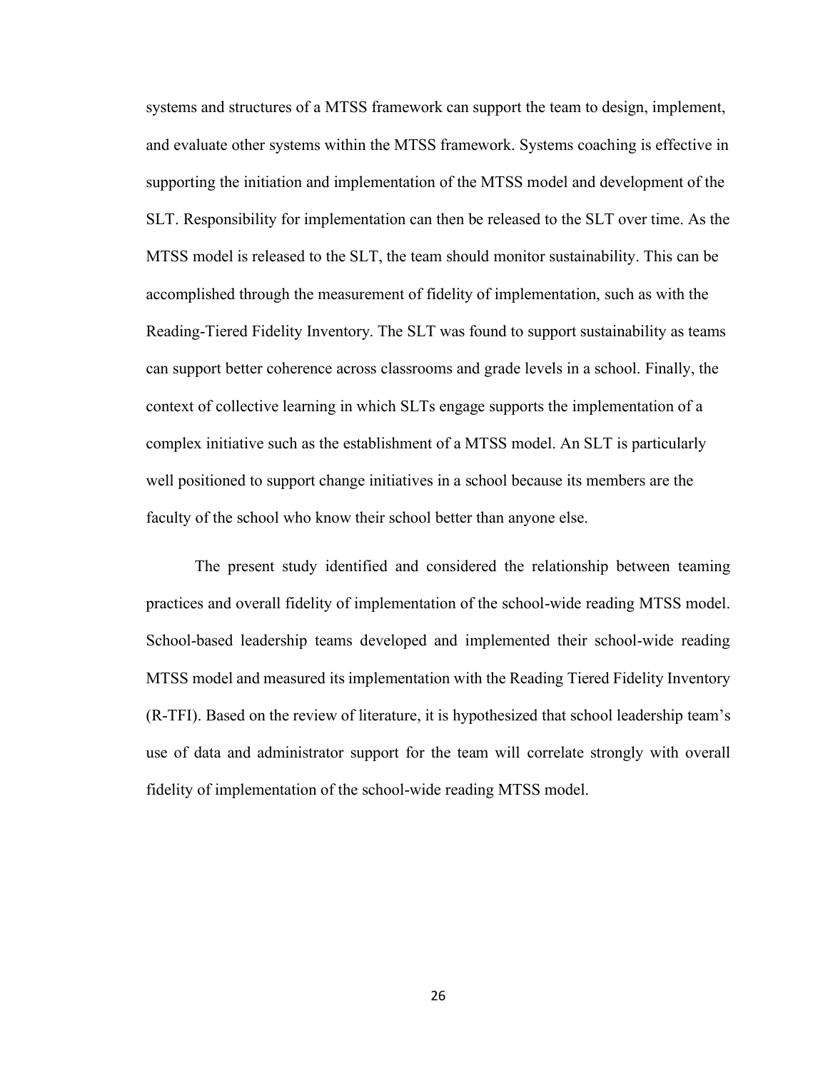systems and structures of a MTSS framework can support the team to design, implement, and evaluate other systems within the MTSS framework. Systems coaching is effective in supporting the initiation and implementation of the MTSS model and development of the SLT. Responsibility for implementation can then be released to the SLT over time. As the MTSS model is released to the SLT, the team should monitor sustainability. This can be accomplished through the measurement of fidelity of implementation, such as with the Reading-Tiered Fidelity Inventory. The SLT was found to support sustainability as teams can support better coherence across classrooms and grade levels in a school. Finally, the context of collective learning in which SLTs engage supports the implementation of a complex initiative such as the establishment of a MTSS model. An SLT is particularly well positioned to support change initiatives in a school because its members are the faculty of the school who know their school better than anyone else.

The present study identified and considered the relationship between teaming practices and overall fidelity of implementation of the school-wide reading MTSS model. School-based leadership teams developed and implemented their school-wide reading MTSS model and measured its implementation with the Reading Tiered Fidelity Inventory (R-TFI). Based on the review of literature, it is hypothesized that school leadership team's use of data and administrator support for the team will correlate strongly with overall fidelity of implementation of the school-wide reading MTSS model.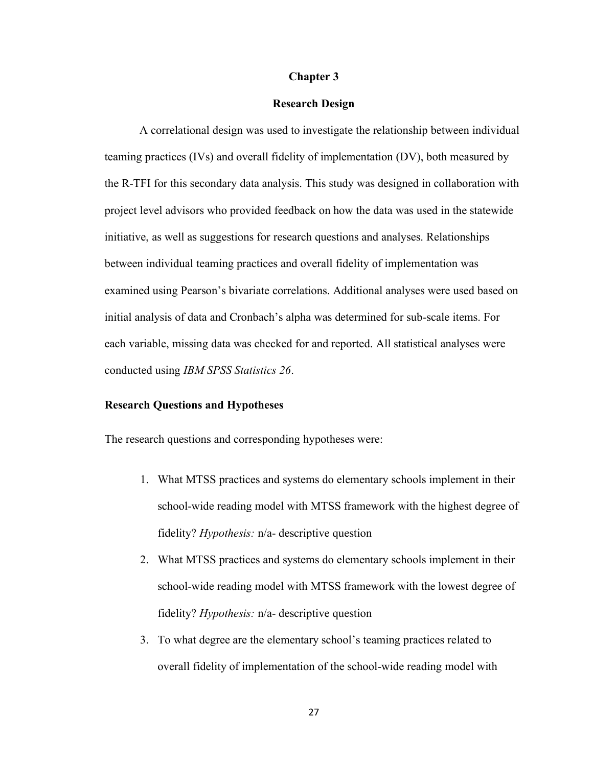# Chapter 3

## Research Design

A correlational design was used to investigate the relationship between individual teaming practices (IVs) and overall fidelity of implementation (DV), both measured by the R-TFI for this secondary data analysis. This study was designed in collaboration with project level advisors who provided feedback on how the data was used in the statewide initiative, as well as suggestions for research questions and analyses. Relationships between individual teaming practices and overall fidelity of implementation was examined using Pearson's bivariate correlations. Additional analyses were used based on initial analysis of data and Cronbach's alpha was determined for sub-scale items. For each variable, missing data was checked for and reported. All statistical analyses were conducted using *IBM SPSS Statistics 26*.

### Research Questions and Hypotheses

The research questions and corresponding hypotheses were:

1. What MTSS practices and systems do elementary schools implement in their school-wide reading model with MTSS framework with the highest degree of fidelity? *Hypothesis:* n/a- descriptive question
2. What MTSS practices and systems do elementary schools implement in their school-wide reading model with MTSS framework with the lowest degree of fidelity? *Hypothesis:* n/a- descriptive question
3. To what degree are the elementary school's teaming practices related to overall fidelity of implementation of the school-wide reading model with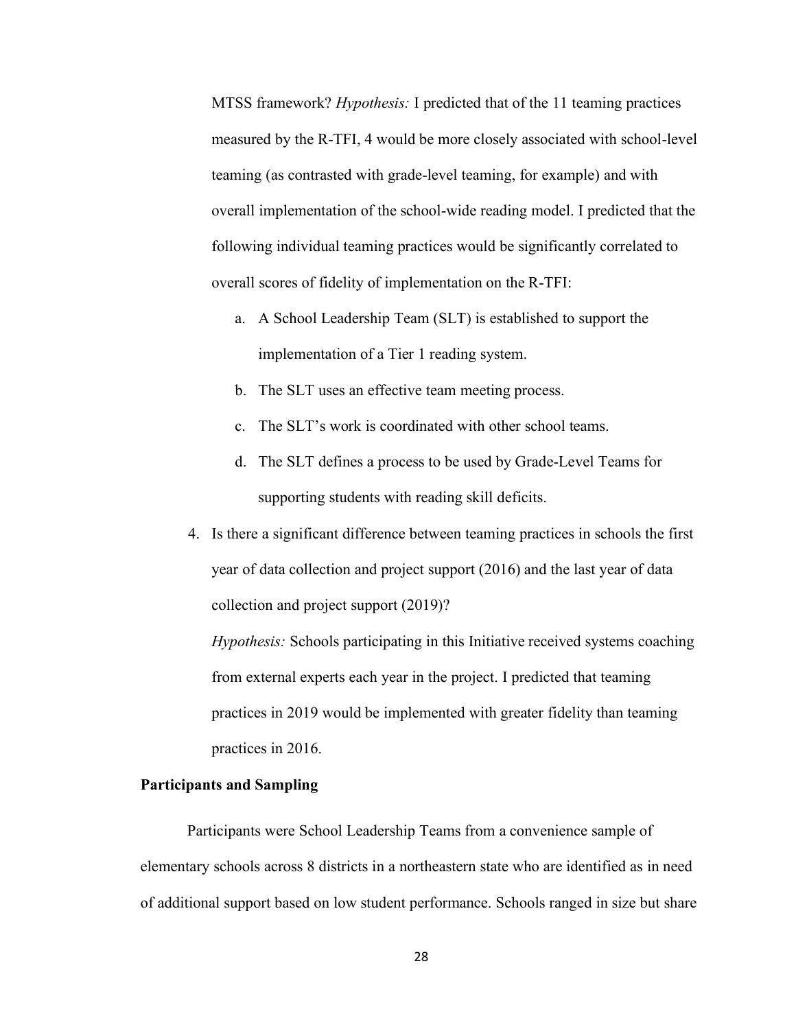MTSS framework? *Hypothesis:* I predicted that of the 11 teaming practices measured by the R-TFI, 4 would be more closely associated with school-level teaming (as contrasted with grade-level teaming, for example) and with overall implementation of the school-wide reading model. I predicted that the following individual teaming practices would be significantly correlated to overall scores of fidelity of implementation on the R-TFI:

   a. A School Leadership Team (SLT) is established to support the implementation of a Tier 1 reading system.
   b. The SLT uses an effective team meeting process.
   c. The SLT's work is coordinated with other school teams.
   d. The SLT defines a process to be used by Grade-Level Teams for supporting students with reading skill deficits.

4. Is there a significant difference between teaming practices in schools the first year of data collection and project support (2016) and the last year of data collection and project support (2019)?

   *Hypothesis:* Schools participating in this Initiative received systems coaching from external experts each year in the project. I predicted that teaming practices in 2019 would be implemented with greater fidelity than teaming practices in 2016.

**Participants and Sampling**

Participants were School Leadership Teams from a convenience sample of elementary schools across 8 districts in a northeastern state who are identified as in need of additional support based on low student performance. Schools ranged in size but share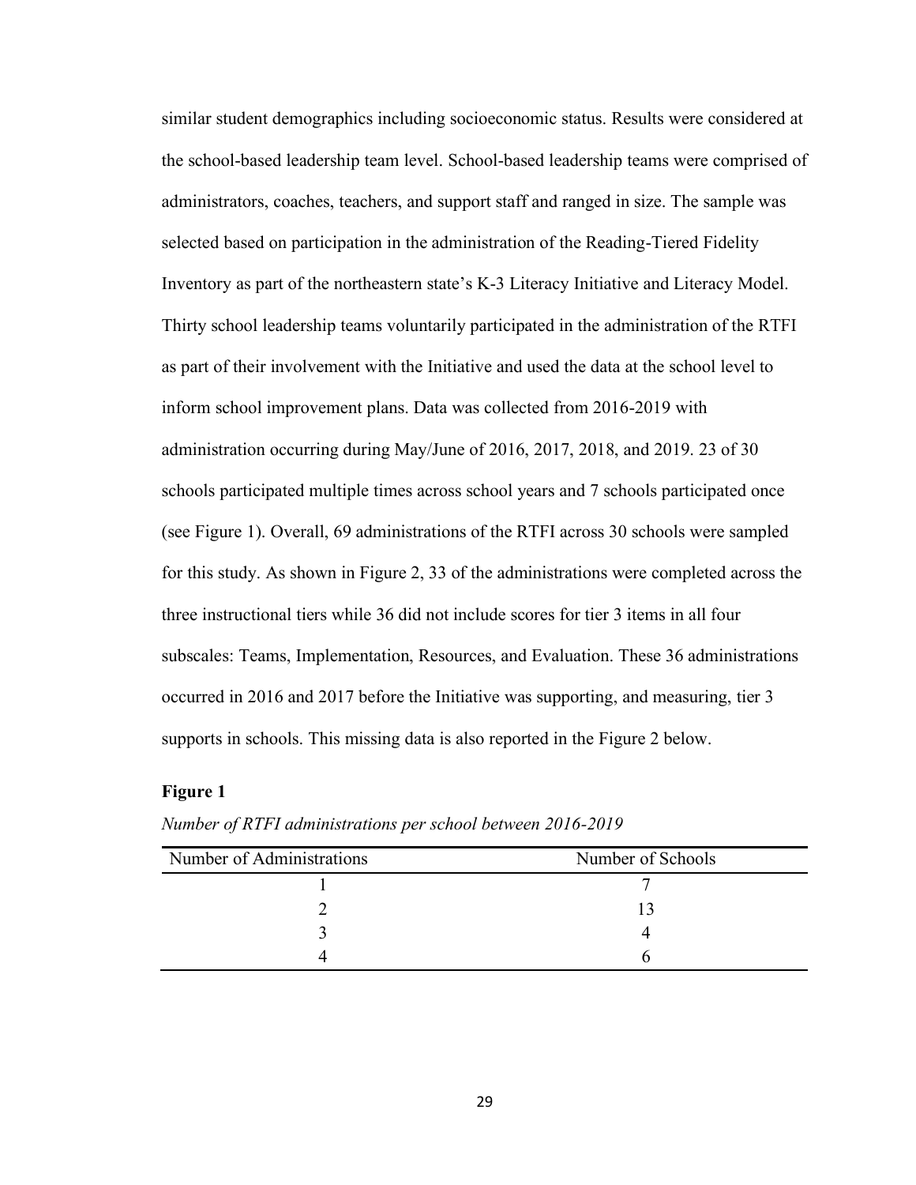similar student demographics including socioeconomic status. Results were considered at the school-based leadership team level. School-based leadership teams were comprised of administrators, coaches, teachers, and support staff and ranged in size. The sample was selected based on participation in the administration of the Reading-Tiered Fidelity Inventory as part of the northeastern state's K-3 Literacy Initiative and Literacy Model. Thirty school leadership teams voluntarily participated in the administration of the RTFI as part of their involvement with the Initiative and used the data at the school level to inform school improvement plans. Data was collected from 2016-2019 with administration occurring during May/June of 2016, 2017, 2018, and 2019. 23 of 30 schools participated multiple times across school years and 7 schools participated once (see Figure 1). Overall, 69 administrations of the RTFI across 30 schools were sampled for this study. As shown in Figure 2, 33 of the administrations were completed across the three instructional tiers while 36 did not include scores for tier 3 items in all four subscales: Teams, Implementation, Resources, and Evaluation. These 36 administrations occurred in 2016 and 2017 before the Initiative was supporting, and measuring, tier 3 supports in schools. This missing data is also reported in the Figure 2 below.

**Figure 1**

*Number of RTFI administrations per school between 2016-2019*

| Number of Administrations | Number of Schools |
|---|---|
| 1 | 7 |
| 2 | 13 |
| 3 | 4 |
| 4 | 6 |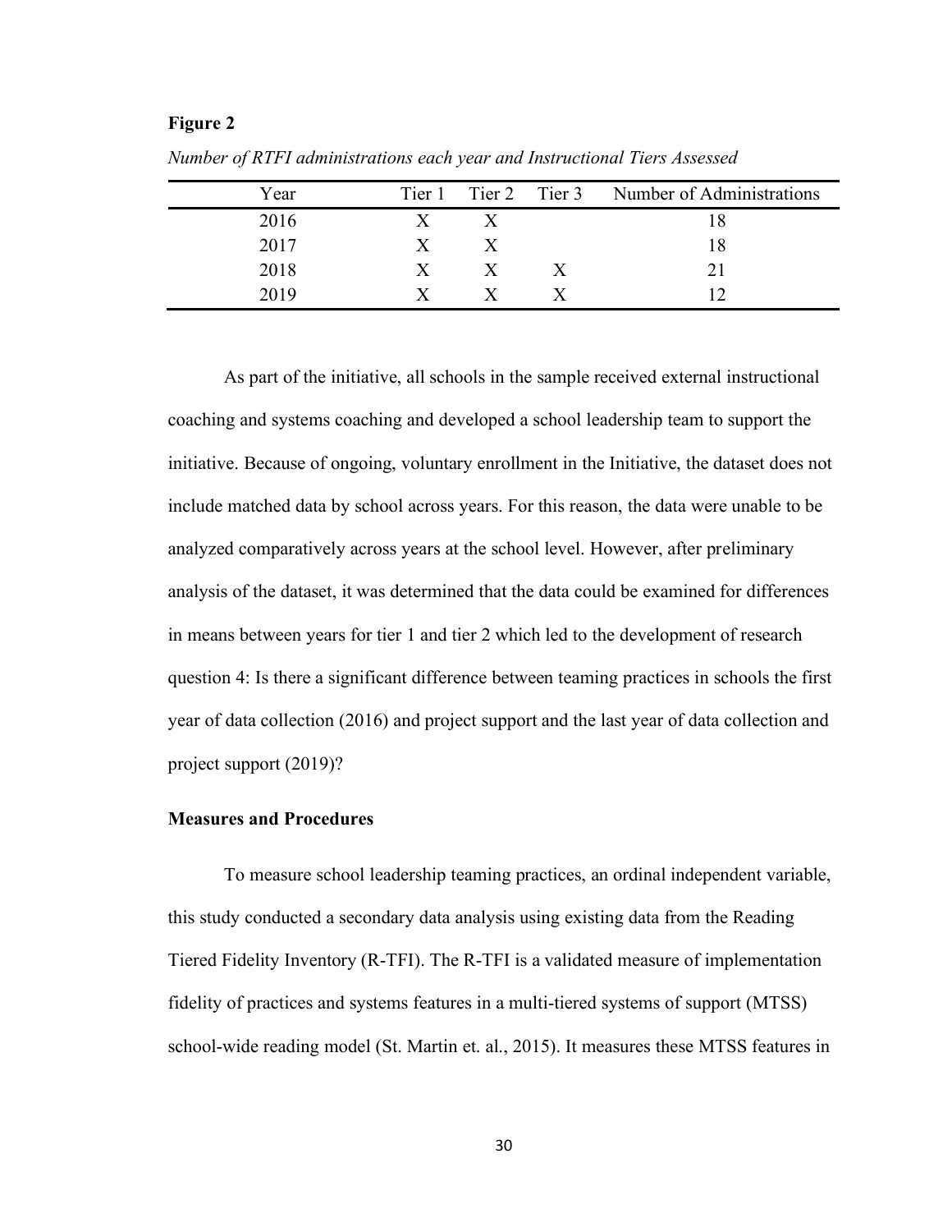**Figure 2**

*Number of RTFI administrations each year and Instructional Tiers Assessed*

| Year | Tier 1 | Tier 2 | Tier 3 | Number of Administrations |
|---|---|---|---|---|
| 2016 | X | X | | 18 |
| 2017 | X | X | | 18 |
| 2018 | X | X | X | 21 |
| 2019 | X | X | X | 12 |

As part of the initiative, all schools in the sample received external instructional coaching and systems coaching and developed a school leadership team to support the initiative. Because of ongoing, voluntary enrollment in the Initiative, the dataset does not include matched data by school across years. For this reason, the data were unable to be analyzed comparatively across years at the school level. However, after preliminary analysis of the dataset, it was determined that the data could be examined for differences in means between years for tier 1 and tier 2 which led to the development of research question 4: Is there a significant difference between teaming practices in schools the first year of data collection (2016) and project support and the last year of data collection and project support (2019)?

**Measures and Procedures**

To measure school leadership teaming practices, an ordinal independent variable, this study conducted a secondary data analysis using existing data from the Reading Tiered Fidelity Inventory (R-TFI). The R-TFI is a validated measure of implementation fidelity of practices and systems features in a multi-tiered systems of support (MTSS) school-wide reading model (St. Martin et. al., 2015). It measures these MTSS features in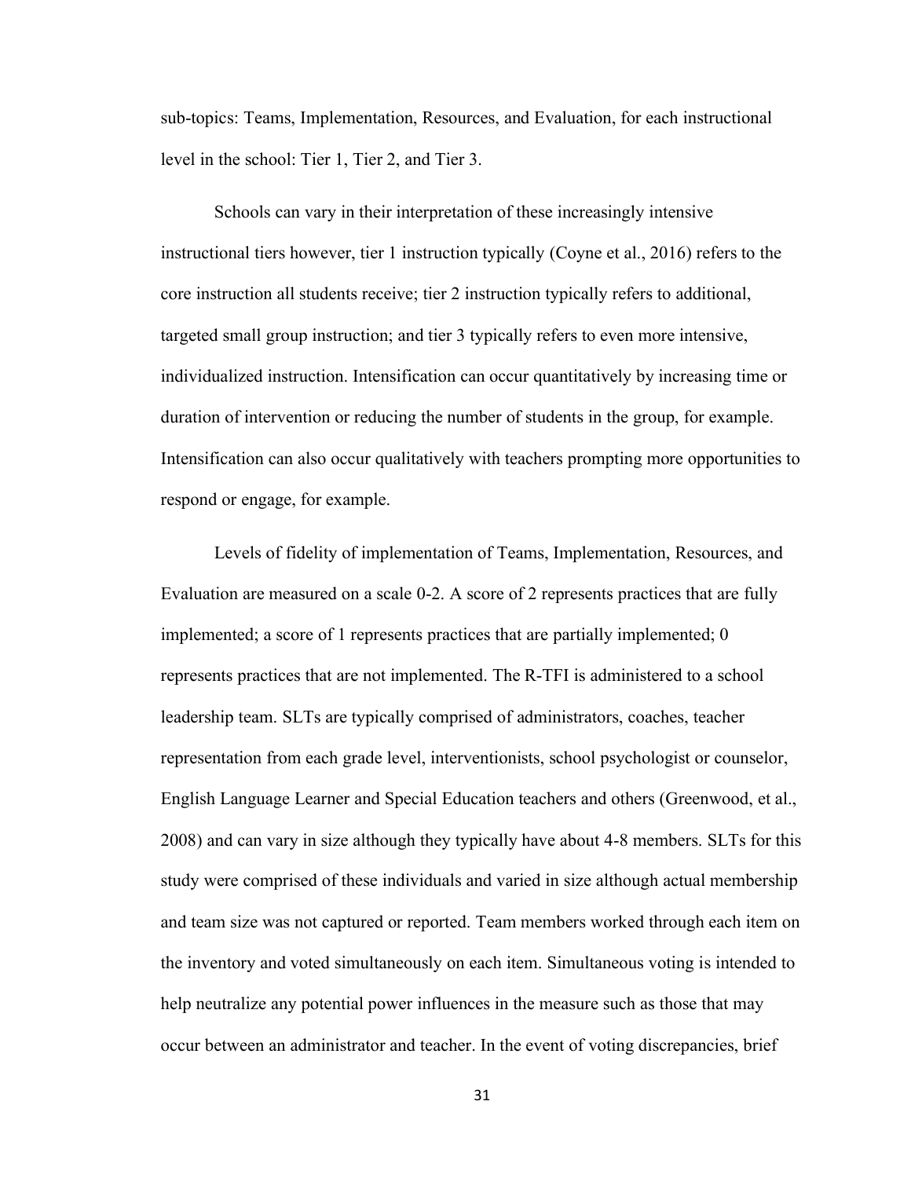sub-topics: Teams, Implementation, Resources, and Evaluation, for each instructional level in the school: Tier 1, Tier 2, and Tier 3.

Schools can vary in their interpretation of these increasingly intensive instructional tiers however, tier 1 instruction typically (Coyne et al., 2016) refers to the core instruction all students receive; tier 2 instruction typically refers to additional, targeted small group instruction; and tier 3 typically refers to even more intensive, individualized instruction. Intensification can occur quantitatively by increasing time or duration of intervention or reducing the number of students in the group, for example. Intensification can also occur qualitatively with teachers prompting more opportunities to respond or engage, for example.

Levels of fidelity of implementation of Teams, Implementation, Resources, and Evaluation are measured on a scale 0-2. A score of 2 represents practices that are fully implemented; a score of 1 represents practices that are partially implemented; 0 represents practices that are not implemented. The R-TFI is administered to a school leadership team. SLTs are typically comprised of administrators, coaches, teacher representation from each grade level, interventionists, school psychologist or counselor, English Language Learner and Special Education teachers and others (Greenwood, et al., 2008) and can vary in size although they typically have about 4-8 members. SLTs for this study were comprised of these individuals and varied in size although actual membership and team size was not captured or reported. Team members worked through each item on the inventory and voted simultaneously on each item. Simultaneous voting is intended to help neutralize any potential power influences in the measure such as those that may occur between an administrator and teacher. In the event of voting discrepancies, brief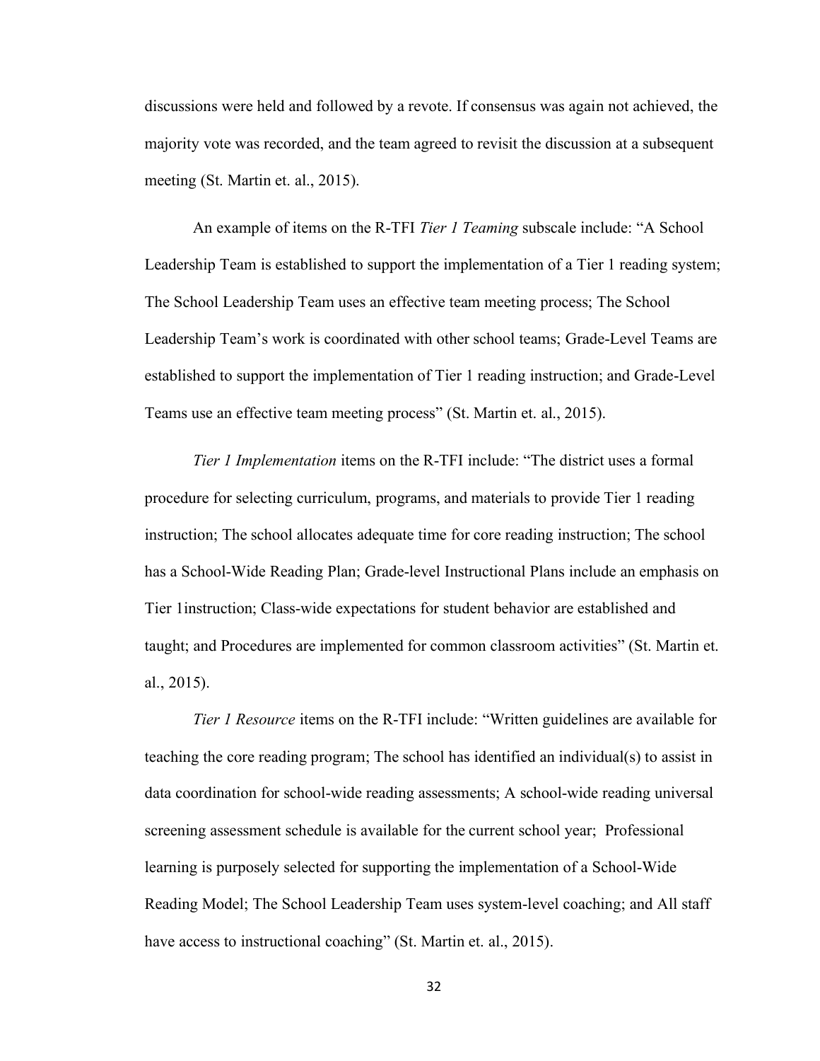discussions were held and followed by a revote. If consensus was again not achieved, the majority vote was recorded, and the team agreed to revisit the discussion at a subsequent meeting (St. Martin et. al., 2015).

An example of items on the R-TFI *Tier 1 Teaming* subscale include: "A School Leadership Team is established to support the implementation of a Tier 1 reading system; The School Leadership Team uses an effective team meeting process; The School Leadership Team's work is coordinated with other school teams; Grade-Level Teams are established to support the implementation of Tier 1 reading instruction; and Grade-Level Teams use an effective team meeting process" (St. Martin et. al., 2015).

*Tier 1 Implementation* items on the R-TFI include: "The district uses a formal procedure for selecting curriculum, programs, and materials to provide Tier 1 reading instruction; The school allocates adequate time for core reading instruction; The school has a School-Wide Reading Plan; Grade-level Instructional Plans include an emphasis on Tier 1instruction; Class-wide expectations for student behavior are established and taught; and Procedures are implemented for common classroom activities" (St. Martin et. al., 2015).

*Tier 1 Resource* items on the R-TFI include: "Written guidelines are available for teaching the core reading program; The school has identified an individual(s) to assist in data coordination for school-wide reading assessments; A school-wide reading universal screening assessment schedule is available for the current school year; Professional learning is purposely selected for supporting the implementation of a School-Wide Reading Model; The School Leadership Team uses system-level coaching; and All staff have access to instructional coaching" (St. Martin et. al., 2015).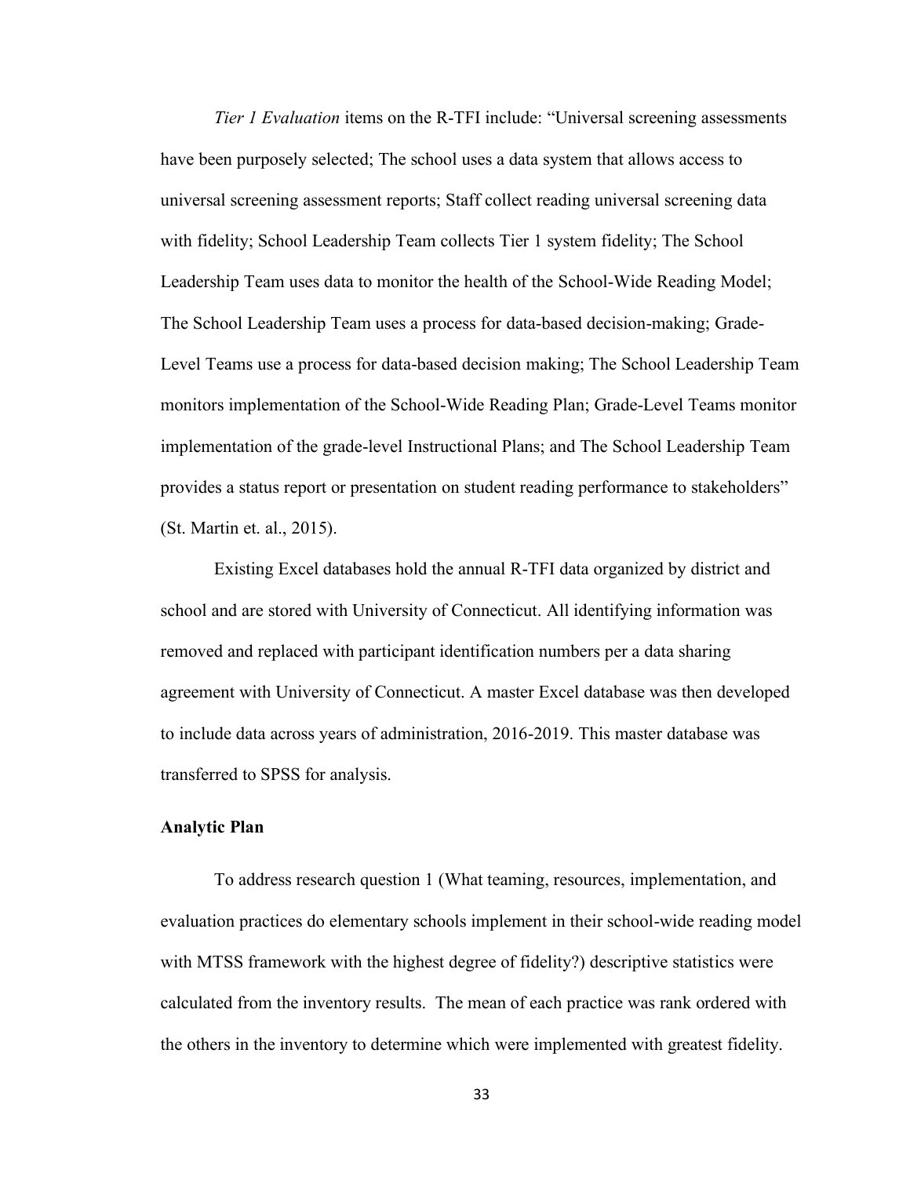*Tier 1 Evaluation* items on the R-TFI include: "Universal screening assessments have been purposely selected; The school uses a data system that allows access to universal screening assessment reports; Staff collect reading universal screening data with fidelity; School Leadership Team collects Tier 1 system fidelity; The School Leadership Team uses data to monitor the health of the School-Wide Reading Model; The School Leadership Team uses a process for data-based decision-making; Grade-Level Teams use a process for data-based decision making; The School Leadership Team monitors implementation of the School-Wide Reading Plan; Grade-Level Teams monitor implementation of the grade-level Instructional Plans; and The School Leadership Team provides a status report or presentation on student reading performance to stakeholders" (St. Martin et. al., 2015).

Existing Excel databases hold the annual R-TFI data organized by district and school and are stored with University of Connecticut. All identifying information was removed and replaced with participant identification numbers per a data sharing agreement with University of Connecticut. A master Excel database was then developed to include data across years of administration, 2016-2019. This master database was transferred to SPSS for analysis.

**Analytic Plan**

To address research question 1 (What teaming, resources, implementation, and evaluation practices do elementary schools implement in their school-wide reading model with MTSS framework with the highest degree of fidelity?) descriptive statistics were calculated from the inventory results. The mean of each practice was rank ordered with the others in the inventory to determine which were implemented with greatest fidelity.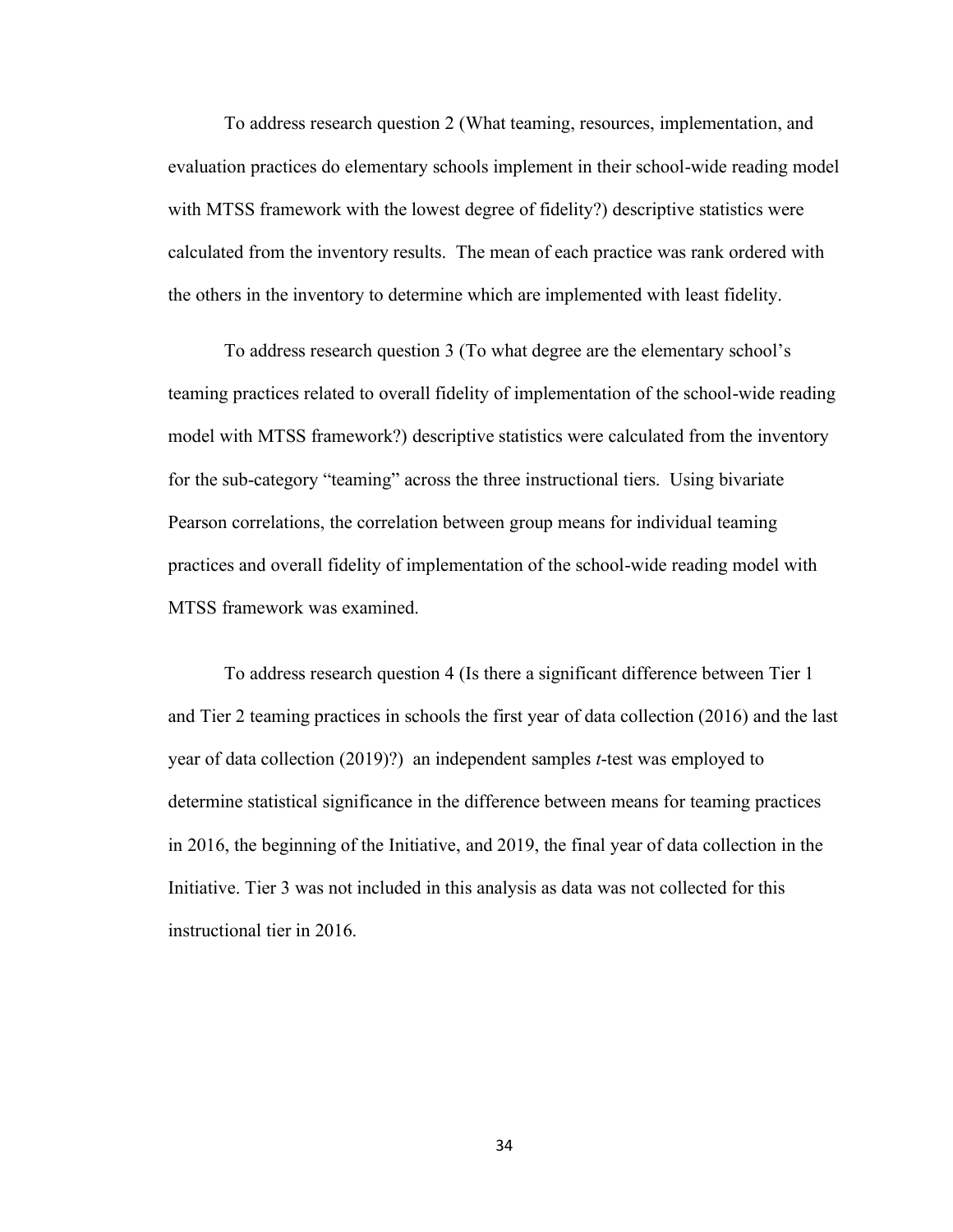To address research question 2 (What teaming, resources, implementation, and evaluation practices do elementary schools implement in their school-wide reading model with MTSS framework with the lowest degree of fidelity?) descriptive statistics were calculated from the inventory results. The mean of each practice was rank ordered with the others in the inventory to determine which are implemented with least fidelity.

To address research question 3 (To what degree are the elementary school's teaming practices related to overall fidelity of implementation of the school-wide reading model with MTSS framework?) descriptive statistics were calculated from the inventory for the sub-category "teaming" across the three instructional tiers. Using bivariate Pearson correlations, the correlation between group means for individual teaming practices and overall fidelity of implementation of the school-wide reading model with MTSS framework was examined.

To address research question 4 (Is there a significant difference between Tier 1 and Tier 2 teaming practices in schools the first year of data collection (2016) and the last year of data collection (2019)?) an independent samples *t*-test was employed to determine statistical significance in the difference between means for teaming practices in 2016, the beginning of the Initiative, and 2019, the final year of data collection in the Initiative. Tier 3 was not included in this analysis as data was not collected for this instructional tier in 2016.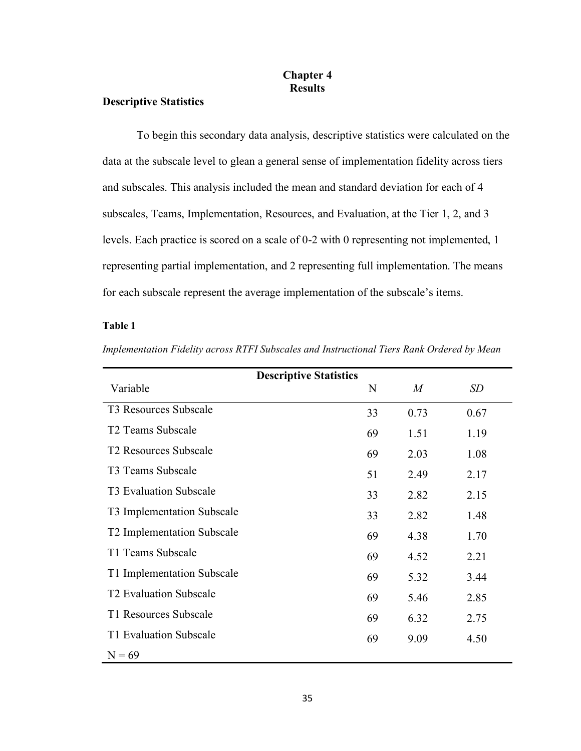# Chapter 4
# Results

## Descriptive Statistics

To begin this secondary data analysis, descriptive statistics were calculated on the data at the subscale level to glean a general sense of implementation fidelity across tiers and subscales. This analysis included the mean and standard deviation for each of 4 subscales, Teams, Implementation, Resources, and Evaluation, at the Tier 1, 2, and 3 levels. Each practice is scored on a scale of 0-2 with 0 representing not implemented, 1 representing partial implementation, and 2 representing full implementation. The means for each subscale represent the average implementation of the subscale's items.

**Table 1**

*Implementation Fidelity across RTFI Subscales and Instructional Tiers Rank Ordered by Mean*

| **Descriptive Statistics** | | | |
|---|---|---|---|
| Variable | N | *M* | *SD* |
| T3 Resources Subscale | 33 | 0.73 | 0.67 |
| T2 Teams Subscale | 69 | 1.51 | 1.19 |
| T2 Resources Subscale | 69 | 2.03 | 1.08 |
| T3 Teams Subscale | 51 | 2.49 | 2.17 |
| T3 Evaluation Subscale | 33 | 2.82 | 2.15 |
| T3 Implementation Subscale | 33 | 2.82 | 1.48 |
| T2 Implementation Subscale | 69 | 4.38 | 1.70 |
| T1 Teams Subscale | 69 | 4.52 | 2.21 |
| T1 Implementation Subscale | 69 | 5.32 | 3.44 |
| T2 Evaluation Subscale | 69 | 5.46 | 2.85 |
| T1 Resources Subscale | 69 | 6.32 | 2.75 |
| T1 Evaluation Subscale | 69 | 9.09 | 4.50 |
| N = 69 | | | |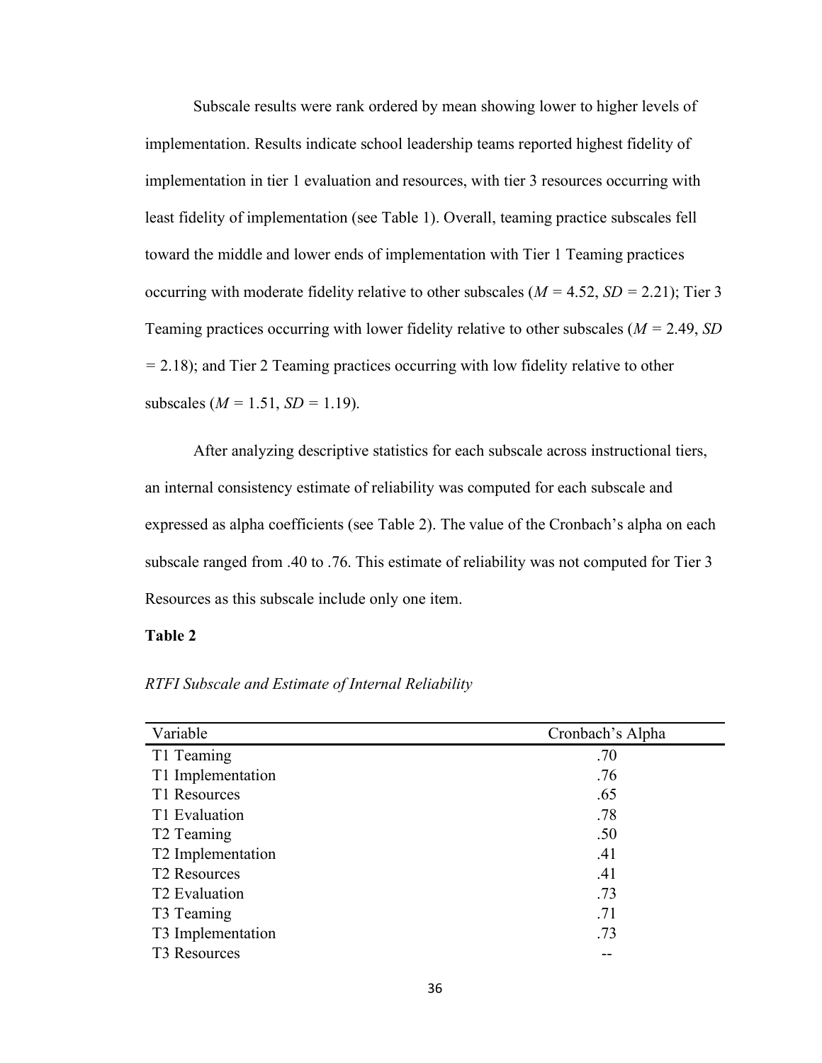Subscale results were rank ordered by mean showing lower to higher levels of implementation. Results indicate school leadership teams reported highest fidelity of implementation in tier 1 evaluation and resources, with tier 3 resources occurring with least fidelity of implementation (see Table 1). Overall, teaming practice subscales fell toward the middle and lower ends of implementation with Tier 1 Teaming practices occurring with moderate fidelity relative to other subscales ($M$ = 4.52, $SD$ = 2.21); Tier 3 Teaming practices occurring with lower fidelity relative to other subscales ($M$ = 2.49, $SD$ = 2.18); and Tier 2 Teaming practices occurring with low fidelity relative to other subscales ($M$ = 1.51, $SD$ = 1.19).

After analyzing descriptive statistics for each subscale across instructional tiers, an internal consistency estimate of reliability was computed for each subscale and expressed as alpha coefficients (see Table 2). The value of the Cronbach's alpha on each subscale ranged from .40 to .76. This estimate of reliability was not computed for Tier 3 Resources as this subscale include only one item.

**Table 2**

*RTFI Subscale and Estimate of Internal Reliability*

| Variable | Cronbach's Alpha |
|---|---|
| T1 Teaming | .70 |
| T1 Implementation | .76 |
| T1 Resources | .65 |
| T1 Evaluation | .78 |
| T2 Teaming | .50 |
| T2 Implementation | .41 |
| T2 Resources | .41 |
| T2 Evaluation | .73 |
| T3 Teaming | .71 |
| T3 Implementation | .73 |
| T3 Resources | -- |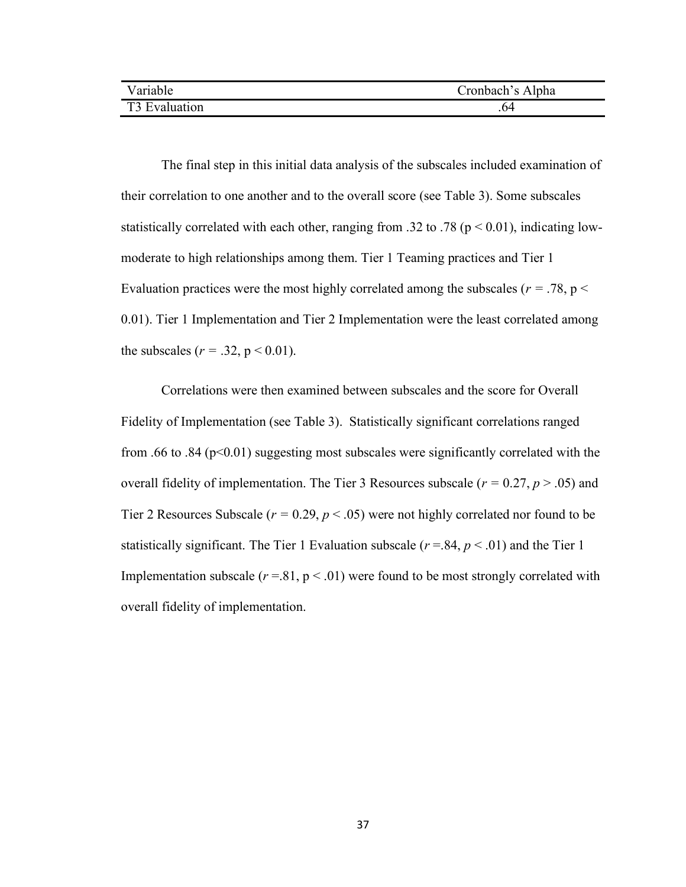| Variable | Cronbach's Alpha |
| --- | --- |
| T3 Evaluation | .64 |

The final step in this initial data analysis of the subscales included examination of their correlation to one another and to the overall score (see Table 3). Some subscales statistically correlated with each other, ranging from .32 to .78 ($p < 0.01$), indicating low-moderate to high relationships among them. Tier 1 Teaming practices and Tier 1 Evaluation practices were the most highly correlated among the subscales ($r = .78$, $p < 0.01$). Tier 1 Implementation and Tier 2 Implementation were the least correlated among the subscales ($r = .32$, $p < 0.01$).

Correlations were then examined between subscales and the score for Overall Fidelity of Implementation (see Table 3). Statistically significant correlations ranged from .66 to .84 ($p<0.01$) suggesting most subscales were significantly correlated with the overall fidelity of implementation. The Tier 3 Resources subscale ($r = 0.27$, $p > .05$) and Tier 2 Resources Subscale ($r = 0.29$, $p < .05$) were not highly correlated nor found to be statistically significant. The Tier 1 Evaluation subscale ($r =.84$, $p < .01$) and the Tier 1 Implementation subscale ($r =.81$, $p < .01$) were found to be most strongly correlated with overall fidelity of implementation.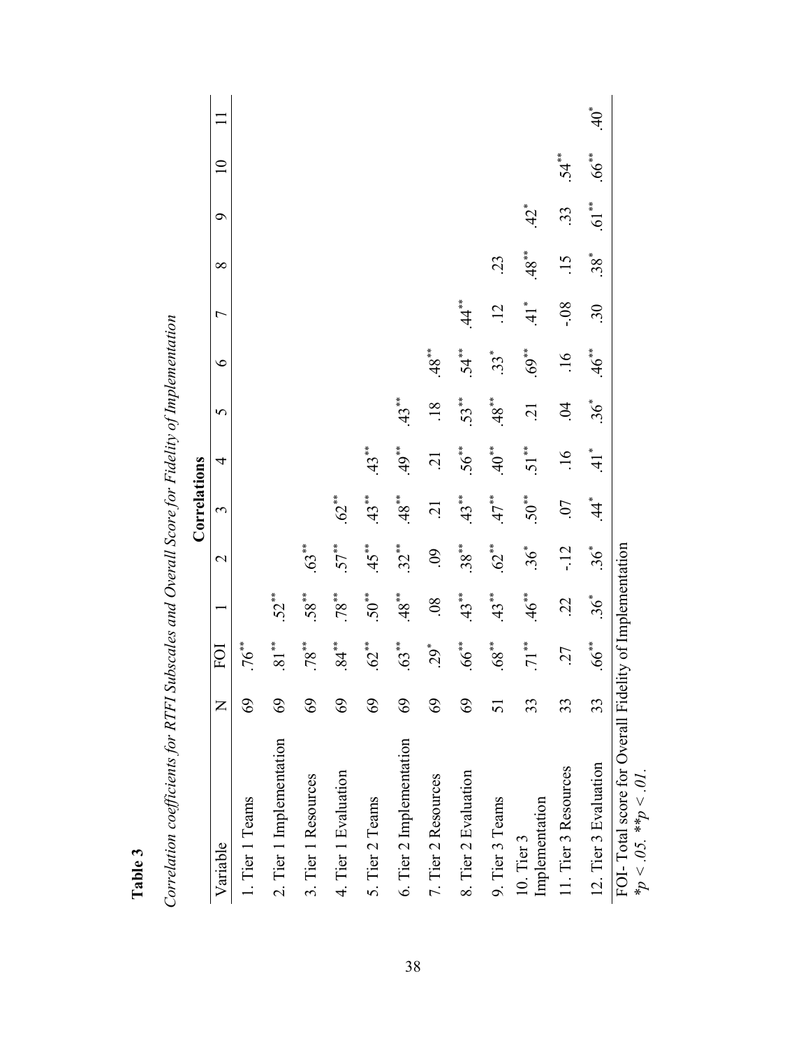**Table 3**

*Correlation coefficients for RTFI Subscales and Overall Score for Fidelity of Implementation*

| Variable | N | FOI | 1 | 2 | 3 | 4 | 5 | 6 | 7 | 8 | 9 | 10 | 11 |
|---|---|---|---|---|---|---|---|---|---|---|---|---|---|
| | | **Correlations** | | | | | | | | | | | |
| 1. Tier 1 Teams | 69 | .76** | | | | | | | | | | | |
| 2. Tier 1 Implementation | 69 | .81** | .52** | | | | | | | | | | |
| 3. Tier 1 Resources | 69 | .78** | .58** | .63** | | | | | | | | | |
| 4. Tier 1 Evaluation | 69 | .84** | .78** | .57** | .62** | | | | | | | | |
| 5. Tier 2 Teams | 69 | .62** | .50** | .45** | .43** | .43** | | | | | | | |
| 6. Tier 2 Implementation | 69 | .63** | .48** | .32** | .48** | .49** | .43** | | | | | | |
| 7. Tier 2 Resources | 69 | .29* | .08 | .09 | .21 | .21 | .18 | .48** | | | | | |
| 8. Tier 2 Evaluation | 69 | .66** | .43** | .38** | .43** | .56** | .53** | .54** | .44** | | | | |
| 9. Tier 3 Teams | 51 | .68** | .43** | .62** | .47** | .40** | .48** | .33* | .12 | .23 | | | |
| 10. Tier 3 Implementation | 33 | .71** | .46** | .36* | .50** | .51** | .21 | .69** | .41* | .48** | .42* | | |
| 11. Tier 3 Resources | 33 | .27 | .22 | -.12 | .07 | .16 | .04 | .16 | -.08 | .15 | .33 | .54** | |
| 12. Tier 3 Evaluation | 33 | .66** | .36* | .36* | .44* | .41* | .36* | .46** | .30 | .38* | .61** | .66** | .40* |

FOI- Total score for Overall Fidelity of Implementation
$^*p < .05$. $^{**}p < .01$.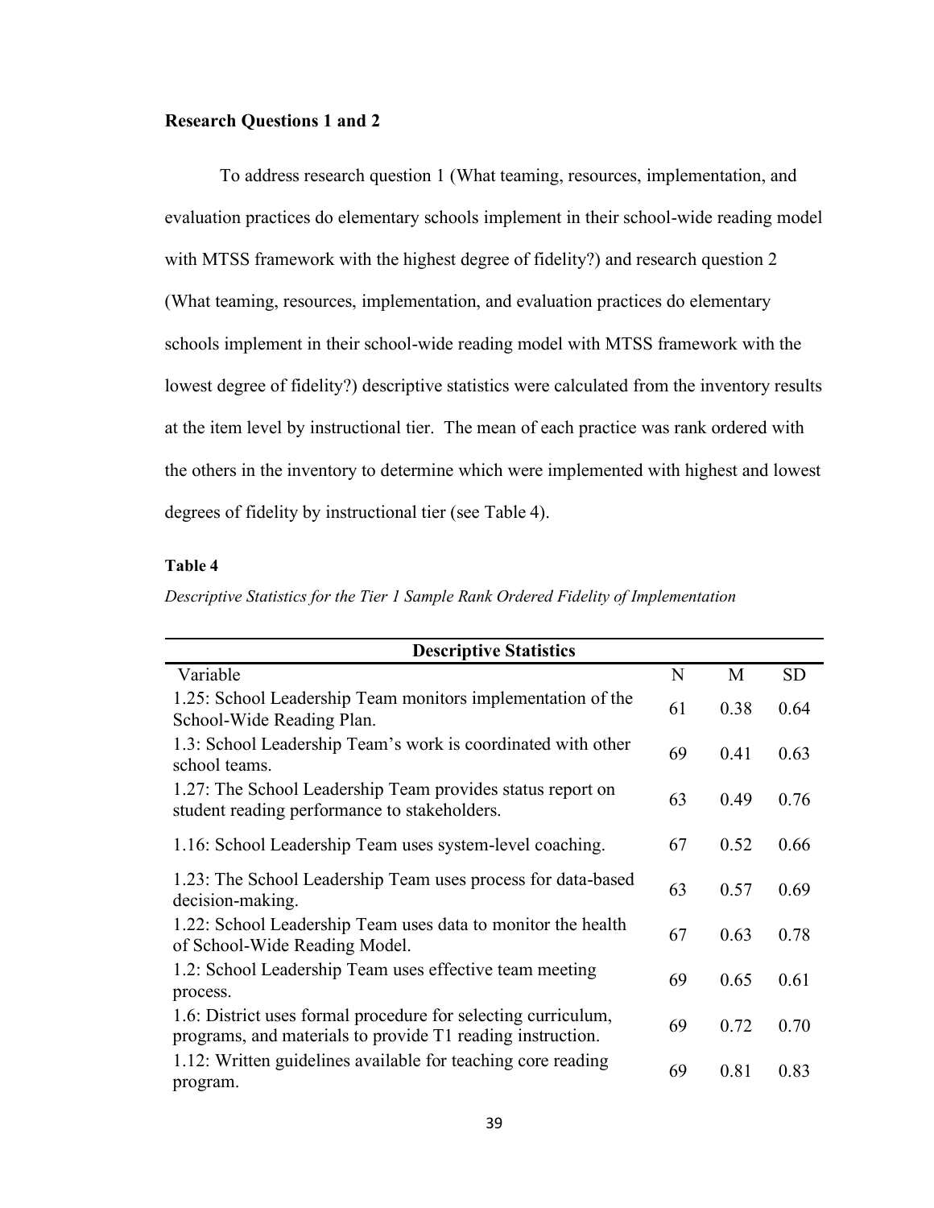**Research Questions 1 and 2**

To address research question 1 (What teaming, resources, implementation, and evaluation practices do elementary schools implement in their school-wide reading model with MTSS framework with the highest degree of fidelity?) and research question 2 (What teaming, resources, implementation, and evaluation practices do elementary schools implement in their school-wide reading model with MTSS framework with the lowest degree of fidelity?) descriptive statistics were calculated from the inventory results at the item level by instructional tier. The mean of each practice was rank ordered with the others in the inventory to determine which were implemented with highest and lowest degrees of fidelity by instructional tier (see Table 4).

**Table 4**

*Descriptive Statistics for the Tier 1 Sample Rank Ordered Fidelity of Implementation*

| **Descriptive Statistics** | | | |
|---|---|---|---|
| Variable | N | M | SD |
| 1.25: School Leadership Team monitors implementation of the School-Wide Reading Plan. | 61 | 0.38 | 0.64 |
| 1.3: School Leadership Team's work is coordinated with other school teams. | 69 | 0.41 | 0.63 |
| 1.27: The School Leadership Team provides status report on student reading performance to stakeholders. | 63 | 0.49 | 0.76 |
| 1.16: School Leadership Team uses system-level coaching. | 67 | 0.52 | 0.66 |
| 1.23: The School Leadership Team uses process for data-based decision-making. | 63 | 0.57 | 0.69 |
| 1.22: School Leadership Team uses data to monitor the health of School-Wide Reading Model. | 67 | 0.63 | 0.78 |
| 1.2: School Leadership Team uses effective team meeting process. | 69 | 0.65 | 0.61 |
| 1.6: District uses formal procedure for selecting curriculum, programs, and materials to provide T1 reading instruction. | 69 | 0.72 | 0.70 |
| 1.12: Written guidelines available for teaching core reading program. | 69 | 0.81 | 0.83 |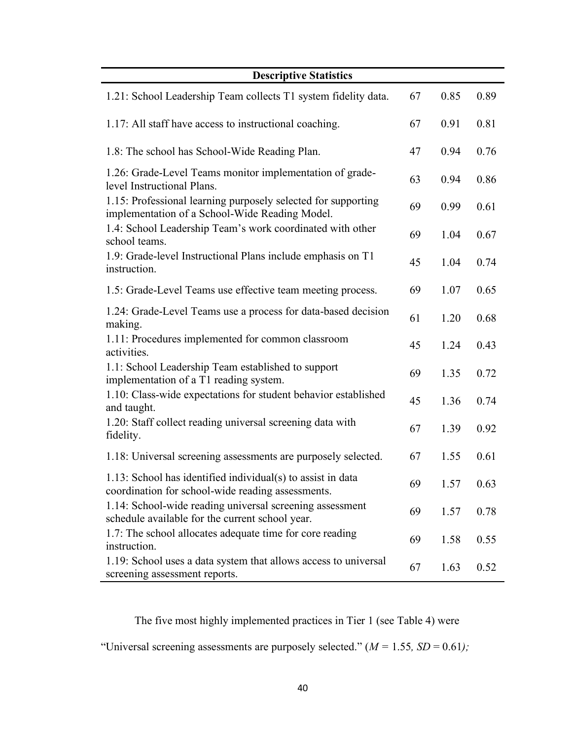| Descriptive Statistics | | | |
|---|---|---|---|
| 1.21: School Leadership Team collects T1 system fidelity data. | 67 | 0.85 | 0.89 |
| 1.17: All staff have access to instructional coaching. | 67 | 0.91 | 0.81 |
| 1.8: The school has School-Wide Reading Plan. | 47 | 0.94 | 0.76 |
| 1.26: Grade-Level Teams monitor implementation of grade-level Instructional Plans. | 63 | 0.94 | 0.86 |
| 1.15: Professional learning purposely selected for supporting implementation of a School-Wide Reading Model. | 69 | 0.99 | 0.61 |
| 1.4: School Leadership Team's work coordinated with other school teams. | 69 | 1.04 | 0.67 |
| 1.9: Grade-level Instructional Plans include emphasis on T1 instruction. | 45 | 1.04 | 0.74 |
| 1.5: Grade-Level Teams use effective team meeting process. | 69 | 1.07 | 0.65 |
| 1.24: Grade-Level Teams use a process for data-based decision making. | 61 | 1.20 | 0.68 |
| 1.11: Procedures implemented for common classroom activities. | 45 | 1.24 | 0.43 |
| 1.1: School Leadership Team established to support implementation of a T1 reading system. | 69 | 1.35 | 0.72 |
| 1.10: Class-wide expectations for student behavior established and taught. | 45 | 1.36 | 0.74 |
| 1.20: Staff collect reading universal screening data with fidelity. | 67 | 1.39 | 0.92 |
| 1.18: Universal screening assessments are purposely selected. | 67 | 1.55 | 0.61 |
| 1.13: School has identified individual(s) to assist in data coordination for school-wide reading assessments. | 69 | 1.57 | 0.63 |
| 1.14: School-wide reading universal screening assessment schedule available for the current school year. | 69 | 1.57 | 0.78 |
| 1.7: The school allocates adequate time for core reading instruction. | 69 | 1.58 | 0.55 |
| 1.19: School uses a data system that allows access to universal screening assessment reports. | 67 | 1.63 | 0.52 |

The five most highly implemented practices in Tier 1 (see Table 4) were "Universal screening assessments are purposely selected." (*M* = 1.55*, SD* = 0.61*);*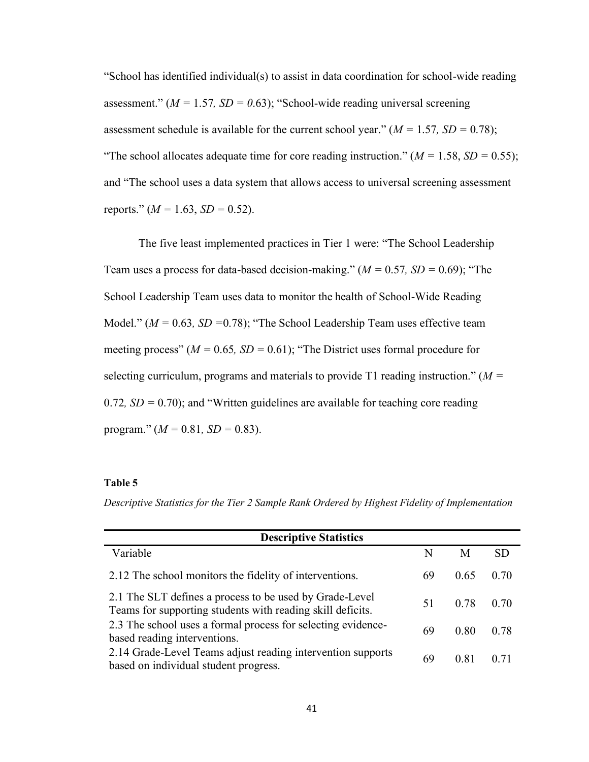"School has identified individual(s) to assist in data coordination for school-wide reading assessment." (*M* = 1.57*, SD = 0.*63); "School-wide reading universal screening assessment schedule is available for the current school year." (*M* = 1.57*, SD* = 0.78); "The school allocates adequate time for core reading instruction." (*M* = 1.58, *SD* = 0.55); and "The school uses a data system that allows access to universal screening assessment reports." (*M* = 1.63, *SD* = 0.52).

The five least implemented practices in Tier 1 were: "The School Leadership Team uses a process for data-based decision-making." (*M* = 0.57*, SD* = 0.69); "The School Leadership Team uses data to monitor the health of School-Wide Reading Model." (*M* = 0.63*, SD* =0.78); "The School Leadership Team uses effective team meeting process" (*M* = 0.65*, SD* = 0.61); "The District uses formal procedure for selecting curriculum, programs and materials to provide T1 reading instruction." (*M* = 0.72*, SD* = 0.70); and "Written guidelines are available for teaching core reading program." (*M* = 0.81*, SD* = 0.83).

**Table 5**

*Descriptive Statistics for the Tier 2 Sample Rank Ordered by Highest Fidelity of Implementation*

| **Descriptive Statistics** | | | |
|---|---|---|---|
| Variable | N | M | SD |
| 2.12 The school monitors the fidelity of interventions. | 69 | 0.65 | 0.70 |
| 2.1 The SLT defines a process to be used by Grade-Level Teams for supporting students with reading skill deficits. | 51 | 0.78 | 0.70 |
| 2.3 The school uses a formal process for selecting evidence-based reading interventions. | 69 | 0.80 | 0.78 |
| 2.14 Grade-Level Teams adjust reading intervention supports based on individual student progress. | 69 | 0.81 | 0.71 |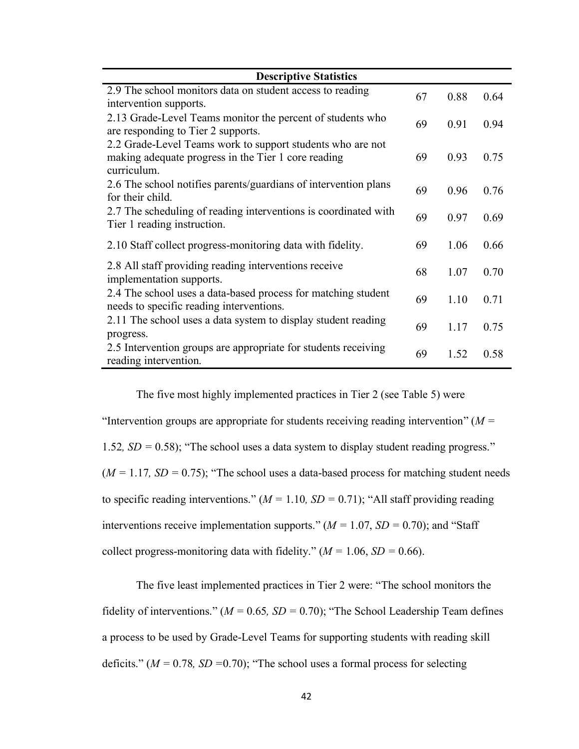| Descriptive Statistics | | | |
|---|---|---|---|
| 2.9 The school monitors data on student access to reading intervention supports. | 67 | 0.88 | 0.64 |
| 2.13 Grade-Level Teams monitor the percent of students who are responding to Tier 2 supports. | 69 | 0.91 | 0.94 |
| 2.2 Grade-Level Teams work to support students who are not making adequate progress in the Tier 1 core reading curriculum. | 69 | 0.93 | 0.75 |
| 2.6 The school notifies parents/guardians of intervention plans for their child. | 69 | 0.96 | 0.76 |
| 2.7 The scheduling of reading interventions is coordinated with Tier 1 reading instruction. | 69 | 0.97 | 0.69 |
| 2.10 Staff collect progress-monitoring data with fidelity. | 69 | 1.06 | 0.66 |
| 2.8 All staff providing reading interventions receive implementation supports. | 68 | 1.07 | 0.70 |
| 2.4 The school uses a data-based process for matching student needs to specific reading interventions. | 69 | 1.10 | 0.71 |
| 2.11 The school uses a data system to display student reading progress. | 69 | 1.17 | 0.75 |
| 2.5 Intervention groups are appropriate for students receiving reading intervention. | 69 | 1.52 | 0.58 |

The five most highly implemented practices in Tier 2 (see Table 5) were "Intervention groups are appropriate for students receiving reading intervention" (*M* = 1.52*, SD* = 0.58); "The school uses a data system to display student reading progress." (*M* = 1.17*, SD* = 0.75); "The school uses a data-based process for matching student needs to specific reading interventions." (*M* = 1.10*, SD* = 0.71); "All staff providing reading interventions receive implementation supports." (*M* = 1.07, *SD* = 0.70); and "Staff collect progress-monitoring data with fidelity." (*M* = 1.06, *SD* = 0.66).

The five least implemented practices in Tier 2 were: "The school monitors the fidelity of interventions." (*M* = 0.65*, SD* = 0.70); "The School Leadership Team defines a process to be used by Grade-Level Teams for supporting students with reading skill deficits." (*M* = 0.78*, SD* =0.70); "The school uses a formal process for selecting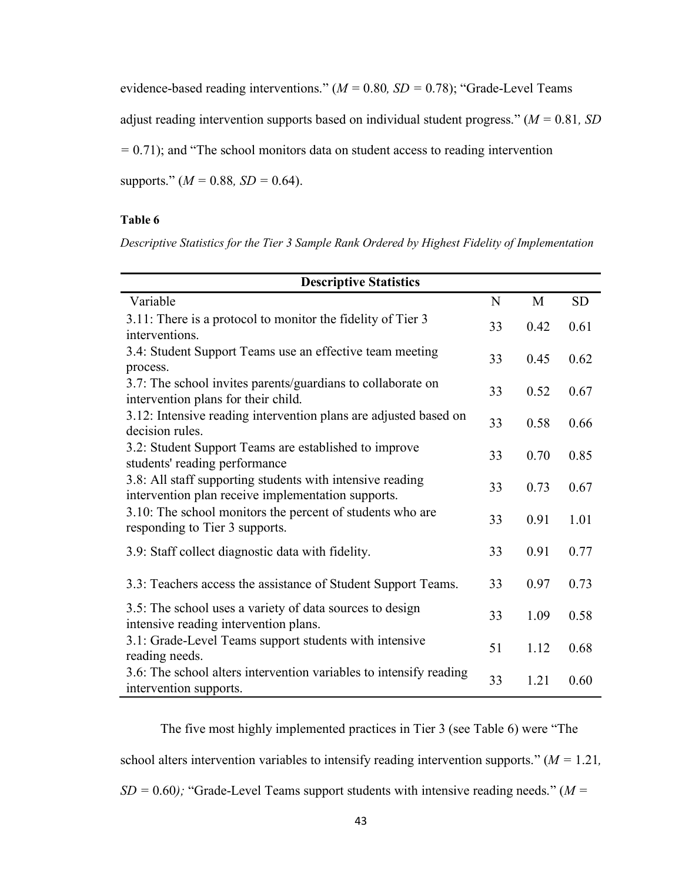evidence-based reading interventions." (*M* = 0.80*, SD* = 0.78); "Grade-Level Teams adjust reading intervention supports based on individual student progress." (*M* = 0.81*, SD* = 0.71); and "The school monitors data on student access to reading intervention supports." (*M* = 0.88*, SD* = 0.64).

**Table 6**

*Descriptive Statistics for the Tier 3 Sample Rank Ordered by Highest Fidelity of Implementation*

| Descriptive Statistics | | | |
|---|---|---|---|
| Variable | N | M | SD |
| 3.11: There is a protocol to monitor the fidelity of Tier 3 interventions. | 33 | 0.42 | 0.61 |
| 3.4: Student Support Teams use an effective team meeting process. | 33 | 0.45 | 0.62 |
| 3.7: The school invites parents/guardians to collaborate on intervention plans for their child. | 33 | 0.52 | 0.67 |
| 3.12: Intensive reading intervention plans are adjusted based on decision rules. | 33 | 0.58 | 0.66 |
| 3.2: Student Support Teams are established to improve students' reading performance | 33 | 0.70 | 0.85 |
| 3.8: All staff supporting students with intensive reading intervention plan receive implementation supports. | 33 | 0.73 | 0.67 |
| 3.10: The school monitors the percent of students who are responding to Tier 3 supports. | 33 | 0.91 | 1.01 |
| 3.9: Staff collect diagnostic data with fidelity. | 33 | 0.91 | 0.77 |
| 3.3: Teachers access the assistance of Student Support Teams. | 33 | 0.97 | 0.73 |
| 3.5: The school uses a variety of data sources to design intensive reading intervention plans. | 33 | 1.09 | 0.58 |
| 3.1: Grade-Level Teams support students with intensive reading needs. | 51 | 1.12 | 0.68 |
| 3.6: The school alters intervention variables to intensify reading intervention supports. | 33 | 1.21 | 0.60 |

The five most highly implemented practices in Tier 3 (see Table 6) were "The school alters intervention variables to intensify reading intervention supports." (*M* = 1.21*, SD* = 0.60*);* "Grade-Level Teams support students with intensive reading needs." (*M* =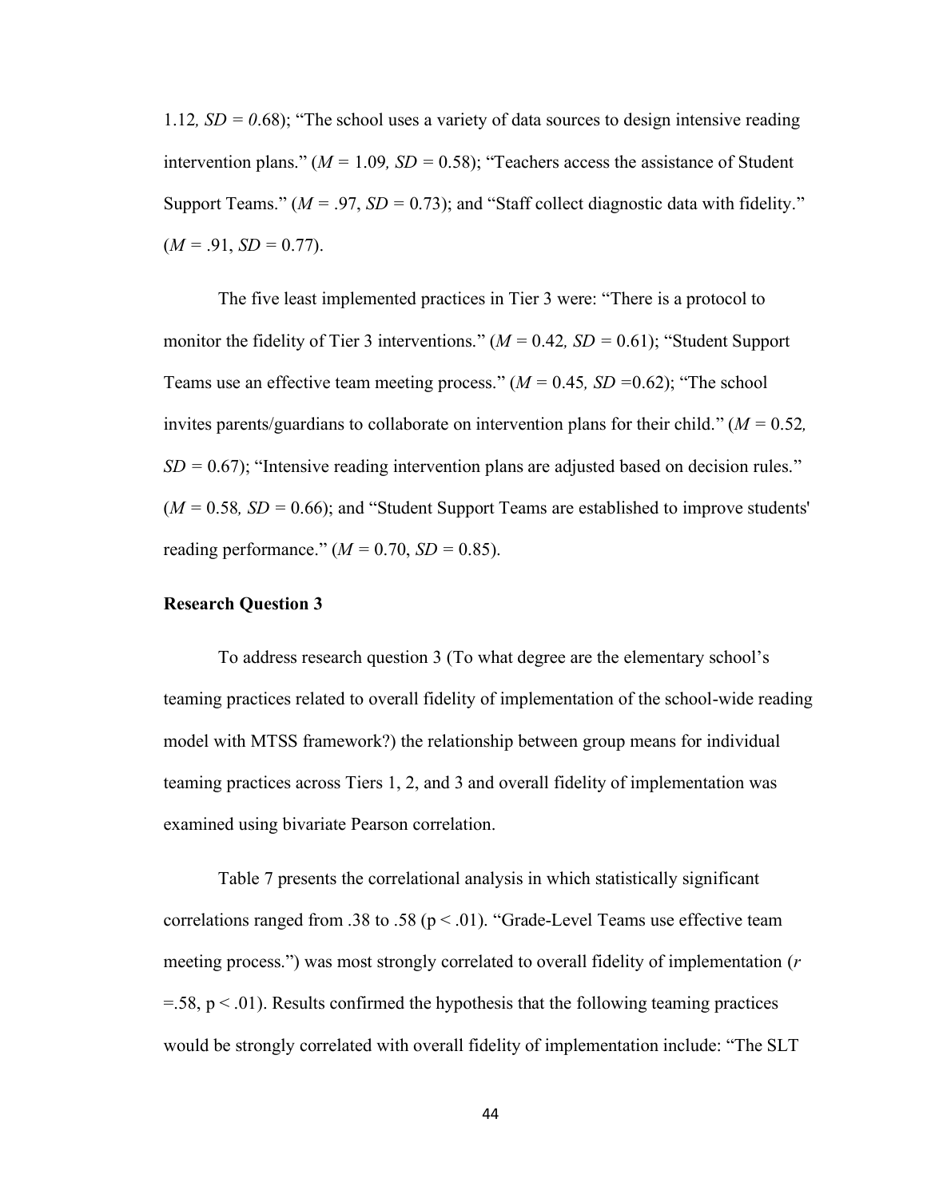1.12, $SD = 0.68$); “The school uses a variety of data sources to design intensive reading intervention plans.” ($M = 1.09$, $SD = 0.58$); “Teachers access the assistance of Student Support Teams.” ($M = .97$, $SD = 0.73$); and “Staff collect diagnostic data with fidelity.” ($M = .91$, $SD = 0.77$).

The five least implemented practices in Tier 3 were: “There is a protocol to monitor the fidelity of Tier 3 interventions.” ($M = 0.42$, $SD = 0.61$); “Student Support Teams use an effective team meeting process.” ($M = 0.45$, $SD = 0.62$); “The school invites parents/guardians to collaborate on intervention plans for their child.” ($M = 0.52$, $SD = 0.67$); “Intensive reading intervention plans are adjusted based on decision rules.” ($M = 0.58$, $SD = 0.66$); and “Student Support Teams are established to improve students' reading performance.” ($M = 0.70$, $SD = 0.85$).

### Research Question 3

To address research question 3 (To what degree are the elementary school's teaming practices related to overall fidelity of implementation of the school-wide reading model with MTSS framework?) the relationship between group means for individual teaming practices across Tiers 1, 2, and 3 and overall fidelity of implementation was examined using bivariate Pearson correlation.

Table 7 presents the correlational analysis in which statistically significant correlations ranged from .38 to .58 ($p < .01$). “Grade-Level Teams use effective team meeting process.”) was most strongly correlated to overall fidelity of implementation ($r = .58$, $p < .01$). Results confirmed the hypothesis that the following teaming practices would be strongly correlated with overall fidelity of implementation include: “The SLT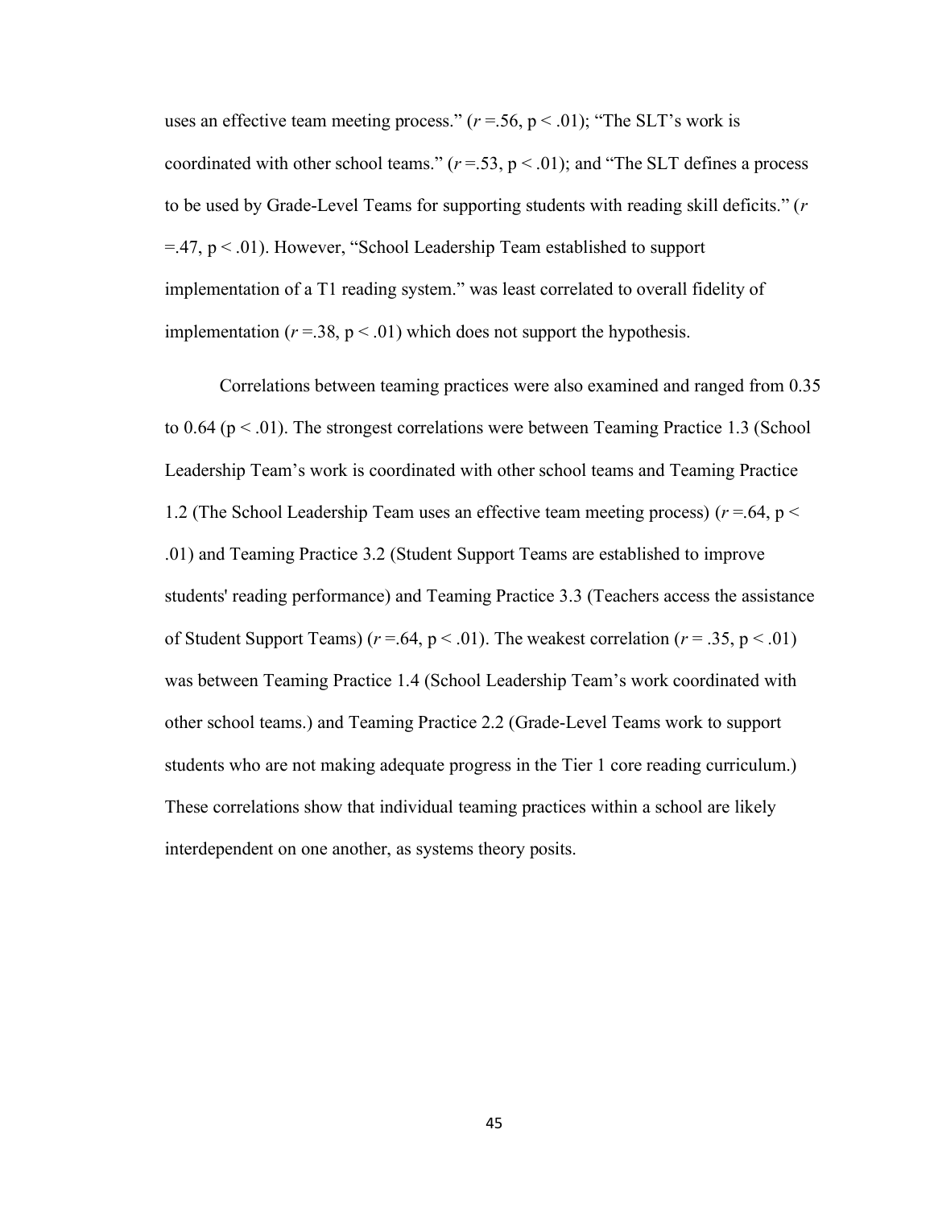uses an effective team meeting process." ($r$ =.56, $p < .01$); "The SLT's work is coordinated with other school teams." ($r$ =.53, $p < .01$); and "The SLT defines a process to be used by Grade-Level Teams for supporting students with reading skill deficits." ($r$ =.47, $p < .01$). However, "School Leadership Team established to support implementation of a T1 reading system." was least correlated to overall fidelity of implementation ($r$ =.38, $p < .01$) which does not support the hypothesis.

Correlations between teaming practices were also examined and ranged from 0.35 to 0.64 ($p < .01$). The strongest correlations were between Teaming Practice 1.3 (School Leadership Team's work is coordinated with other school teams and Teaming Practice 1.2 (The School Leadership Team uses an effective team meeting process) ($r$ =.64, $p < .01$) and Teaming Practice 3.2 (Student Support Teams are established to improve students' reading performance) and Teaming Practice 3.3 (Teachers access the assistance of Student Support Teams) ($r$ =.64, $p < .01$). The weakest correlation ($r$ = .35, $p < .01$) was between Teaming Practice 1.4 (School Leadership Team's work coordinated with other school teams.) and Teaming Practice 2.2 (Grade-Level Teams work to support students who are not making adequate progress in the Tier 1 core reading curriculum.) These correlations show that individual teaming practices within a school are likely interdependent on one another, as systems theory posits.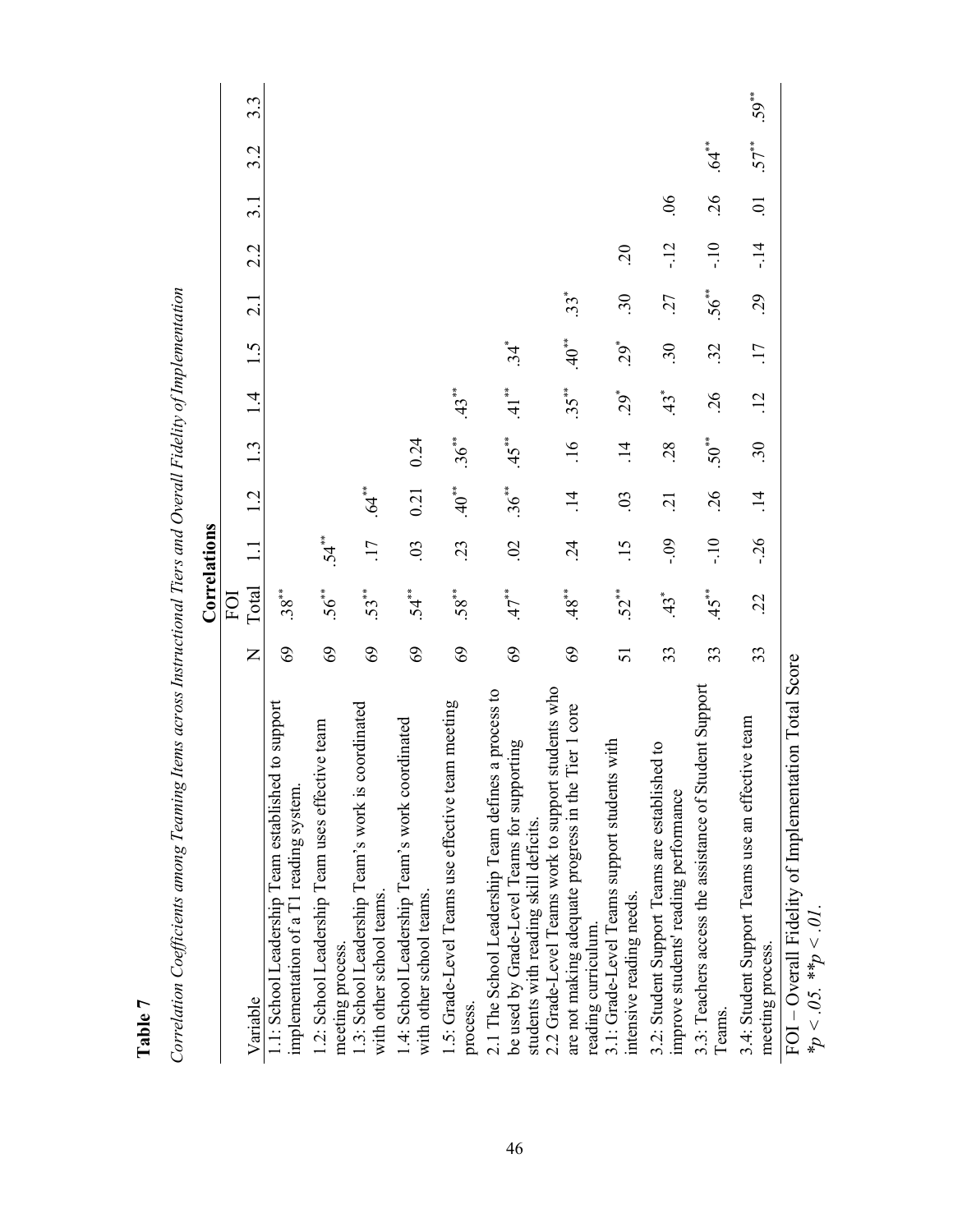**Table 7**

*Correlation Coefficients among Teaming Items across Instructional Tiers and Overall Fidelity of Implementation*

| | | Correlations | | | | | | | | | | | |
|---|---|---|---|---|---|---|---|---|---|---|---|---|---|
| Variable | N | FOI Total | 1.1 | 1.2 | 1.3 | 1.4 | 1.5 | 2.1 | 2.2 | 3.1 | 3.2 | 3.3 |
| 1.1: School Leadership Team established to support implementation of a T1 reading system. | 69 | .38** | | | | | | | | | | |
| 1.2: School Leadership Team uses effective team meeting process. | 69 | .56** | .54** | | | | | | | | | |
| 1.3: School Leadership Team's work is coordinated with other school teams. | 69 | .53** | .17 | .64** | | | | | | | | |
| 1.4: School Leadership Team's work coordinated with other school teams. | 69 | .54** | .03 | 0.21 | 0.24 | | | | | | | |
| 1.5: Grade-Level Teams use effective team meeting process. | 69 | .58** | .23 | .40** | .36** | .43** | | | | | | |
| 2.1 The School Leadership Team defines a process to be used by Grade-Level Teams for supporting students with reading skill deficits. | 69 | .47** | .02 | .36** | .45** | .41** | .34* | | | | | |
| 2.2 Grade-Level Teams work to support students who are not making adequate progress in the Tier 1 core reading curriculum. | 69 | .48** | .24 | .14 | .16 | .35** | .40** | .33* | | | | |
| 3.1: Grade-Level Teams support students with intensive reading needs. | 51 | .52** | .15 | .03 | .14 | .29* | .29* | .30 | .20 | | | |
| 3.2: Student Support Teams are established to improve students' reading performance | 33 | .43* | -.09 | .21 | .28 | .43* | .30 | .27 | -.12 | .06 | | |
| 3.3: Teachers access the assistance of Student Support Teams. | 33 | .45** | -.10 | .26 | .50** | .26 | .32 | .56** | -.10 | .26 | .64** | |
| 3.4: Student Support Teams use an effective team meeting process. | 33 | .22 | -.26 | .14 | .30 | .12 | .17 | .29 | -.14 | .01 | .57** | .59** |

FOI – Overall Fidelity of Implementation Total Score
$*p < .05$. $**p < .01$.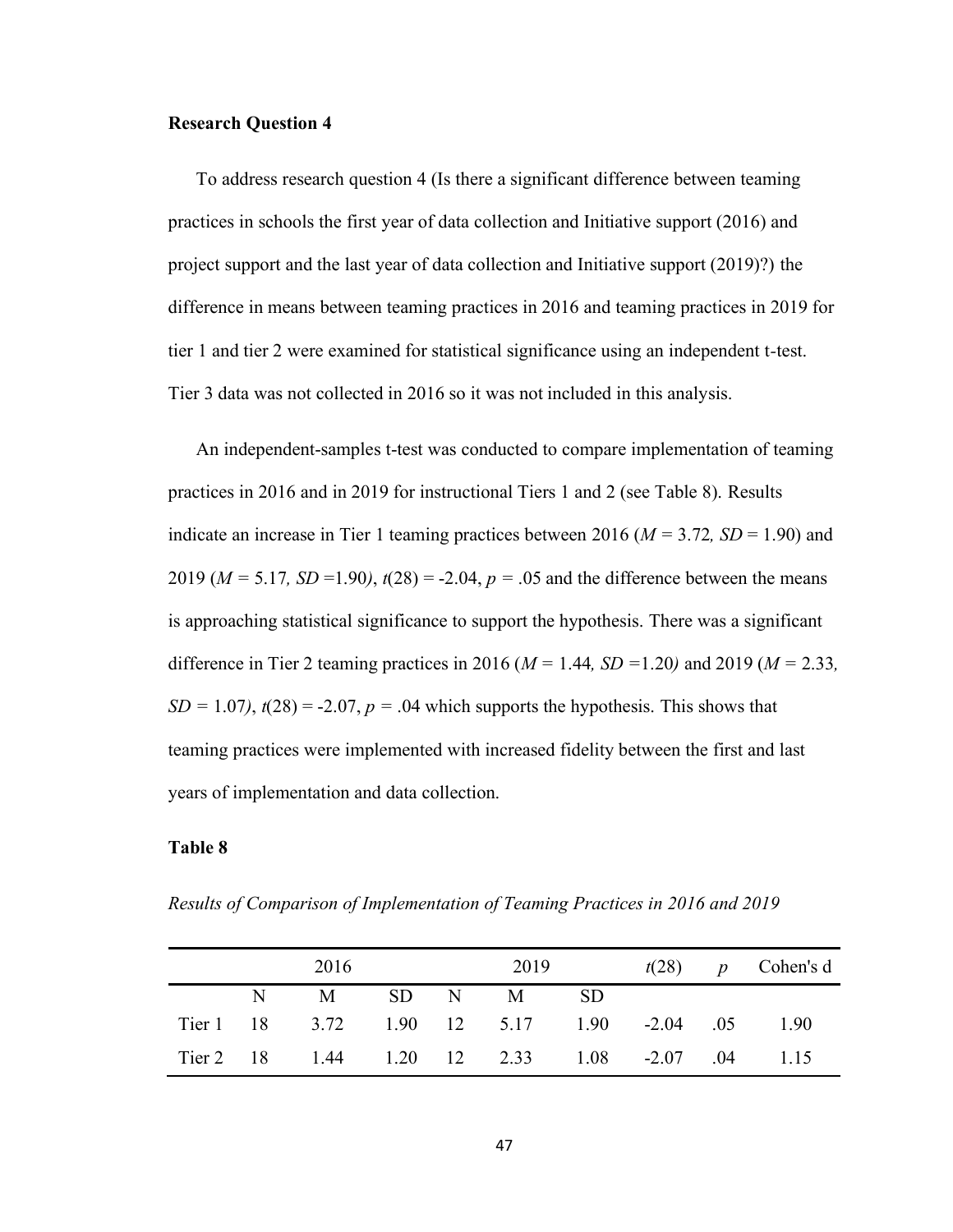**Research Question 4**

To address research question 4 (Is there a significant difference between teaming practices in schools the first year of data collection and Initiative support (2016) and project support and the last year of data collection and Initiative support (2019)?) the difference in means between teaming practices in 2016 and teaming practices in 2019 for tier 1 and tier 2 were examined for statistical significance using an independent t-test. Tier 3 data was not collected in 2016 so it was not included in this analysis.

An independent-samples t-test was conducted to compare implementation of teaming practices in 2016 and in 2019 for instructional Tiers 1 and 2 (see Table 8). Results indicate an increase in Tier 1 teaming practices between 2016 ($M$ = 3.72, $SD$ = 1.90) and 2019 ($M$ = 5.17, $SD$ =1.90), $t(28)$ = -2.04, $p$ = .05 and the difference between the means is approaching statistical significance to support the hypothesis. There was a significant difference in Tier 2 teaming practices in 2016 ($M$ = 1.44, $SD$ =1.20) and 2019 ($M$ = 2.33, $SD$ = 1.07), $t(28)$ = -2.07, $p$ = .04 which supports the hypothesis. This shows that teaming practices were implemented with increased fidelity between the first and last years of implementation and data collection.

**Table 8**

*Results of Comparison of Implementation of Teaming Practices in 2016 and 2019*

| | 2016 | | | 2019 | | | $t(28)$ | $p$ | Cohen's d |
|---|---|---|---|---|---|---|---|---|---|
| | N | M | SD | N | M | SD | | | |
| Tier 1 | 18 | 3.72 | 1.90 | 12 | 5.17 | 1.90 | -2.04 | .05 | 1.90 |
| Tier 2 | 18 | 1.44 | 1.20 | 12 | 2.33 | 1.08 | -2.07 | .04 | 1.15 |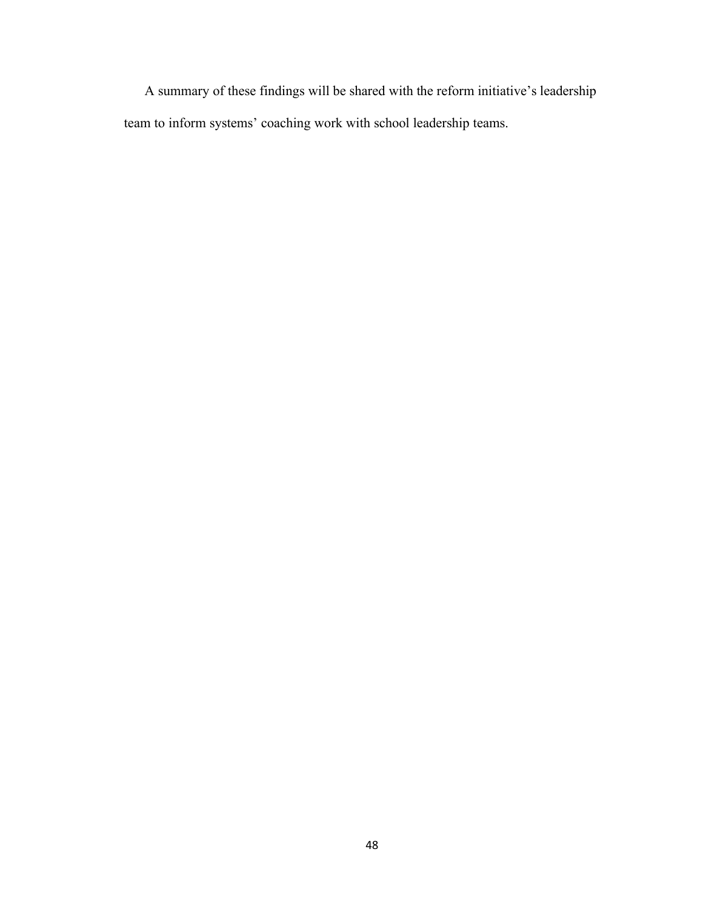A summary of these findings will be shared with the reform initiative's leadership team to inform systems' coaching work with school leadership teams.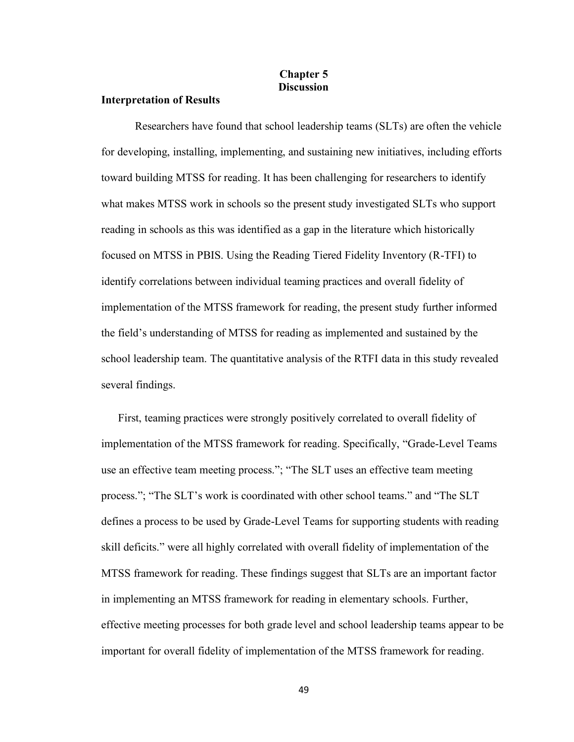# Chapter 5
# Discussion

## Interpretation of Results

Researchers have found that school leadership teams (SLTs) are often the vehicle for developing, installing, implementing, and sustaining new initiatives, including efforts toward building MTSS for reading. It has been challenging for researchers to identify what makes MTSS work in schools so the present study investigated SLTs who support reading in schools as this was identified as a gap in the literature which historically focused on MTSS in PBIS. Using the Reading Tiered Fidelity Inventory (R-TFI) to identify correlations between individual teaming practices and overall fidelity of implementation of the MTSS framework for reading, the present study further informed the field's understanding of MTSS for reading as implemented and sustained by the school leadership team. The quantitative analysis of the RTFI data in this study revealed several findings.

First, teaming practices were strongly positively correlated to overall fidelity of implementation of the MTSS framework for reading. Specifically, "Grade-Level Teams use an effective team meeting process."; "The SLT uses an effective team meeting process."; "The SLT's work is coordinated with other school teams." and "The SLT defines a process to be used by Grade-Level Teams for supporting students with reading skill deficits." were all highly correlated with overall fidelity of implementation of the MTSS framework for reading. These findings suggest that SLTs are an important factor in implementing an MTSS framework for reading in elementary schools. Further, effective meeting processes for both grade level and school leadership teams appear to be important for overall fidelity of implementation of the MTSS framework for reading.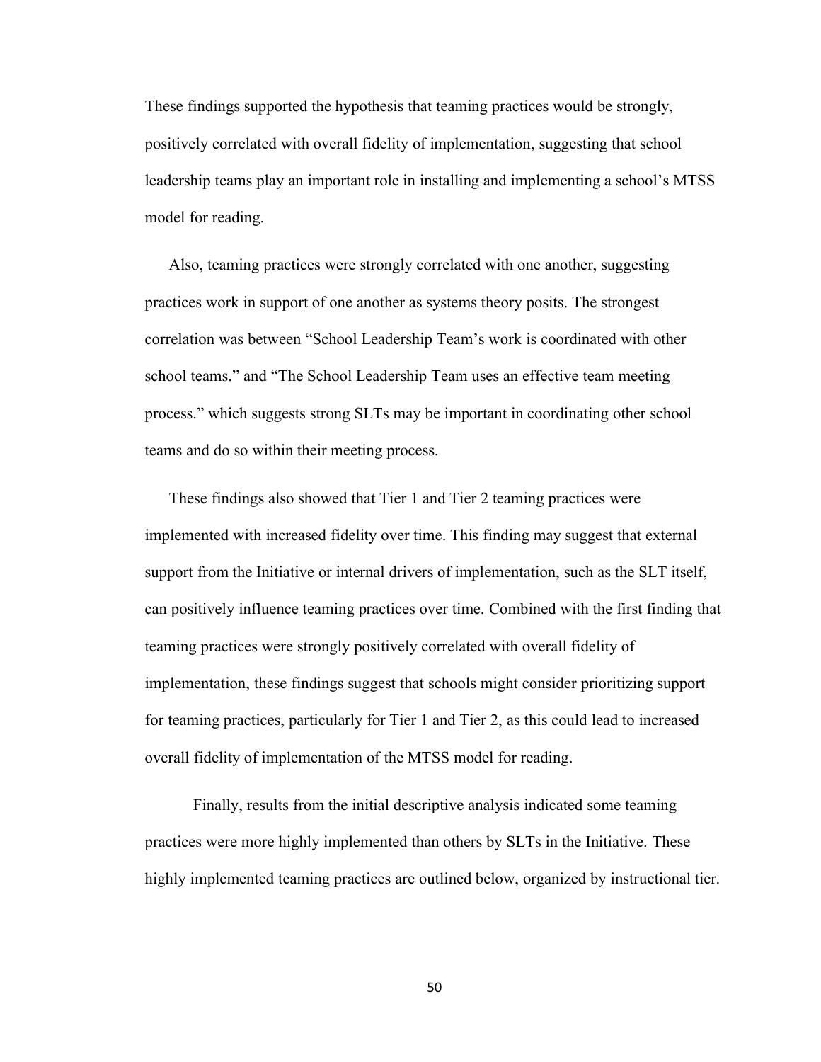These findings supported the hypothesis that teaming practices would be strongly, positively correlated with overall fidelity of implementation, suggesting that school leadership teams play an important role in installing and implementing a school's MTSS model for reading.

Also, teaming practices were strongly correlated with one another, suggesting practices work in support of one another as systems theory posits. The strongest correlation was between "School Leadership Team's work is coordinated with other school teams." and "The School Leadership Team uses an effective team meeting process." which suggests strong SLTs may be important in coordinating other school teams and do so within their meeting process.

These findings also showed that Tier 1 and Tier 2 teaming practices were implemented with increased fidelity over time. This finding may suggest that external support from the Initiative or internal drivers of implementation, such as the SLT itself, can positively influence teaming practices over time. Combined with the first finding that teaming practices were strongly positively correlated with overall fidelity of implementation, these findings suggest that schools might consider prioritizing support for teaming practices, particularly for Tier 1 and Tier 2, as this could lead to increased overall fidelity of implementation of the MTSS model for reading.

Finally, results from the initial descriptive analysis indicated some teaming practices were more highly implemented than others by SLTs in the Initiative. These highly implemented teaming practices are outlined below, organized by instructional tier.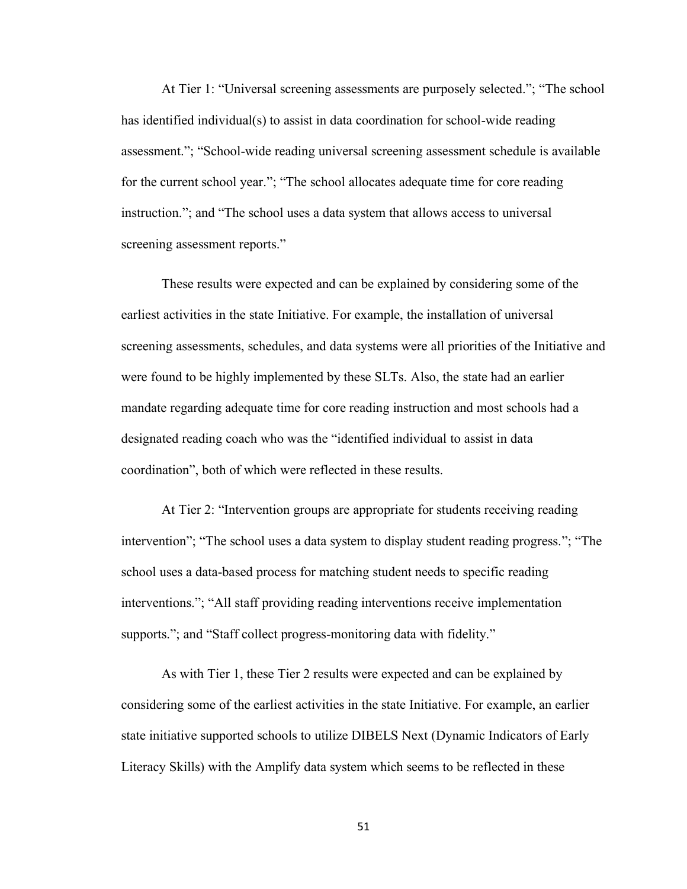At Tier 1: “Universal screening assessments are purposely selected.”; “The school has identified individual(s) to assist in data coordination for school-wide reading assessment.”; “School-wide reading universal screening assessment schedule is available for the current school year.”; “The school allocates adequate time for core reading instruction.”; and “The school uses a data system that allows access to universal screening assessment reports.”

These results were expected and can be explained by considering some of the earliest activities in the state Initiative. For example, the installation of universal screening assessments, schedules, and data systems were all priorities of the Initiative and were found to be highly implemented by these SLTs. Also, the state had an earlier mandate regarding adequate time for core reading instruction and most schools had a designated reading coach who was the “identified individual to assist in data coordination”, both of which were reflected in these results.

At Tier 2: “Intervention groups are appropriate for students receiving reading intervention”; “The school uses a data system to display student reading progress.”; “The school uses a data-based process for matching student needs to specific reading interventions.”; “All staff providing reading interventions receive implementation supports.”; and “Staff collect progress-monitoring data with fidelity.”

As with Tier 1, these Tier 2 results were expected and can be explained by considering some of the earliest activities in the state Initiative. For example, an earlier state initiative supported schools to utilize DIBELS Next (Dynamic Indicators of Early Literacy Skills) with the Amplify data system which seems to be reflected in these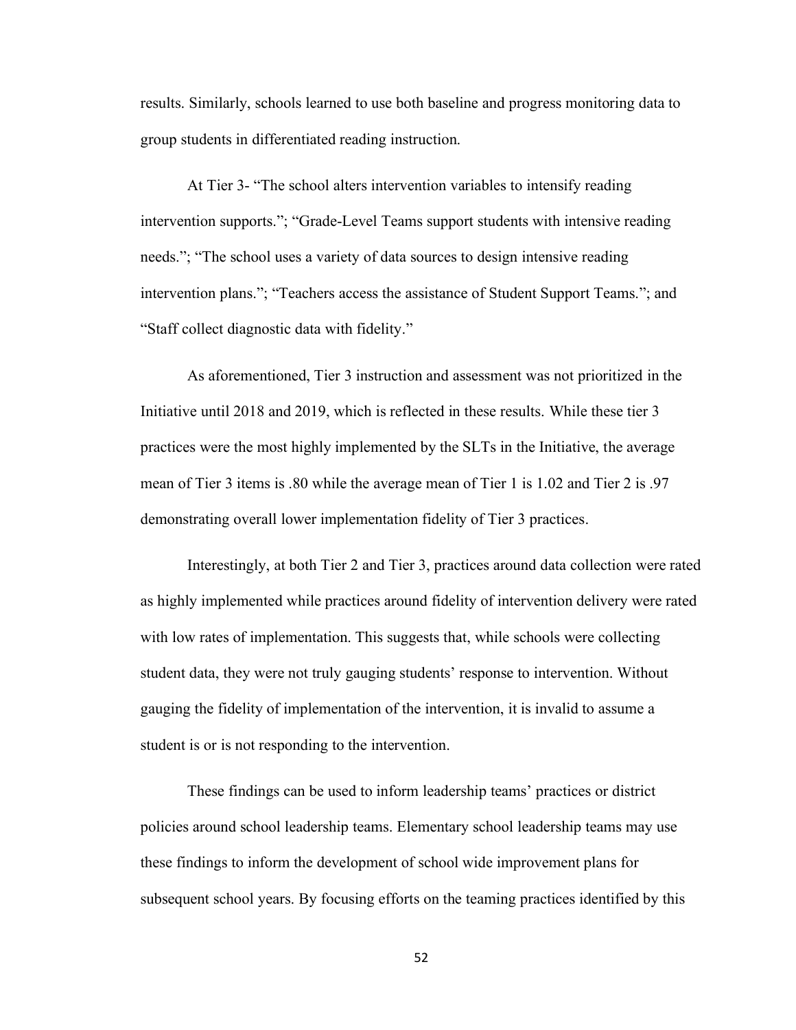results. Similarly, schools learned to use both baseline and progress monitoring data to group students in differentiated reading instruction.

At Tier 3- "The school alters intervention variables to intensify reading intervention supports."; "Grade-Level Teams support students with intensive reading needs."; "The school uses a variety of data sources to design intensive reading intervention plans."; "Teachers access the assistance of Student Support Teams."; and "Staff collect diagnostic data with fidelity."

As aforementioned, Tier 3 instruction and assessment was not prioritized in the Initiative until 2018 and 2019, which is reflected in these results. While these tier 3 practices were the most highly implemented by the SLTs in the Initiative, the average mean of Tier 3 items is .80 while the average mean of Tier 1 is 1.02 and Tier 2 is .97 demonstrating overall lower implementation fidelity of Tier 3 practices.

Interestingly, at both Tier 2 and Tier 3, practices around data collection were rated as highly implemented while practices around fidelity of intervention delivery were rated with low rates of implementation. This suggests that, while schools were collecting student data, they were not truly gauging students' response to intervention. Without gauging the fidelity of implementation of the intervention, it is invalid to assume a student is or is not responding to the intervention.

These findings can be used to inform leadership teams' practices or district policies around school leadership teams. Elementary school leadership teams may use these findings to inform the development of school wide improvement plans for subsequent school years. By focusing efforts on the teaming practices identified by this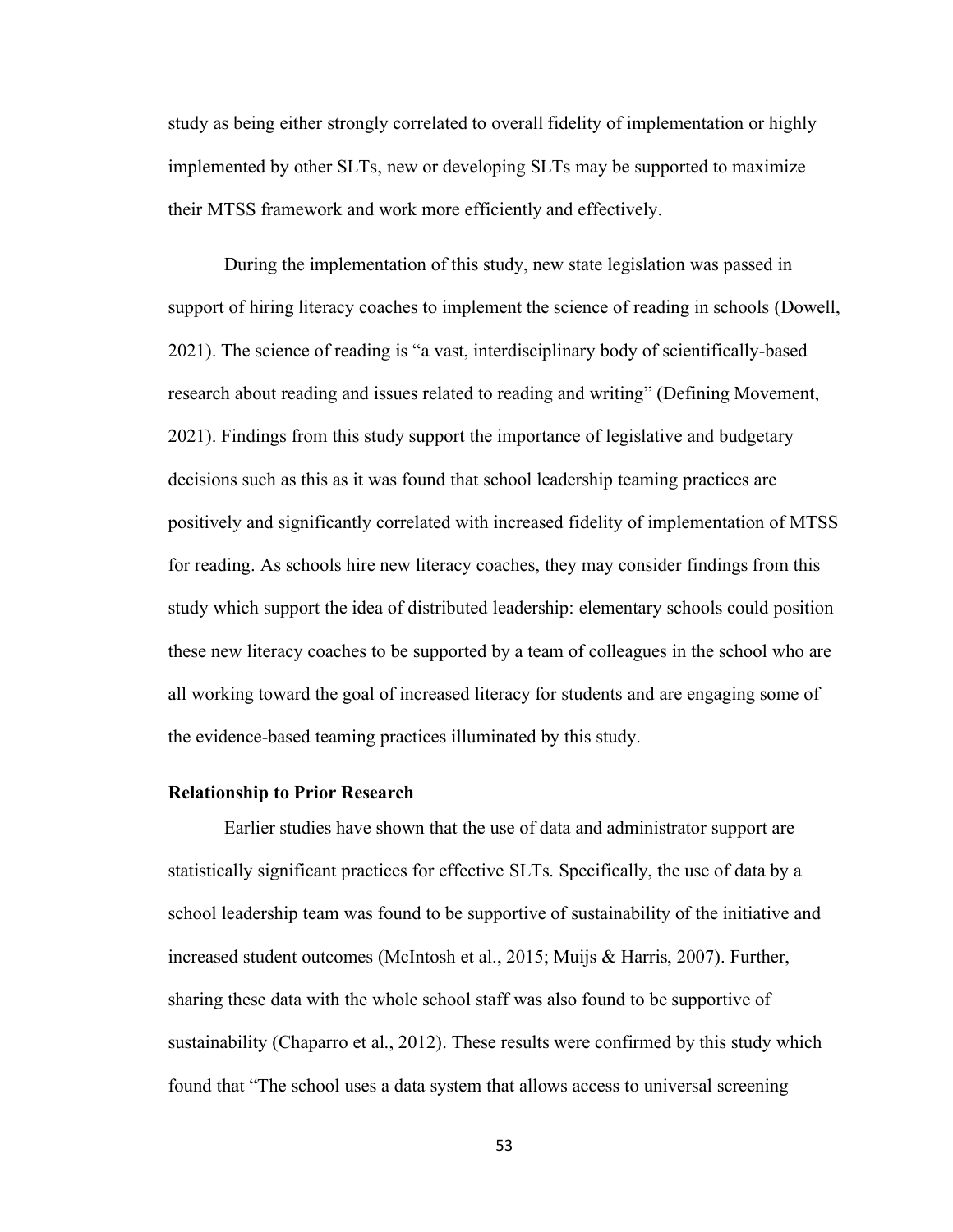study as being either strongly correlated to overall fidelity of implementation or highly implemented by other SLTs, new or developing SLTs may be supported to maximize their MTSS framework and work more efficiently and effectively.

During the implementation of this study, new state legislation was passed in support of hiring literacy coaches to implement the science of reading in schools (Dowell, 2021). The science of reading is "a vast, interdisciplinary body of scientifically-based research about reading and issues related to reading and writing" (Defining Movement, 2021). Findings from this study support the importance of legislative and budgetary decisions such as this as it was found that school leadership teaming practices are positively and significantly correlated with increased fidelity of implementation of MTSS for reading. As schools hire new literacy coaches, they may consider findings from this study which support the idea of distributed leadership: elementary schools could position these new literacy coaches to be supported by a team of colleagues in the school who are all working toward the goal of increased literacy for students and are engaging some of the evidence-based teaming practices illuminated by this study.

### Relationship to Prior Research

Earlier studies have shown that the use of data and administrator support are statistically significant practices for effective SLTs. Specifically, the use of data by a school leadership team was found to be supportive of sustainability of the initiative and increased student outcomes (McIntosh et al., 2015; Muijs & Harris, 2007). Further, sharing these data with the whole school staff was also found to be supportive of sustainability (Chaparro et al., 2012). These results were confirmed by this study which found that "The school uses a data system that allows access to universal screening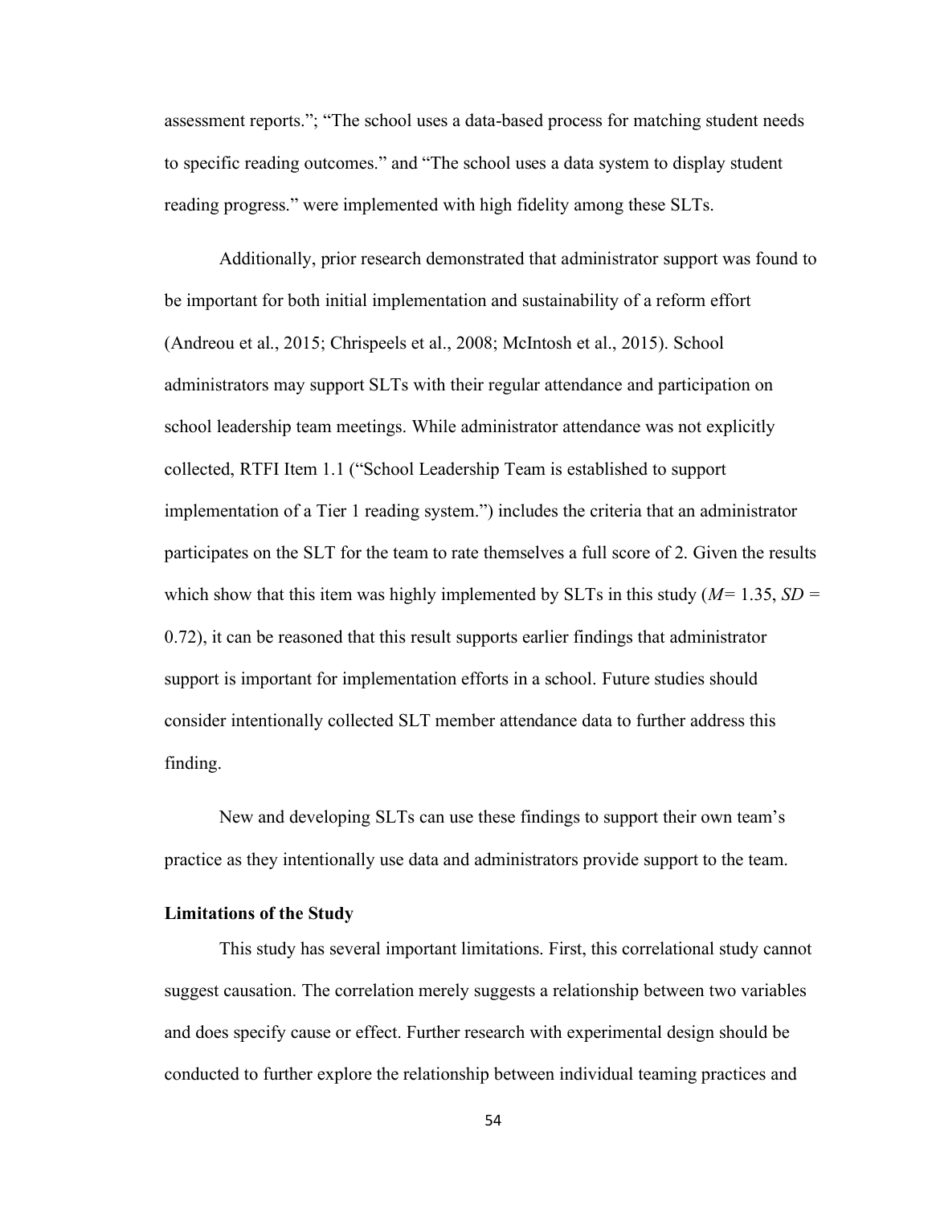assessment reports."; "The school uses a data-based process for matching student needs to specific reading outcomes." and "The school uses a data system to display student reading progress." were implemented with high fidelity among these SLTs.

Additionally, prior research demonstrated that administrator support was found to be important for both initial implementation and sustainability of a reform effort (Andreou et al., 2015; Chrispeels et al., 2008; McIntosh et al., 2015). School administrators may support SLTs with their regular attendance and participation on school leadership team meetings. While administrator attendance was not explicitly collected, RTFI Item 1.1 ("School Leadership Team is established to support implementation of a Tier 1 reading system.") includes the criteria that an administrator participates on the SLT for the team to rate themselves a full score of 2. Given the results which show that this item was highly implemented by SLTs in this study ($M = 1.35$, $SD = 0.72$), it can be reasoned that this result supports earlier findings that administrator support is important for implementation efforts in a school. Future studies should consider intentionally collected SLT member attendance data to further address this finding.

New and developing SLTs can use these findings to support their own team's practice as they intentionally use data and administrators provide support to the team.

### Limitations of the Study

This study has several important limitations. First, this correlational study cannot suggest causation. The correlation merely suggests a relationship between two variables and does specify cause or effect. Further research with experimental design should be conducted to further explore the relationship between individual teaming practices and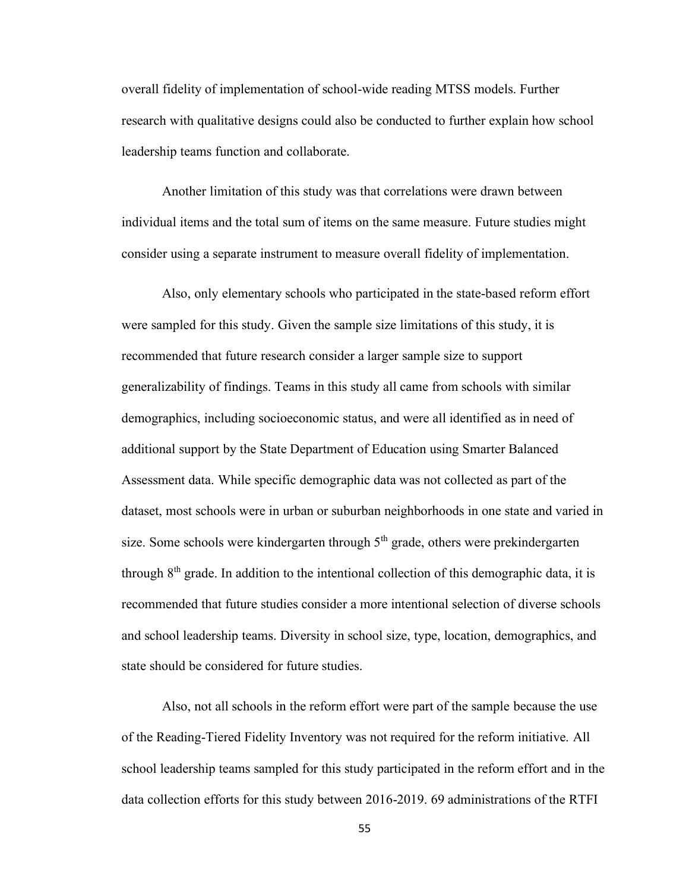overall fidelity of implementation of school-wide reading MTSS models. Further research with qualitative designs could also be conducted to further explain how school leadership teams function and collaborate.

Another limitation of this study was that correlations were drawn between individual items and the total sum of items on the same measure. Future studies might consider using a separate instrument to measure overall fidelity of implementation.

Also, only elementary schools who participated in the state-based reform effort were sampled for this study. Given the sample size limitations of this study, it is recommended that future research consider a larger sample size to support generalizability of findings. Teams in this study all came from schools with similar demographics, including socioeconomic status, and were all identified as in need of additional support by the State Department of Education using Smarter Balanced Assessment data. While specific demographic data was not collected as part of the dataset, most schools were in urban or suburban neighborhoods in one state and varied in size. Some schools were kindergarten through 5th grade, others were prekindergarten through 8th grade. In addition to the intentional collection of this demographic data, it is recommended that future studies consider a more intentional selection of diverse schools and school leadership teams. Diversity in school size, type, location, demographics, and state should be considered for future studies.

Also, not all schools in the reform effort were part of the sample because the use of the Reading-Tiered Fidelity Inventory was not required for the reform initiative. All school leadership teams sampled for this study participated in the reform effort and in the data collection efforts for this study between 2016-2019. 69 administrations of the RTFI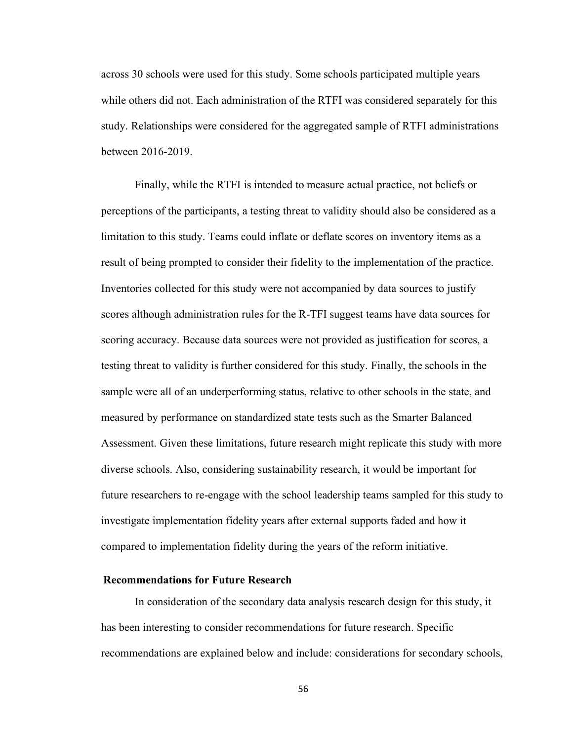across 30 schools were used for this study. Some schools participated multiple years while others did not. Each administration of the RTFI was considered separately for this study. Relationships were considered for the aggregated sample of RTFI administrations between 2016-2019.

Finally, while the RTFI is intended to measure actual practice, not beliefs or perceptions of the participants, a testing threat to validity should also be considered as a limitation to this study. Teams could inflate or deflate scores on inventory items as a result of being prompted to consider their fidelity to the implementation of the practice. Inventories collected for this study were not accompanied by data sources to justify scores although administration rules for the R-TFI suggest teams have data sources for scoring accuracy. Because data sources were not provided as justification for scores, a testing threat to validity is further considered for this study. Finally, the schools in the sample were all of an underperforming status, relative to other schools in the state, and measured by performance on standardized state tests such as the Smarter Balanced Assessment. Given these limitations, future research might replicate this study with more diverse schools. Also, considering sustainability research, it would be important for future researchers to re-engage with the school leadership teams sampled for this study to investigate implementation fidelity years after external supports faded and how it compared to implementation fidelity during the years of the reform initiative.

## Recommendations for Future Research

In consideration of the secondary data analysis research design for this study, it has been interesting to consider recommendations for future research. Specific recommendations are explained below and include: considerations for secondary schools,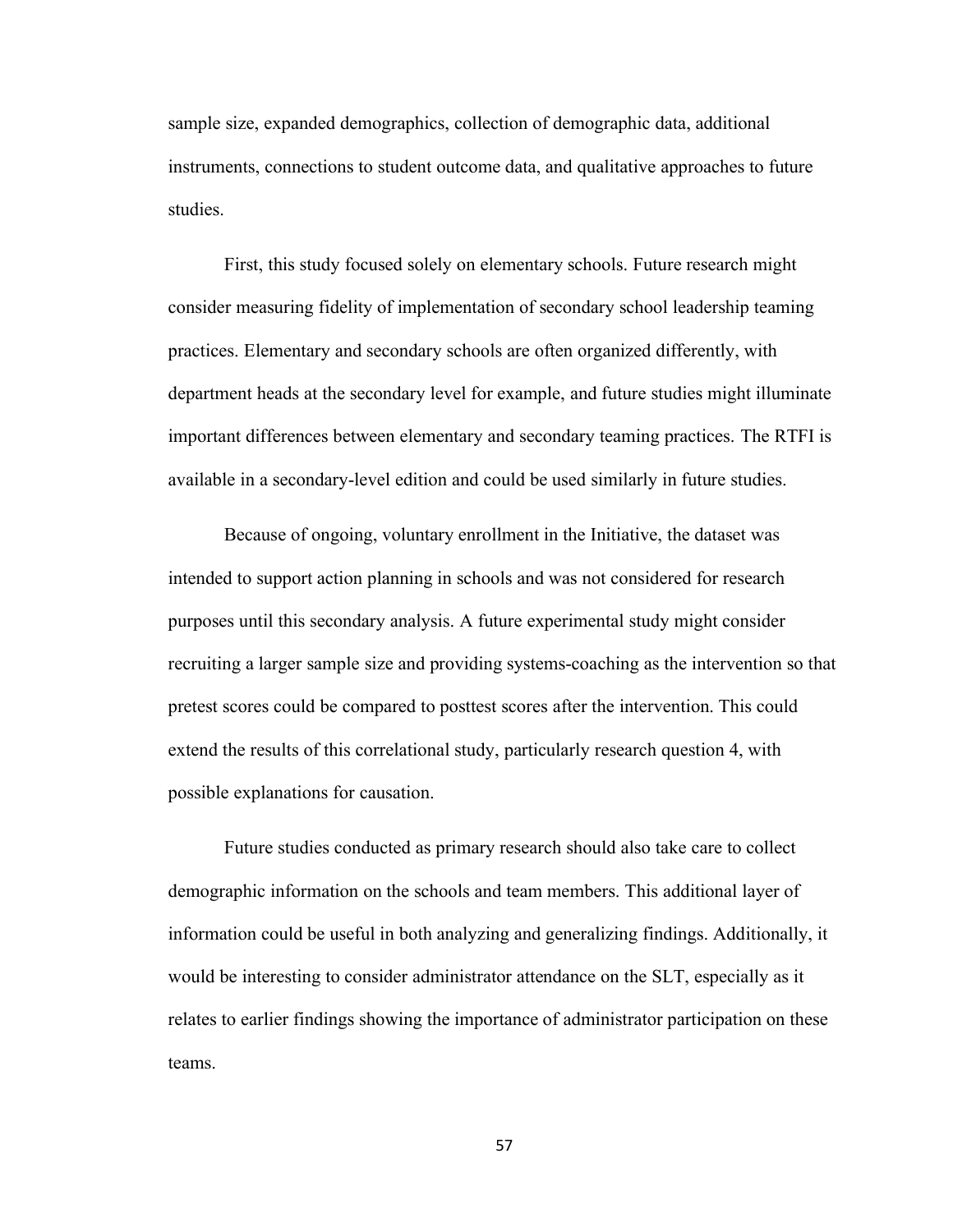sample size, expanded demographics, collection of demographic data, additional instruments, connections to student outcome data, and qualitative approaches to future studies.

First, this study focused solely on elementary schools. Future research might consider measuring fidelity of implementation of secondary school leadership teaming practices. Elementary and secondary schools are often organized differently, with department heads at the secondary level for example, and future studies might illuminate important differences between elementary and secondary teaming practices. The RTFI is available in a secondary-level edition and could be used similarly in future studies.

Because of ongoing, voluntary enrollment in the Initiative, the dataset was intended to support action planning in schools and was not considered for research purposes until this secondary analysis. A future experimental study might consider recruiting a larger sample size and providing systems-coaching as the intervention so that pretest scores could be compared to posttest scores after the intervention. This could extend the results of this correlational study, particularly research question 4, with possible explanations for causation.

Future studies conducted as primary research should also take care to collect demographic information on the schools and team members. This additional layer of information could be useful in both analyzing and generalizing findings. Additionally, it would be interesting to consider administrator attendance on the SLT, especially as it relates to earlier findings showing the importance of administrator participation on these teams.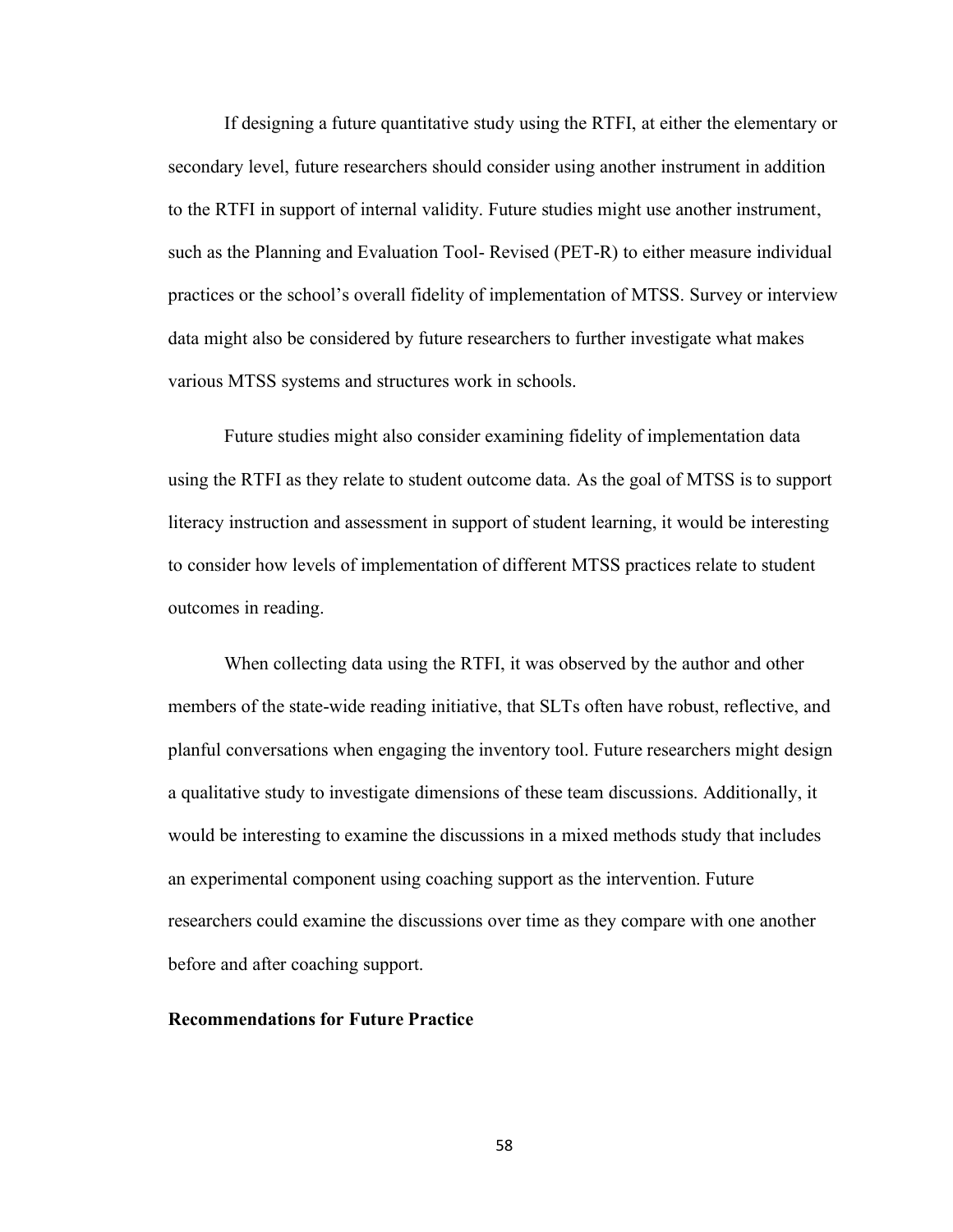If designing a future quantitative study using the RTFI, at either the elementary or secondary level, future researchers should consider using another instrument in addition to the RTFI in support of internal validity. Future studies might use another instrument, such as the Planning and Evaluation Tool- Revised (PET-R) to either measure individual practices or the school's overall fidelity of implementation of MTSS. Survey or interview data might also be considered by future researchers to further investigate what makes various MTSS systems and structures work in schools.

Future studies might also consider examining fidelity of implementation data using the RTFI as they relate to student outcome data. As the goal of MTSS is to support literacy instruction and assessment in support of student learning, it would be interesting to consider how levels of implementation of different MTSS practices relate to student outcomes in reading.

When collecting data using the RTFI, it was observed by the author and other members of the state-wide reading initiative, that SLTs often have robust, reflective, and planful conversations when engaging the inventory tool. Future researchers might design a qualitative study to investigate dimensions of these team discussions. Additionally, it would be interesting to examine the discussions in a mixed methods study that includes an experimental component using coaching support as the intervention. Future researchers could examine the discussions over time as they compare with one another before and after coaching support.

**Recommendations for Future Practice**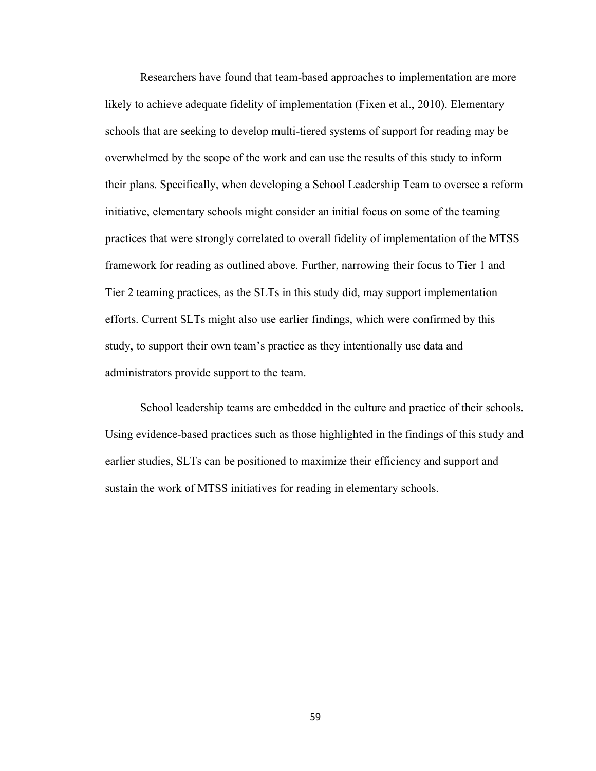Researchers have found that team-based approaches to implementation are more likely to achieve adequate fidelity of implementation (Fixen et al., 2010). Elementary schools that are seeking to develop multi-tiered systems of support for reading may be overwhelmed by the scope of the work and can use the results of this study to inform their plans. Specifically, when developing a School Leadership Team to oversee a reform initiative, elementary schools might consider an initial focus on some of the teaming practices that were strongly correlated to overall fidelity of implementation of the MTSS framework for reading as outlined above. Further, narrowing their focus to Tier 1 and Tier 2 teaming practices, as the SLTs in this study did, may support implementation efforts. Current SLTs might also use earlier findings, which were confirmed by this study, to support their own team's practice as they intentionally use data and administrators provide support to the team.

School leadership teams are embedded in the culture and practice of their schools. Using evidence-based practices such as those highlighted in the findings of this study and earlier studies, SLTs can be positioned to maximize their efficiency and support and sustain the work of MTSS initiatives for reading in elementary schools.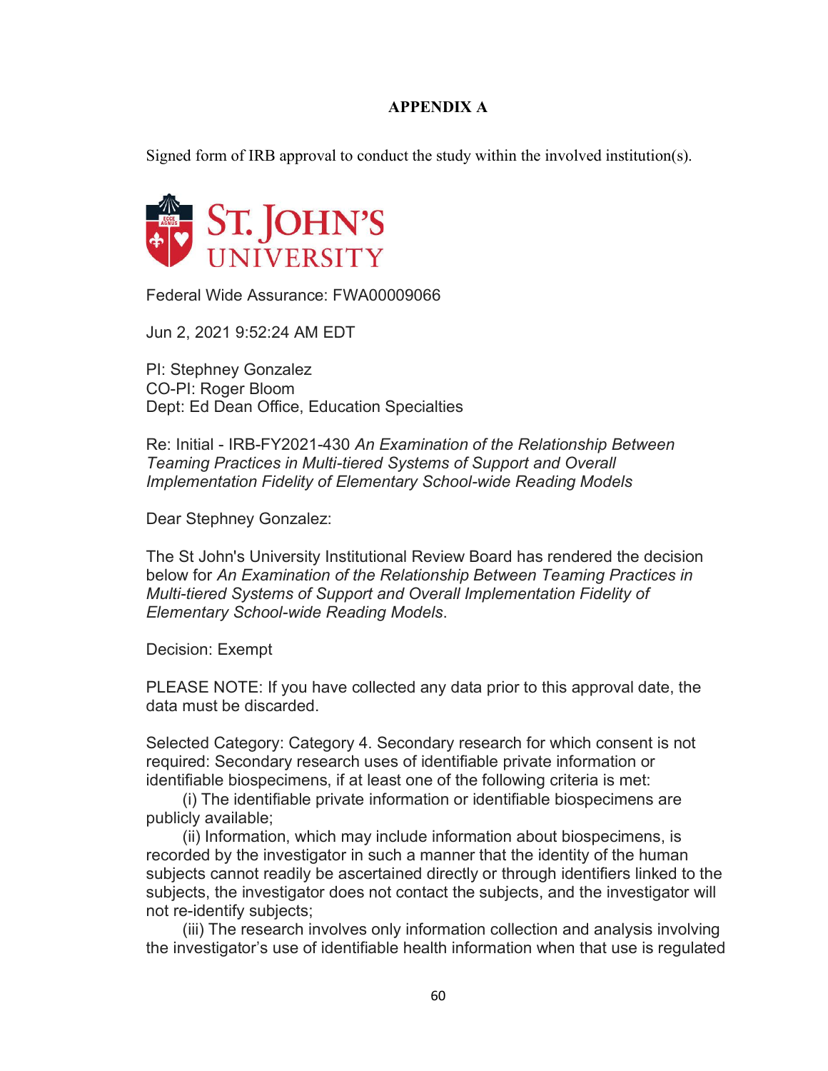# APPENDIX A

Signed form of IRB approval to conduct the study within the involved institution(s).

ST. JOHN'S UNIVERSITY

Federal Wide Assurance: FWA00009066

Jun 2, 2021 9:52:24 AM EDT

PI: Stephney Gonzalez
CO-PI: Roger Bloom
Dept: Ed Dean Office, Education Specialties

Re: Initial - IRB-FY2021-430 *An Examination of the Relationship Between Teaming Practices in Multi-tiered Systems of Support and Overall Implementation Fidelity of Elementary School-wide Reading Models*

Dear Stephney Gonzalez:

The St John's University Institutional Review Board has rendered the decision below for *An Examination of the Relationship Between Teaming Practices in Multi-tiered Systems of Support and Overall Implementation Fidelity of Elementary School-wide Reading Models*.

Decision: Exempt

PLEASE NOTE: If you have collected any data prior to this approval date, the data must be discarded.

Selected Category: Category 4. Secondary research for which consent is not required: Secondary research uses of identifiable private information or identifiable biospecimens, if at least one of the following criteria is met:

(i) The identifiable private information or identifiable biospecimens are publicly available;

(ii) Information, which may include information about biospecimens, is recorded by the investigator in such a manner that the identity of the human subjects cannot readily be ascertained directly or through identifiers linked to the subjects, the investigator does not contact the subjects, and the investigator will not re-identify subjects;

(iii) The research involves only information collection and analysis involving the investigator's use of identifiable health information when that use is regulated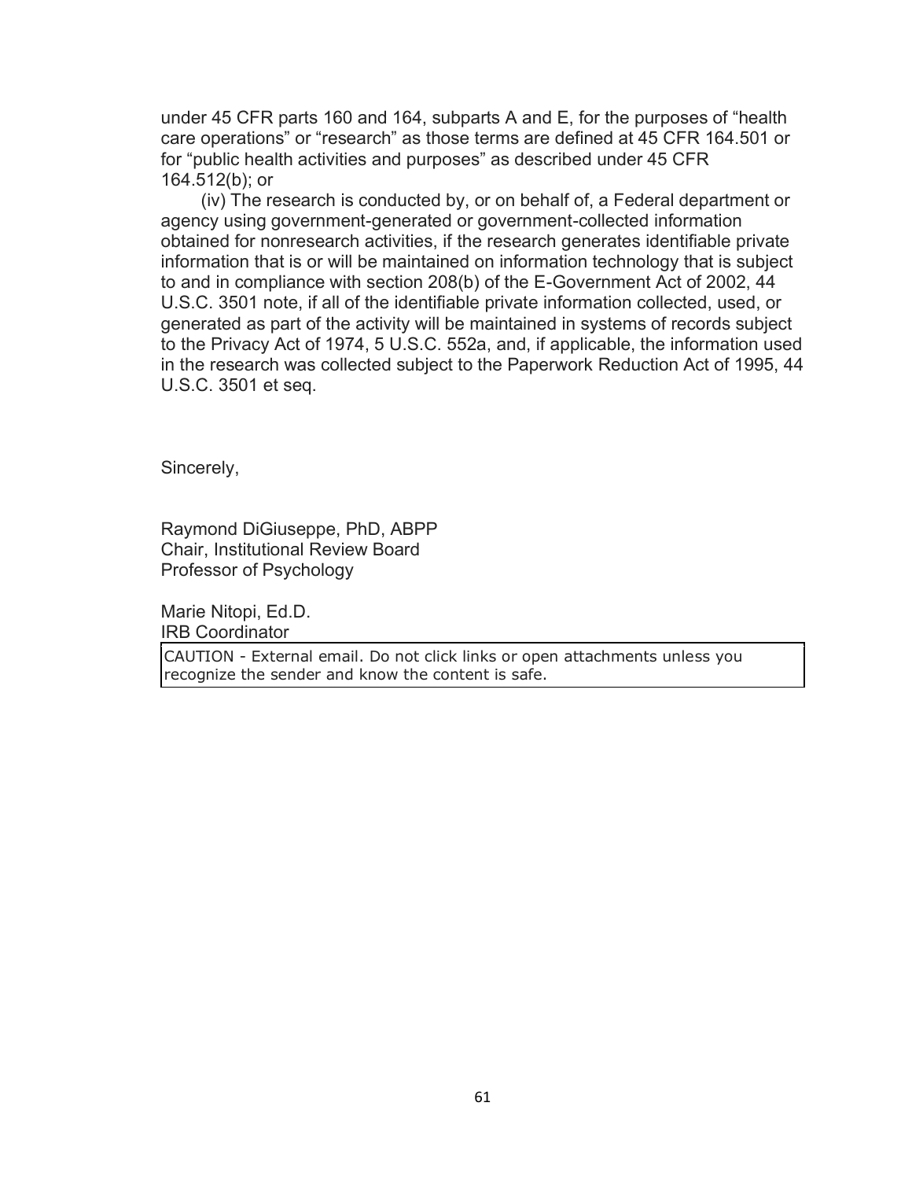under 45 CFR parts 160 and 164, subparts A and E, for the purposes of “health care operations” or “research” as those terms are defined at 45 CFR 164.501 or for “public health activities and purposes” as described under 45 CFR 164.512(b); or

(iv) The research is conducted by, or on behalf of, a Federal department or agency using government-generated or government-collected information obtained for nonresearch activities, if the research generates identifiable private information that is or will be maintained on information technology that is subject to and in compliance with section 208(b) of the E-Government Act of 2002, 44 U.S.C. 3501 note, if all of the identifiable private information collected, used, or generated as part of the activity will be maintained in systems of records subject to the Privacy Act of 1974, 5 U.S.C. 552a, and, if applicable, the information used in the research was collected subject to the Paperwork Reduction Act of 1995, 44 U.S.C. 3501 et seq.

Sincerely,

Raymond DiGiuseppe, PhD, ABPP
Chair, Institutional Review Board
Professor of Psychology

Marie Nitopi, Ed.D.
IRB Coordinator

CAUTION - External email. Do not click links or open attachments unless you recognize the sender and know the content is safe.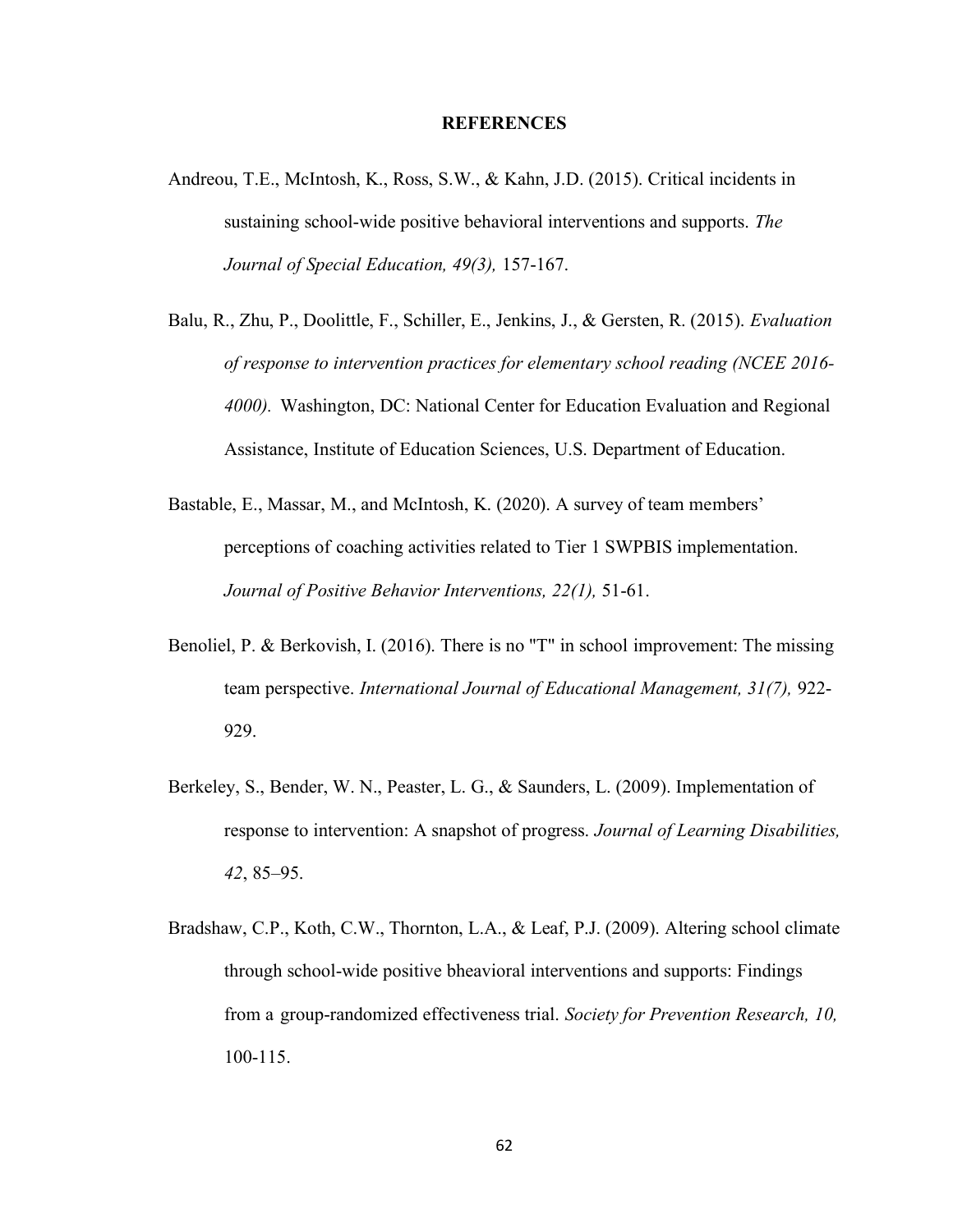# REFERENCES

Andreou, T.E., McIntosh, K., Ross, S.W., & Kahn, J.D. (2015). Critical incidents in sustaining school-wide positive behavioral interventions and supports. *The Journal of Special Education, 49(3),* 157-167.

Balu, R., Zhu, P., Doolittle, F., Schiller, E., Jenkins, J., & Gersten, R. (2015). *Evaluation of response to intervention practices for elementary school reading (NCEE 2016-4000).* Washington, DC: National Center for Education Evaluation and Regional Assistance, Institute of Education Sciences, U.S. Department of Education.

Bastable, E., Massar, M., and McIntosh, K. (2020). A survey of team members' perceptions of coaching activities related to Tier 1 SWPBIS implementation. *Journal of Positive Behavior Interventions, 22(1),* 51-61.

Benoliel, P. & Berkovish, I. (2016). There is no "T" in school improvement: The missing team perspective. *International Journal of Educational Management, 31(7),* 922-929.

Berkeley, S., Bender, W. N., Peaster, L. G., & Saunders, L. (2009). Implementation of response to intervention: A snapshot of progress. *Journal of Learning Disabilities, 42*, 85–95.

Bradshaw, C.P., Koth, C.W., Thornton, L.A., & Leaf, P.J. (2009). Altering school climate through school-wide positive bheavioral interventions and supports: Findings from a group-randomized effectiveness trial. *Society for Prevention Research, 10,* 100-115.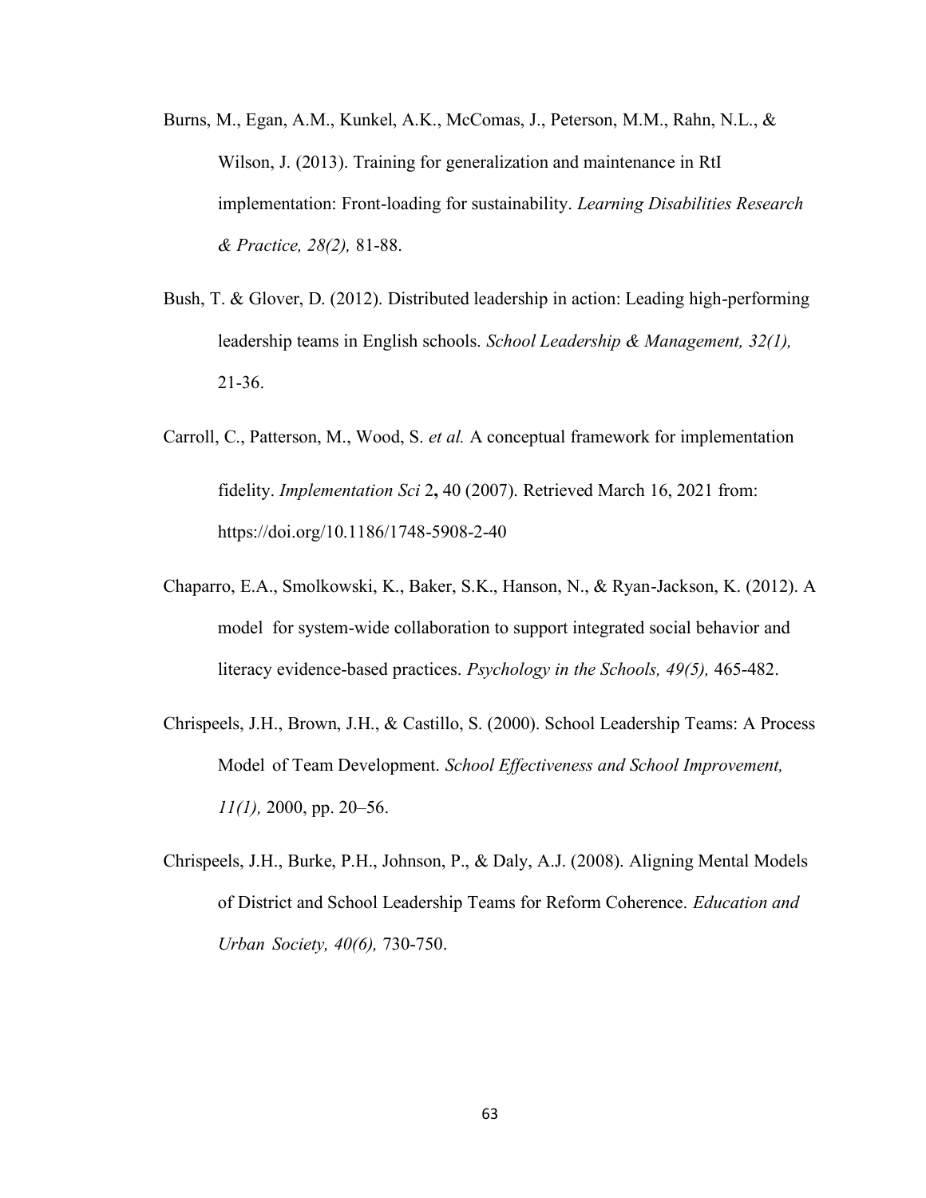Burns, M., Egan, A.M., Kunkel, A.K., McComas, J., Peterson, M.M., Rahn, N.L., & Wilson, J. (2013). Training for generalization and maintenance in RtI implementation: Front-loading for sustainability. *Learning Disabilities Research & Practice, 28(2),* 81-88.

Bush, T. & Glover, D. (2012). Distributed leadership in action: Leading high-performing leadership teams in English schools. *School Leadership & Management, 32(1),* 21-36.

Carroll, C., Patterson, M., Wood, S. *et al.* A conceptual framework for implementation fidelity. *Implementation Sci* 2**,** 40 (2007). Retrieved March 16, 2021 from: https://doi.org/10.1186/1748-5908-2-40

Chaparro, E.A., Smolkowski, K., Baker, S.K., Hanson, N., & Ryan-Jackson, K. (2012). A model for system-wide collaboration to support integrated social behavior and literacy evidence-based practices. *Psychology in the Schools, 49(5),* 465-482.

Chrispeels, J.H., Brown, J.H., & Castillo, S. (2000). School Leadership Teams: A Process Model of Team Development. *School Effectiveness and School Improvement, 11(1),* 2000, pp. 20–56.

Chrispeels, J.H., Burke, P.H., Johnson, P., & Daly, A.J. (2008). Aligning Mental Models of District and School Leadership Teams for Reform Coherence. *Education and Urban Society, 40(6),* 730-750.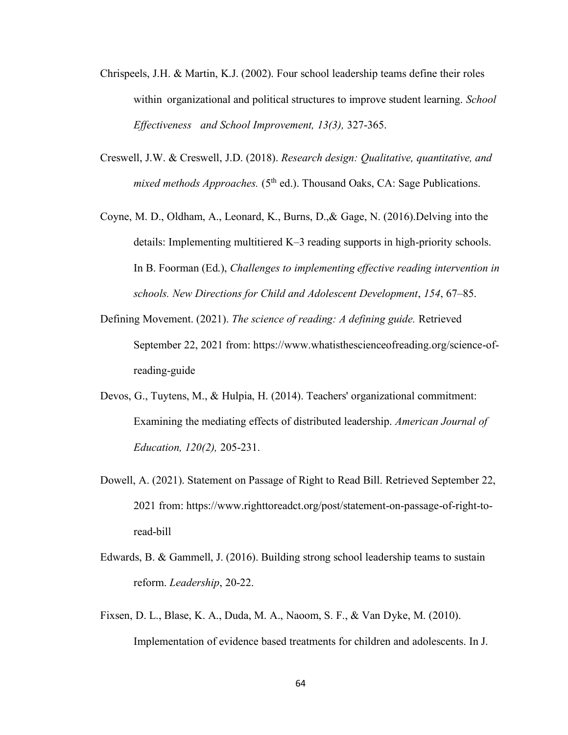Chrispeels, J.H. & Martin, K.J. (2002). Four school leadership teams define their roles within organizational and political structures to improve student learning. *School Effectiveness and School Improvement, 13(3),* 327-365.

Creswell, J.W. & Creswell, J.D. (2018). *Research design: Qualitative, quantitative, and mixed methods Approaches.* (5th ed.). Thousand Oaks, CA: Sage Publications.

Coyne, M. D., Oldham, A., Leonard, K., Burns, D.,& Gage, N. (2016).Delving into the details: Implementing multitiered K–3 reading supports in high-priority schools. In B. Foorman (Ed.), *Challenges to implementing effective reading intervention in schools. New Directions for Child and Adolescent Development*, *154*, 67–85.

Defining Movement. (2021). *The science of reading: A defining guide.* Retrieved September 22, 2021 from: https://www.whatisthescienceofreading.org/science-of-reading-guide

Devos, G., Tuytens, M., & Hulpia, H. (2014). Teachers' organizational commitment: Examining the mediating effects of distributed leadership. *American Journal of Education, 120(2),* 205-231.

Dowell, A. (2021). Statement on Passage of Right to Read Bill. Retrieved September 22, 2021 from: https://www.righttoreadct.org/post/statement-on-passage-of-right-to-read-bill

Edwards, B. & Gammell, J. (2016). Building strong school leadership teams to sustain reform. *Leadership*, 20-22.

Fixsen, D. L., Blase, K. A., Duda, M. A., Naoom, S. F., & Van Dyke, M. (2010). Implementation of evidence based treatments for children and adolescents. In J.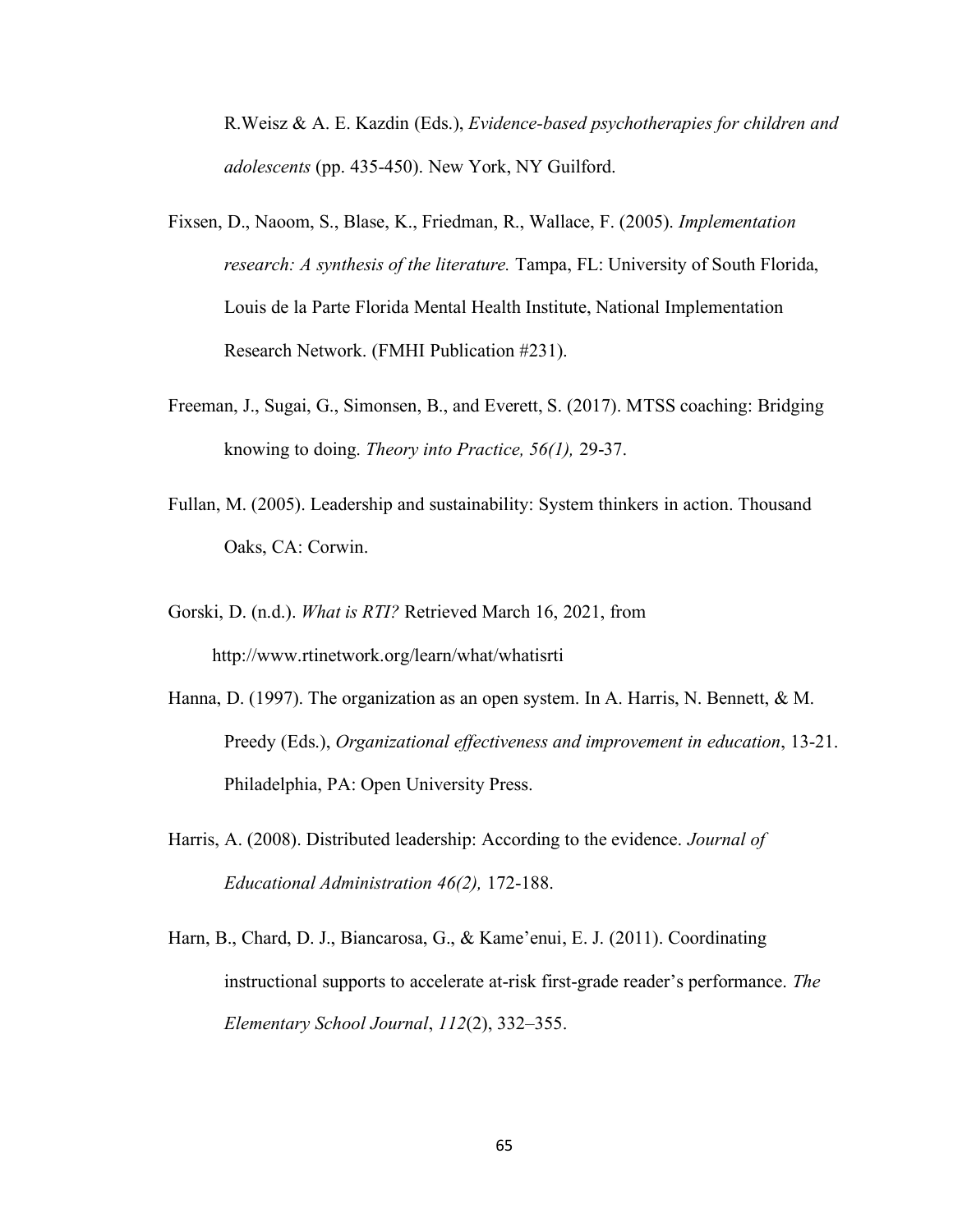R.Weisz & A. E. Kazdin (Eds.), *Evidence-based psychotherapies for children and adolescents* (pp. 435-450). New York, NY Guilford.

Fixsen, D., Naoom, S., Blase, K., Friedman, R., Wallace, F. (2005). *Implementation research: A synthesis of the literature.* Tampa, FL: University of South Florida, Louis de la Parte Florida Mental Health Institute, National Implementation Research Network. (FMHI Publication #231).

Freeman, J., Sugai, G., Simonsen, B., and Everett, S. (2017). MTSS coaching: Bridging knowing to doing. *Theory into Practice, 56(1),* 29-37.

Fullan, M. (2005). Leadership and sustainability: System thinkers in action. Thousand Oaks, CA: Corwin.

Gorski, D. (n.d.). *What is RTI?* Retrieved March 16, 2021, from http://www.rtinetwork.org/learn/what/whatisrti

Hanna, D. (1997). The organization as an open system. In A. Harris, N. Bennett, & M. Preedy (Eds.), *Organizational effectiveness and improvement in education*, 13-21. Philadelphia, PA: Open University Press.

Harris, A. (2008). Distributed leadership: According to the evidence. *Journal of Educational Administration 46(2),* 172-188.

Harn, B., Chard, D. J., Biancarosa, G., & Kame'enui, E. J. (2011). Coordinating instructional supports to accelerate at-risk first-grade reader's performance. *The Elementary School Journal*, *112*(2), 332–355.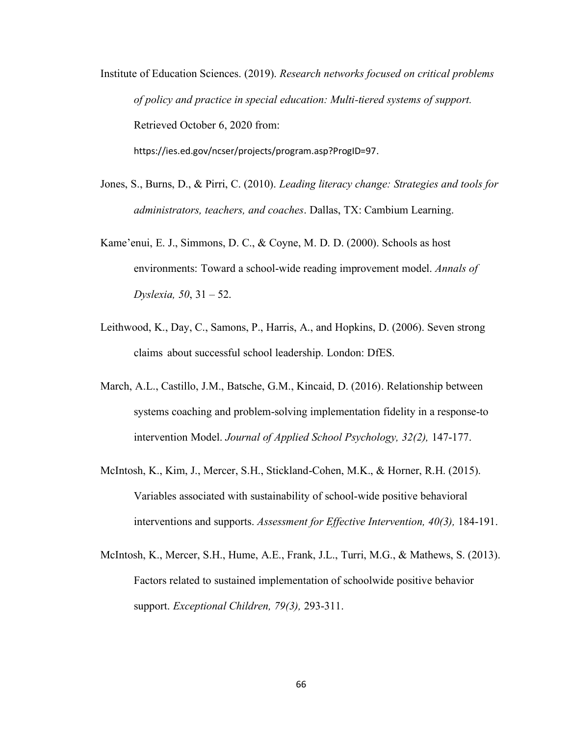Institute of Education Sciences. (2019). *Research networks focused on critical problems of policy and practice in special education: Multi-tiered systems of support.* Retrieved October 6, 2020 from: https://ies.ed.gov/ncser/projects/program.asp?ProgID=97.

Jones, S., Burns, D., & Pirri, C. (2010). *Leading literacy change: Strategies and tools for administrators, teachers, and coaches*. Dallas, TX: Cambium Learning.

Kame'enui, E. J., Simmons, D. C., & Coyne, M. D. D. (2000). Schools as host environments: Toward a school-wide reading improvement model. *Annals of Dyslexia, 50*, 31 – 52.

Leithwood, K., Day, C., Samons, P., Harris, A., and Hopkins, D. (2006). Seven strong claims about successful school leadership. London: DfES.

March, A.L., Castillo, J.M., Batsche, G.M., Kincaid, D. (2016). Relationship between systems coaching and problem-solving implementation fidelity in a response-to intervention Model. *Journal of Applied School Psychology, 32(2),* 147-177.

McIntosh, K., Kim, J., Mercer, S.H., Stickland-Cohen, M.K., & Horner, R.H. (2015). Variables associated with sustainability of school-wide positive behavioral interventions and supports. *Assessment for Effective Intervention, 40(3),* 184-191.

McIntosh, K., Mercer, S.H., Hume, A.E., Frank, J.L., Turri, M.G., & Mathews, S. (2013). Factors related to sustained implementation of schoolwide positive behavior support. *Exceptional Children, 79(3),* 293-311.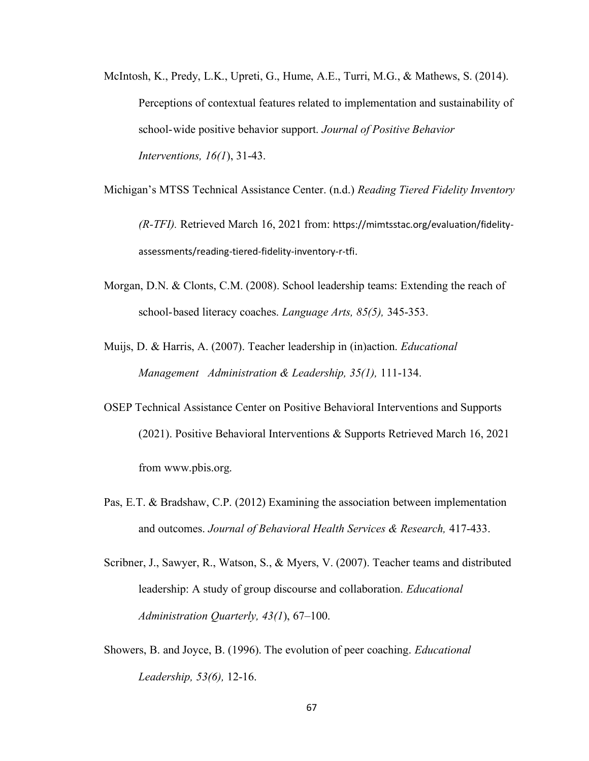McIntosh, K., Predy, L.K., Upreti, G., Hume, A.E., Turri, M.G., & Mathews, S. (2014). Perceptions of contextual features related to implementation and sustainability of school-wide positive behavior support. *Journal of Positive Behavior Interventions, 16(1*), 31-43.

Michigan's MTSS Technical Assistance Center. (n.d.) *Reading Tiered Fidelity Inventory (R-TFI).* Retrieved March 16, 2021 from: https://mimtsstac.org/evaluation/fidelity-assessments/reading-tiered-fidelity-inventory-r-tfi.

Morgan, D.N. & Clonts, C.M. (2008). School leadership teams: Extending the reach of school-based literacy coaches. *Language Arts, 85(5),* 345-353.

Muijs, D. & Harris, A. (2007). Teacher leadership in (in)action. *Educational Management Administration & Leadership, 35(1),* 111-134.

OSEP Technical Assistance Center on Positive Behavioral Interventions and Supports (2021). Positive Behavioral Interventions & Supports Retrieved March 16, 2021 from www.pbis.org.

Pas, E.T. & Bradshaw, C.P. (2012) Examining the association between implementation and outcomes. *Journal of Behavioral Health Services & Research,* 417-433.

Scribner, J., Sawyer, R., Watson, S., & Myers, V. (2007). Teacher teams and distributed leadership: A study of group discourse and collaboration. *Educational Administration Quarterly, 43(1*), 67–100.

Showers, B. and Joyce, B. (1996). The evolution of peer coaching. *Educational Leadership, 53(6),* 12-16.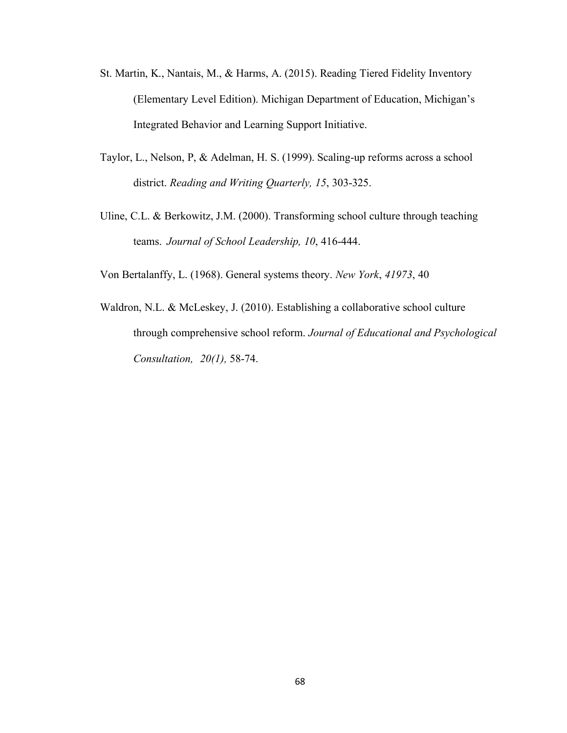St. Martin, K., Nantais, M., & Harms, A. (2015). Reading Tiered Fidelity Inventory (Elementary Level Edition). Michigan Department of Education, Michigan's Integrated Behavior and Learning Support Initiative.

Taylor, L., Nelson, P, & Adelman, H. S. (1999). Scaling-up reforms across a school district. *Reading and Writing Quarterly, 15*, 303-325.

Uline, C.L. & Berkowitz, J.M. (2000). Transforming school culture through teaching teams. *Journal of School Leadership, 10*, 416-444.

Von Bertalanffy, L. (1968). General systems theory. *New York*, *41973*, 40

Waldron, N.L. & McLeskey, J. (2010). Establishing a collaborative school culture through comprehensive school reform. *Journal of Educational and Psychological Consultation, 20(1),* 58-74.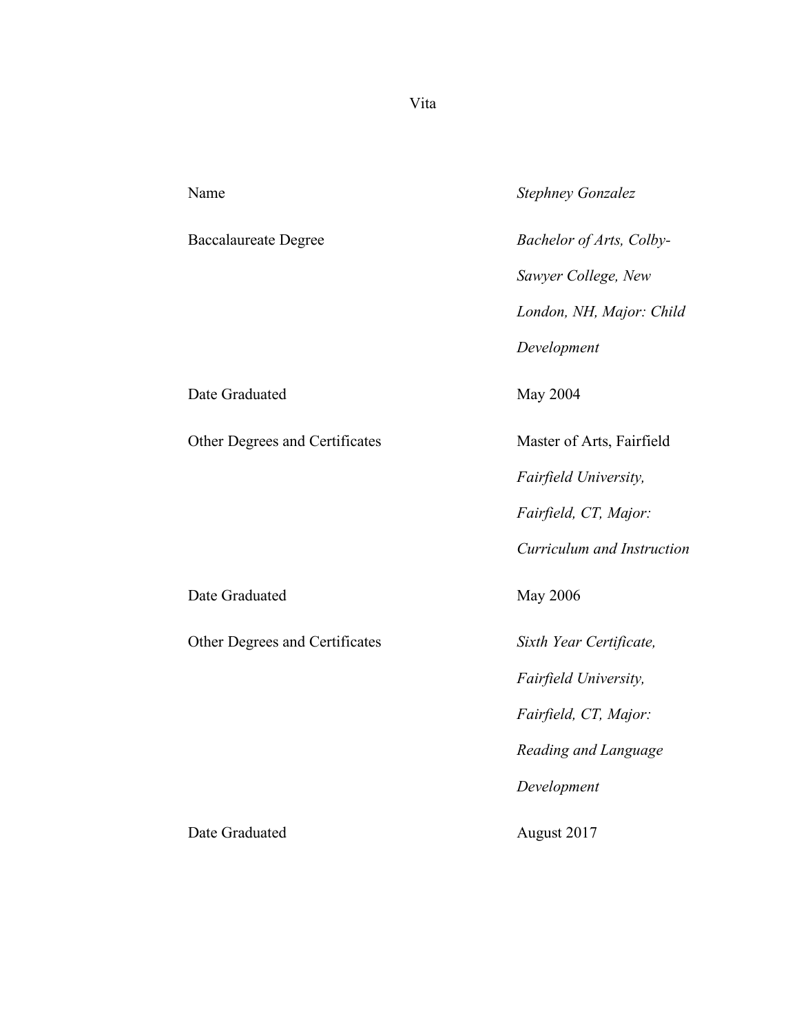# Vita

| | |
|---|---|
| Name | *Stephney Gonzalez* |
| Baccalaureate Degree | *Bachelor of Arts, Colby-Sawyer College, New London, NH, Major: Child Development* |
| Date Graduated | May 2004 |
| Other Degrees and Certificates | Master of Arts, Fairfield *Fairfield University, Fairfield, CT, Major: Curriculum and Instruction* |
| Date Graduated | May 2006 |
| Other Degrees and Certificates | *Sixth Year Certificate, Fairfield University, Fairfield, CT, Major: Reading and Language Development* |
| Date Graduated | August 2017 |